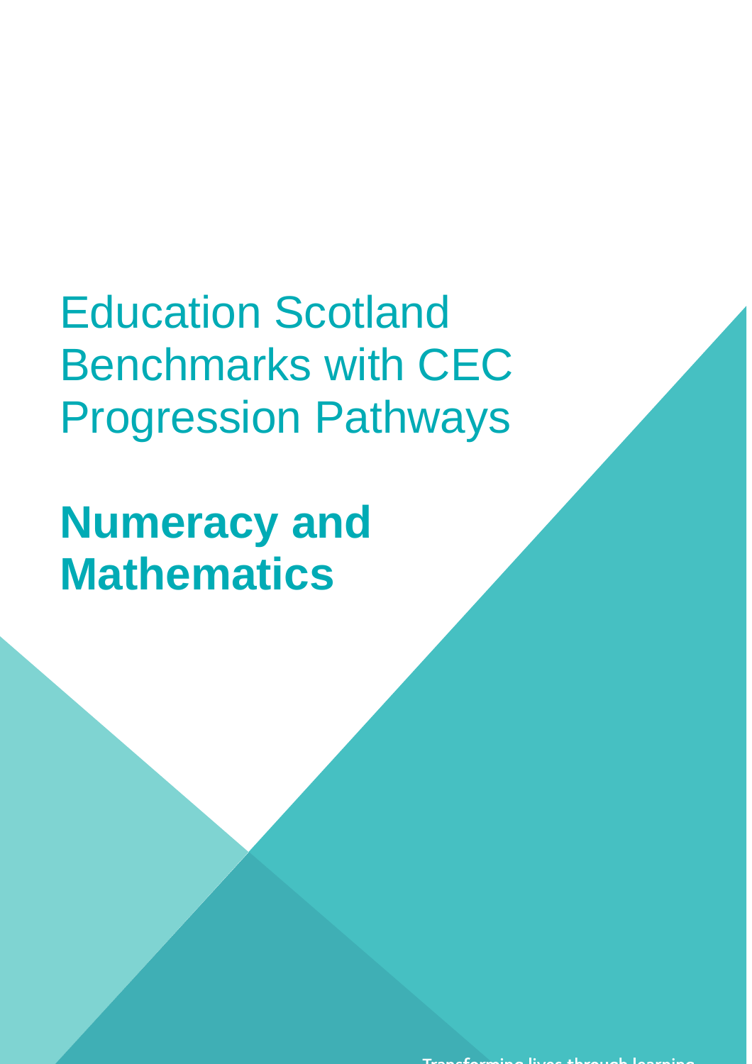# Education Scotland Benchmarks with CEC Progression Pathways

## Numeracy and Mathematics

Transforming lives through learning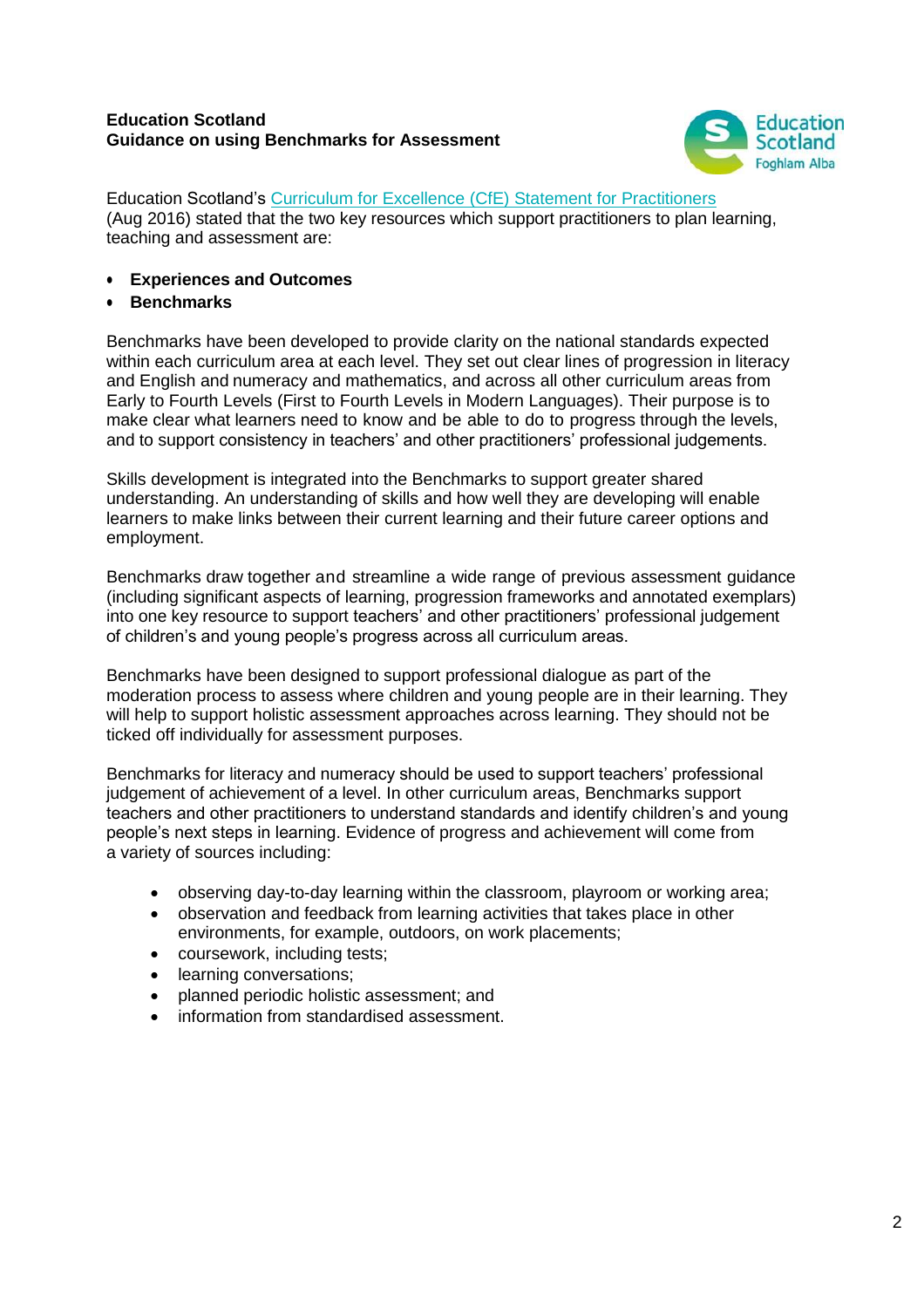**Education Scotland**
**Guidance on using Benchmarks for Assessment**

Education Scotland's [Curriculum for Excellence (CfE) Statement for Practitioners](#) (Aug 2016) stated that the two key resources which support practitioners to plan learning, teaching and assessment are:

- **Experiences and Outcomes**
- **Benchmarks**

Benchmarks have been developed to provide clarity on the national standards expected within each curriculum area at each level. They set out clear lines of progression in literacy and English and numeracy and mathematics, and across all other curriculum areas from Early to Fourth Levels (First to Fourth Levels in Modern Languages). Their purpose is to make clear what learners need to know and be able to do to progress through the levels, and to support consistency in teachers' and other practitioners' professional judgements.

Skills development is integrated into the Benchmarks to support greater shared understanding. An understanding of skills and how well they are developing will enable learners to make links between their current learning and their future career options and employment.

Benchmarks draw together and streamline a wide range of previous assessment guidance (including significant aspects of learning, progression frameworks and annotated exemplars) into one key resource to support teachers' and other practitioners' professional judgement of children's and young people's progress across all curriculum areas.

Benchmarks have been designed to support professional dialogue as part of the moderation process to assess where children and young people are in their learning. They will help to support holistic assessment approaches across learning. They should not be ticked off individually for assessment purposes.

Benchmarks for literacy and numeracy should be used to support teachers' professional judgement of achievement of a level. In other curriculum areas, Benchmarks support teachers and other practitioners to understand standards and identify children's and young people's next steps in learning. Evidence of progress and achievement will come from a variety of sources including:

- observing day-to-day learning within the classroom, playroom or working area;
- observation and feedback from learning activities that takes place in other environments, for example, outdoors, on work placements;
- coursework, including tests;
- learning conversations;
- planned periodic holistic assessment; and
- information from standardised assessment.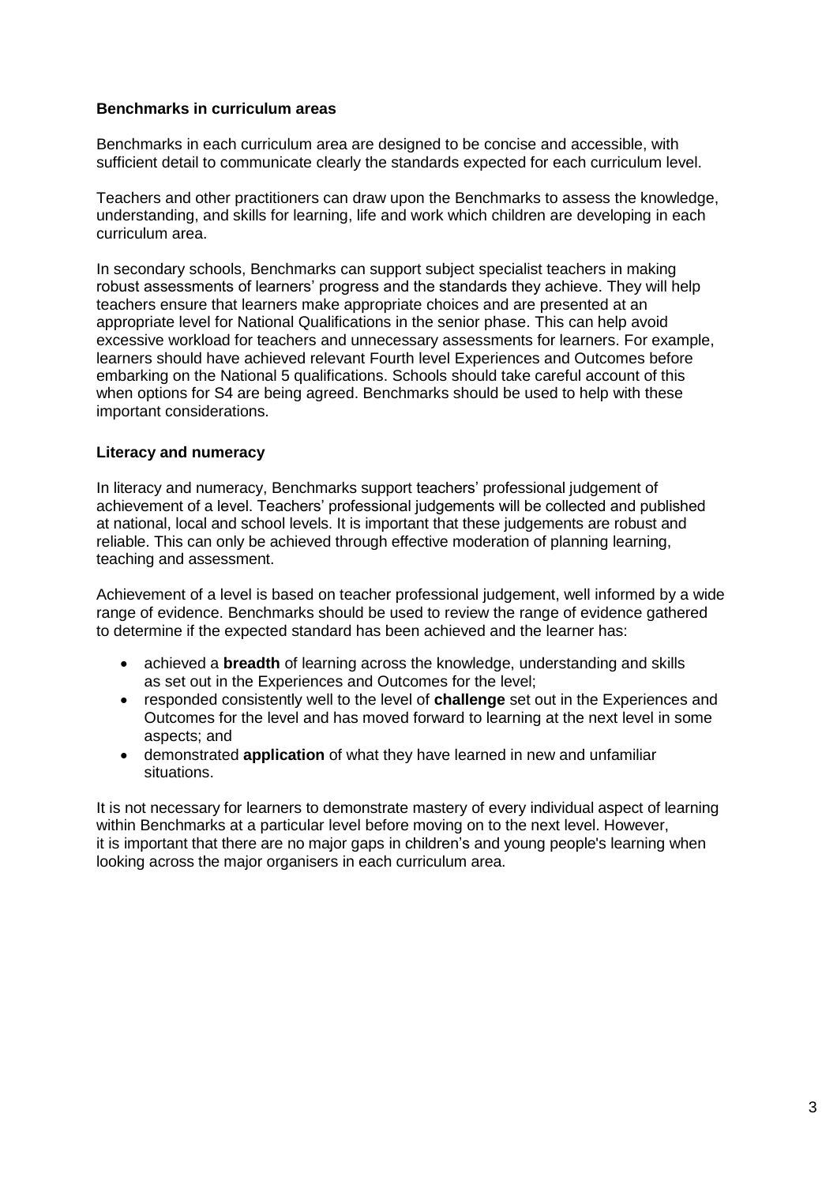### Benchmarks in curriculum areas

Benchmarks in each curriculum area are designed to be concise and accessible, with sufficient detail to communicate clearly the standards expected for each curriculum level.

Teachers and other practitioners can draw upon the Benchmarks to assess the knowledge, understanding, and skills for learning, life and work which children are developing in each curriculum area.

In secondary schools, Benchmarks can support subject specialist teachers in making robust assessments of learners' progress and the standards they achieve. They will help teachers ensure that learners make appropriate choices and are presented at an appropriate level for National Qualifications in the senior phase. This can help avoid excessive workload for teachers and unnecessary assessments for learners. For example, learners should have achieved relevant Fourth level Experiences and Outcomes before embarking on the National 5 qualifications. Schools should take careful account of this when options for S4 are being agreed. Benchmarks should be used to help with these important considerations.

### Literacy and numeracy

In literacy and numeracy, Benchmarks support teachers' professional judgement of achievement of a level. Teachers' professional judgements will be collected and published at national, local and school levels. It is important that these judgements are robust and reliable. This can only be achieved through effective moderation of planning learning, teaching and assessment.

Achievement of a level is based on teacher professional judgement, well informed by a wide range of evidence. Benchmarks should be used to review the range of evidence gathered to determine if the expected standard has been achieved and the learner has:

- achieved a **breadth** of learning across the knowledge, understanding and skills as set out in the Experiences and Outcomes for the level;
- responded consistently well to the level of **challenge** set out in the Experiences and Outcomes for the level and has moved forward to learning at the next level in some aspects; and
- demonstrated **application** of what they have learned in new and unfamiliar situations.

It is not necessary for learners to demonstrate mastery of every individual aspect of learning within Benchmarks at a particular level before moving on to the next level. However, it is important that there are no major gaps in children's and young people's learning when looking across the major organisers in each curriculum area.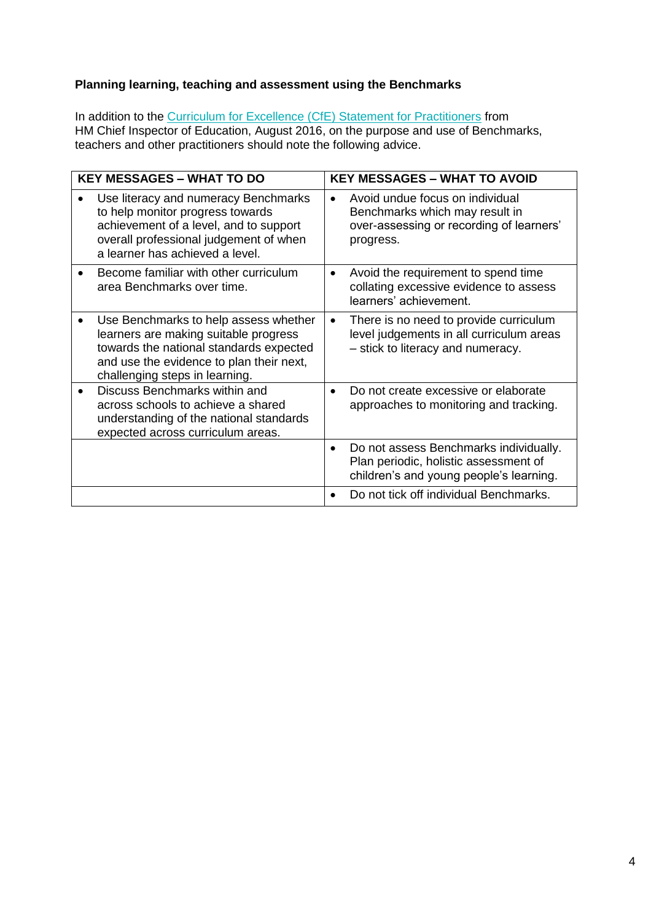**Planning learning, teaching and assessment using the Benchmarks**

In addition to the [Curriculum for Excellence (CfE) Statement for Practitioners] from HM Chief Inspector of Education, August 2016, on the purpose and use of Benchmarks, teachers and other practitioners should note the following advice.

| KEY MESSAGES – WHAT TO DO | KEY MESSAGES – WHAT TO AVOID |
| --- | --- |
| • Use literacy and numeracy Benchmarks to help monitor progress towards achievement of a level, and to support overall professional judgement of when a learner has achieved a level. | • Avoid undue focus on individual Benchmarks which may result in over-assessing or recording of learners' progress. |
| • Become familiar with other curriculum area Benchmarks over time. | • Avoid the requirement to spend time collating excessive evidence to assess learners' achievement. |
| • Use Benchmarks to help assess whether learners are making suitable progress towards the national standards expected and use the evidence to plan their next, challenging steps in learning. | • There is no need to provide curriculum level judgements in all curriculum areas – stick to literacy and numeracy. |
| • Discuss Benchmarks within and across schools to achieve a shared understanding of the national standards expected across curriculum areas. | • Do not create excessive or elaborate approaches to monitoring and tracking. |
| | • Do not assess Benchmarks individually. Plan periodic, holistic assessment of children's and young people's learning. |
| | • Do not tick off individual Benchmarks. |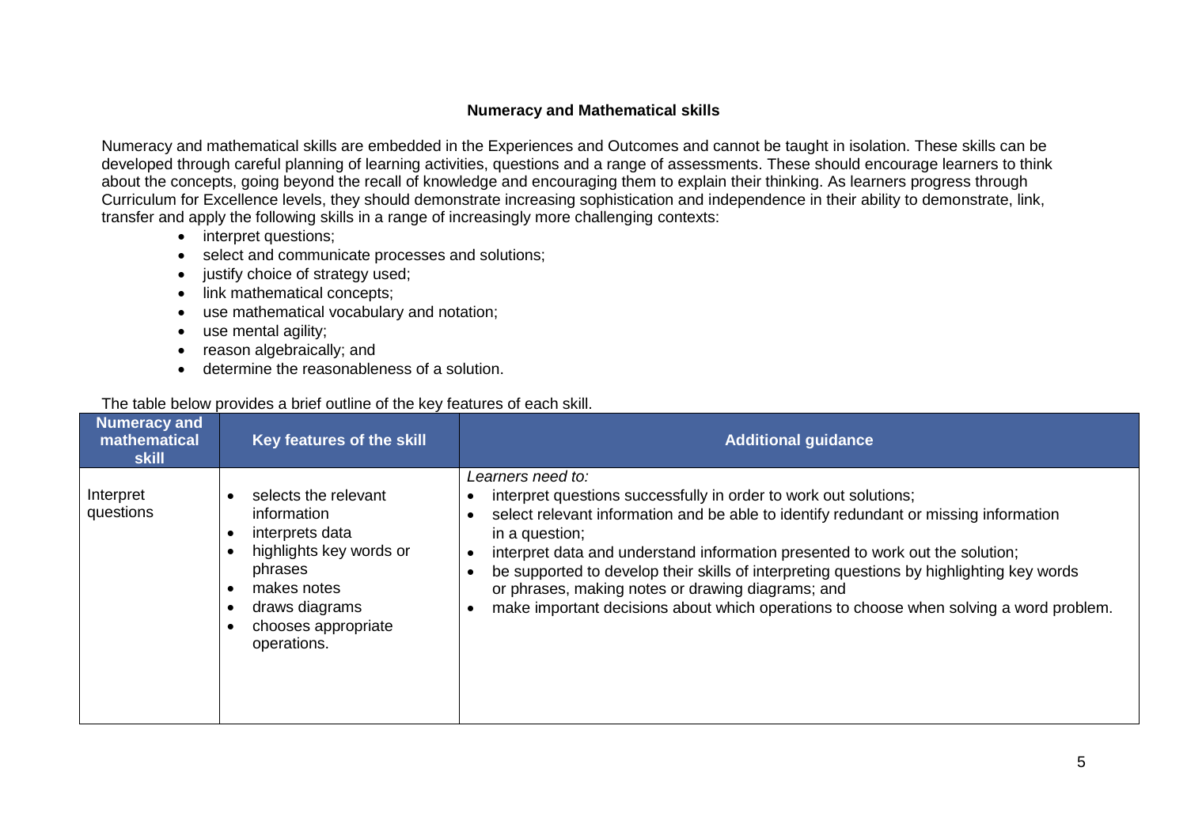## Numeracy and Mathematical skills

Numeracy and mathematical skills are embedded in the Experiences and Outcomes and cannot be taught in isolation. These skills can be developed through careful planning of learning activities, questions and a range of assessments. These should encourage learners to think about the concepts, going beyond the recall of knowledge and encouraging them to explain their thinking. As learners progress through Curriculum for Excellence levels, they should demonstrate increasing sophistication and independence in their ability to demonstrate, link, transfer and apply the following skills in a range of increasingly more challenging contexts:

- interpret questions;
- select and communicate processes and solutions;
- justify choice of strategy used;
- link mathematical concepts;
- use mathematical vocabulary and notation;
- use mental agility;
- reason algebraically; and
- determine the reasonableness of a solution.

The table below provides a brief outline of the key features of each skill.

| Numeracy and mathematical skill | Key features of the skill | Additional guidance |
|---|---|---|
| Interpret questions | • selects the relevant information<br>• interprets data<br>• highlights key words or phrases<br>• makes notes<br>• draws diagrams<br>• chooses appropriate operations. | *Learners need to:*<br>• interpret questions successfully in order to work out solutions;<br>• select relevant information and be able to identify redundant or missing information in a question;<br>• interpret data and understand information presented to work out the solution;<br>• be supported to develop their skills of interpreting questions by highlighting key words or phrases, making notes or drawing diagrams; and<br>• make important decisions about which operations to choose when solving a word problem. |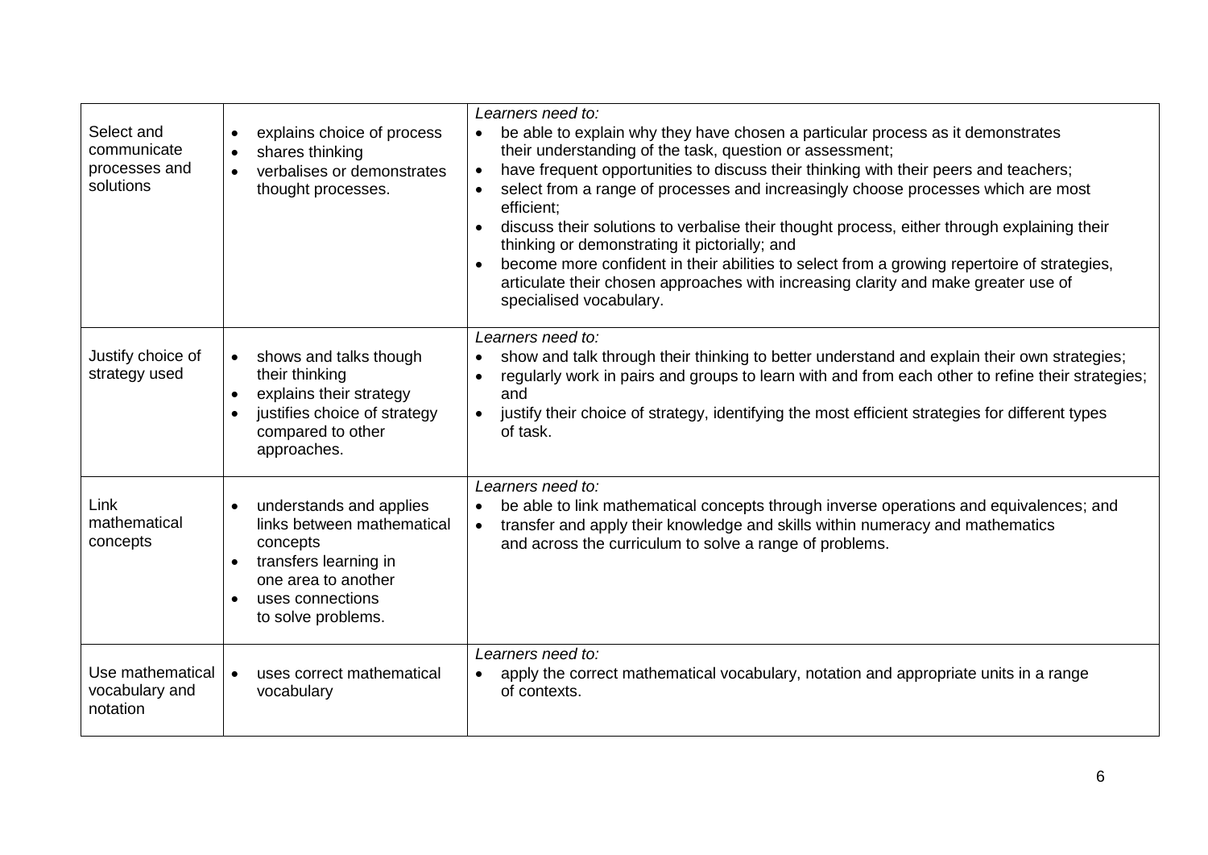| | | |
|---|---|---|
| Select and communicate processes and solutions | • explains choice of process<br>• shares thinking<br>• verbalises or demonstrates thought processes. | *Learners need to:*<br>• be able to explain why they have chosen a particular process as it demonstrates their understanding of the task, question or assessment;<br>• have frequent opportunities to discuss their thinking with their peers and teachers;<br>• select from a range of processes and increasingly choose processes which are most efficient;<br>• discuss their solutions to verbalise their thought process, either through explaining their thinking or demonstrating it pictorially; and<br>• become more confident in their abilities to select from a growing repertoire of strategies, articulate their chosen approaches with increasing clarity and make greater use of specialised vocabulary. |
| Justify choice of strategy used | • shows and talks though their thinking<br>• explains their strategy<br>• justifies choice of strategy compared to other approaches. | *Learners need to:*<br>• show and talk through their thinking to better understand and explain their own strategies;<br>• regularly work in pairs and groups to learn with and from each other to refine their strategies; and<br>• justify their choice of strategy, identifying the most efficient strategies for different types of task. |
| Link mathematical concepts | • understands and applies links between mathematical concepts<br>• transfers learning in one area to another<br>• uses connections to solve problems. | *Learners need to:*<br>• be able to link mathematical concepts through inverse operations and equivalences; and<br>• transfer and apply their knowledge and skills within numeracy and mathematics and across the curriculum to solve a range of problems. |
| Use mathematical vocabulary and notation | • uses correct mathematical vocabulary | *Learners need to:*<br>• apply the correct mathematical vocabulary, notation and appropriate units in a range of contexts. |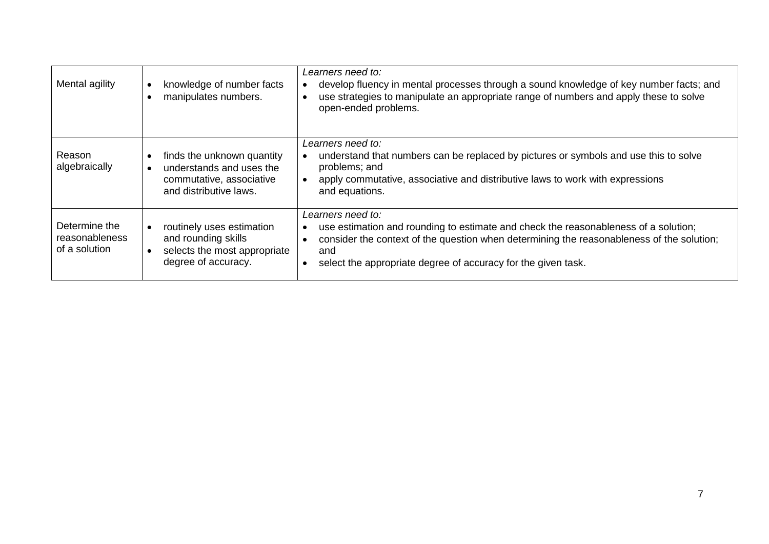| | | |
|---|---|---|
| Mental agility | • knowledge of number facts<br>• manipulates numbers. | *Learners need to:*<br>• develop fluency in mental processes through a sound knowledge of key number facts; and<br>• use strategies to manipulate an appropriate range of numbers and apply these to solve open-ended problems. |
| Reason algebraically | • finds the unknown quantity<br>• understands and uses the commutative, associative and distributive laws. | *Learners need to:*<br>• understand that numbers can be replaced by pictures or symbols and use this to solve problems; and<br>• apply commutative, associative and distributive laws to work with expressions and equations. |
| Determine the reasonableness of a solution | • routinely uses estimation and rounding skills<br>• selects the most appropriate degree of accuracy. | *Learners need to:*<br>• use estimation and rounding to estimate and check the reasonableness of a solution;<br>• consider the context of the question when determining the reasonableness of the solution; and<br>• select the appropriate degree of accuracy for the given task. |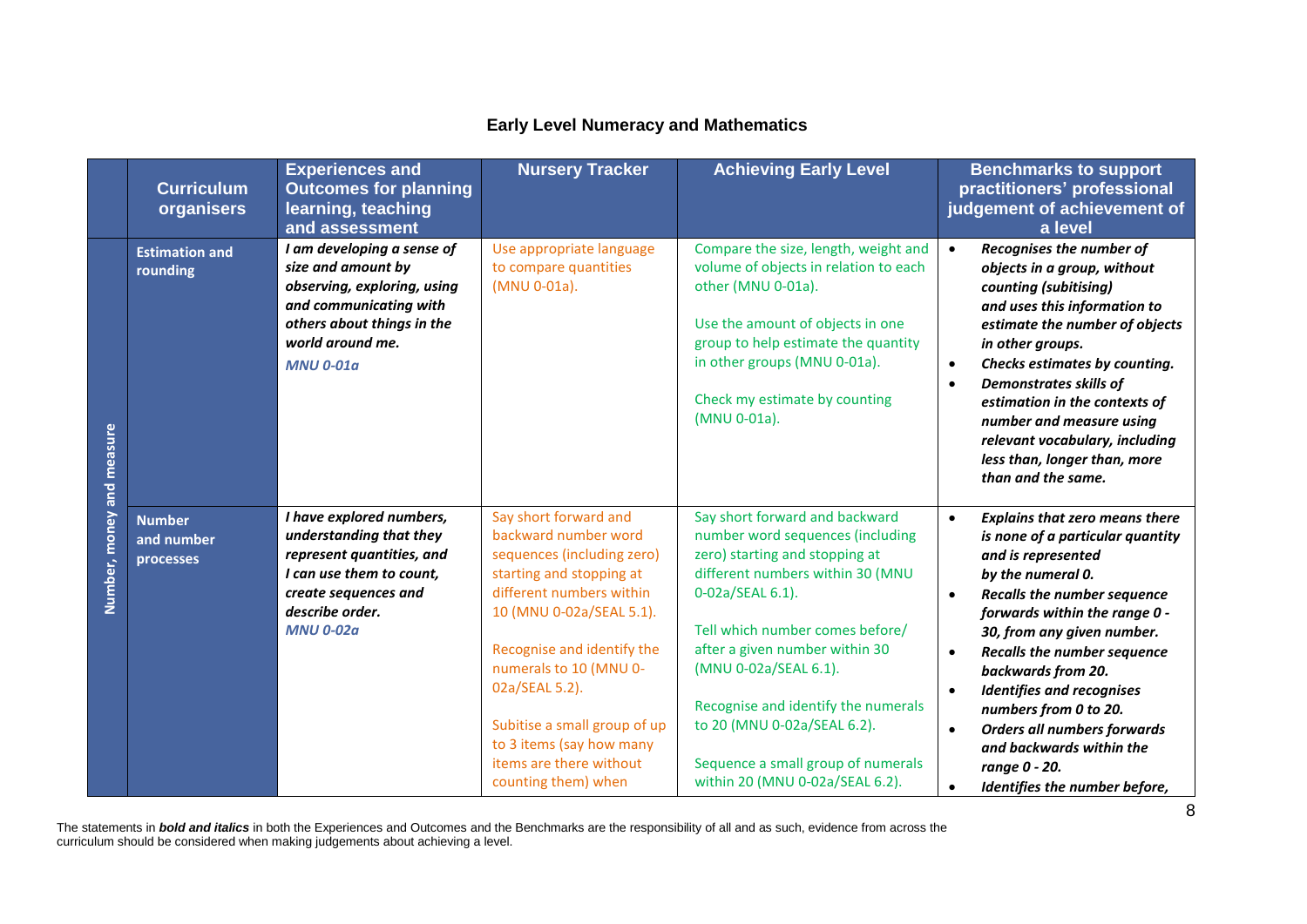# Early Level Numeracy and Mathematics

| | Curriculum organisers | Experiences and Outcomes for planning learning, teaching and assessment | Nursery Tracker | Achieving Early Level | Benchmarks to support practitioners' professional judgement of achievement of a level |
|---|---|---|---|---|---|
| Number, money and measure | **Estimation and rounding** | ***I am developing a sense of size and amount by observing, exploring, using and communicating with others about things in the world around me.*** <br> ***MNU 0-01a*** | Use appropriate language to compare quantities (MNU 0-01a). | Compare the size, length, weight and volume of objects in relation to each other (MNU 0-01a). <br><br> Use the amount of objects in one group to help estimate the quantity in other groups (MNU 0-01a). <br><br> Check my estimate by counting (MNU 0-01a). | • ***Recognises the number of objects in a group, without counting (subitising) and uses this information to estimate the number of objects in other groups.*** <br> • ***Checks estimates by counting.*** <br> • ***Demonstrates skills of estimation in the contexts of number and measure using relevant vocabulary, including less than, longer than, more than and the same.*** |
| | **Number and number processes** | ***I have explored numbers, understanding that they represent quantities, and I can use them to count, create sequences and describe order.*** <br> ***MNU 0-02a*** | Say short forward and backward number word sequences (including zero) starting and stopping at different numbers within 10 (MNU 0-02a/SEAL 5.1). <br><br> Recognise and identify the numerals to 10 (MNU 0-02a/SEAL 5.2). <br><br> Subitise a small group of up to 3 items (say how many items are there without counting them) when | Say short forward and backward number word sequences (including zero) starting and stopping at different numbers within 30 (MNU 0-02a/SEAL 6.1). <br><br> Tell which number comes before/ after a given number within 30 (MNU 0-02a/SEAL 6.1). <br><br> Recognise and identify the numerals to 20 (MNU 0-02a/SEAL 6.2). <br><br> Sequence a small group of numerals within 20 (MNU 0-02a/SEAL 6.2). | • ***Explains that zero means there is none of a particular quantity and is represented by the numeral 0.*** <br> • ***Recalls the number sequence forwards within the range 0 - 30, from any given number.*** <br> • ***Recalls the number sequence backwards from 20.*** <br> • ***Identifies and recognises numbers from 0 to 20.*** <br> • ***Orders all numbers forwards and backwards within the range 0 - 20.*** <br> • ***Identifies the number before,*** |

The statements in ***bold and italics*** in both the Experiences and Outcomes and the Benchmarks are the responsibility of all and as such, evidence from across the curriculum should be considered when making judgements about achieving a level.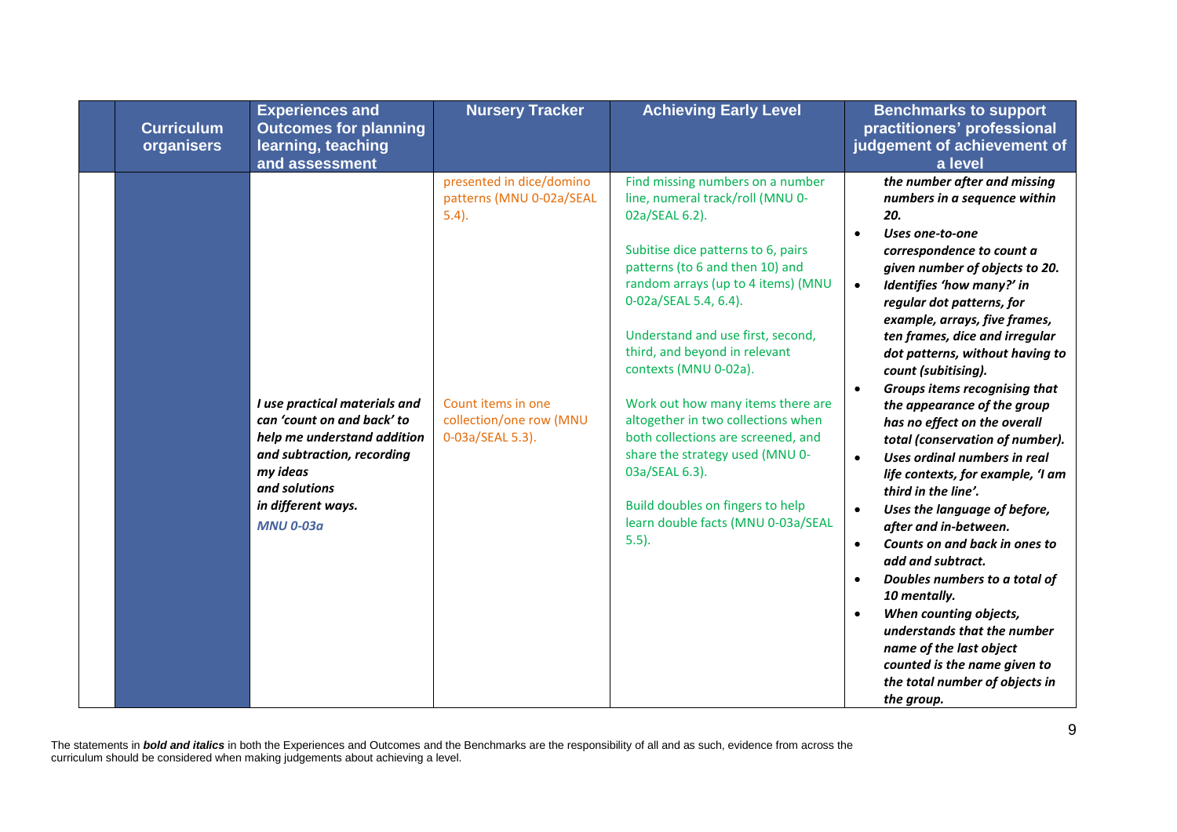| | Curriculum organisers | Experiences and Outcomes for planning learning, teaching and assessment | Nursery Tracker | Achieving Early Level | Benchmarks to support practitioners' professional judgement of achievement of a level |
|---|---|---|---|---|---|
| | | | presented in dice/domino patterns (MNU 0-02a/SEAL 5.4). | Find missing numbers on a number line, numeral track/roll (MNU 0-02a/SEAL 6.2).<br><br>Subitise dice patterns to 6, pairs patterns (to 6 and then 10) and random arrays (up to 4 items) (MNU 0-02a/SEAL 5.4, 6.4).<br><br>Understand and use first, second, third, and beyond in relevant contexts (MNU 0-02a). | ***the number after and missing numbers in a sequence within 20.***<br>• ***Uses one-to-one correspondence to count a given number of objects to 20.***<br>• ***Identifies 'how many?' in regular dot patterns, for example, arrays, five frames, ten frames, dice and irregular dot patterns, without having to count (subitising).*** |
| | | ***I use practical materials and can 'count on and back' to help me understand addition and subtraction, recording my ideas and solutions in different ways.***<br>***MNU 0-03a*** | Count items in one collection/one row (MNU 0-03a/SEAL 5.3). | Work out how many items there are altogether in two collections when both collections are screened, and share the strategy used (MNU 0-03a/SEAL 6.3).<br><br>Build doubles on fingers to help learn double facts (MNU 0-03a/SEAL 5.5). | • ***Groups items recognising that the appearance of the group has no effect on the overall total (conservation of number).***<br>• ***Uses ordinal numbers in real life contexts, for example, 'I am third in the line'.***<br>• ***Uses the language of before, after and in-between.***<br>• ***Counts on and back in ones to add and subtract.***<br>• ***Doubles numbers to a total of 10 mentally.***<br>• ***When counting objects, understands that the number name of the last object counted is the name given to the total number of objects in the group.*** |

The statements in ***bold and italics*** in both the Experiences and Outcomes and the Benchmarks are the responsibility of all and as such, evidence from across the curriculum should be considered when making judgements about achieving a level.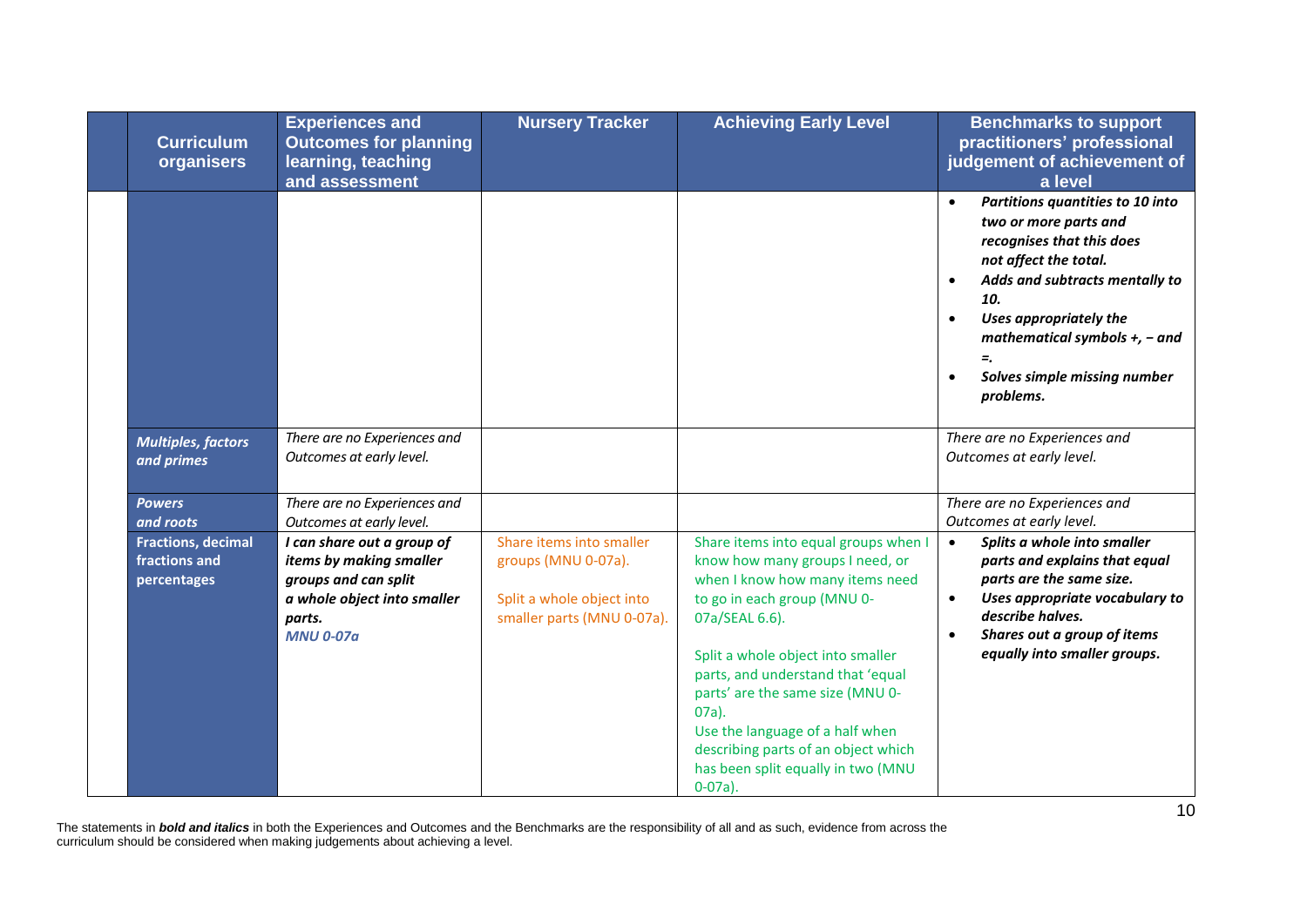| | Curriculum organisers | Experiences and Outcomes for planning learning, teaching and assessment | Nursery Tracker | Achieving Early Level | Benchmarks to support practitioners' professional judgement of achievement of a level |
|---|---|---|---|---|---|
| | | | | | • ***Partitions quantities to 10 into two or more parts and recognises that this does not affect the total.*** <br> • ***Adds and subtracts mentally to 10.*** <br> • ***Uses appropriately the mathematical symbols +, − and =.*** <br> • ***Solves simple missing number problems.*** |
| | ***Multiples, factors and primes*** | *There are no Experiences and Outcomes at early level.* | | | *There are no Experiences and Outcomes at early level.* |
| | ***Powers and roots*** | *There are no Experiences and Outcomes at early level.* | | | *There are no Experiences and Outcomes at early level.* |
| | **Fractions, decimal fractions and percentages** | ***I can share out a group of items by making smaller groups and can split a whole object into smaller parts.*** <br> ***MNU 0-07a*** | Share items into smaller groups (MNU 0-07a). <br><br> Split a whole object into smaller parts (MNU 0-07a). | Share items into equal groups when I know how many groups I need, or when I know how many items need to go in each group (MNU 0-07a/SEAL 6.6). <br><br> Split a whole object into smaller parts, and understand that 'equal parts' are the same size (MNU 0-07a). <br> Use the language of a half when describing parts of an object which has been split equally in two (MNU 0-07a). | • ***Splits a whole into smaller parts and explains that equal parts are the same size.*** <br> • ***Uses appropriate vocabulary to describe halves.*** <br> • ***Shares out a group of items equally into smaller groups.*** |

The statements in ***bold and italics*** in both the Experiences and Outcomes and the Benchmarks are the responsibility of all and as such, evidence from across the curriculum should be considered when making judgements about achieving a level.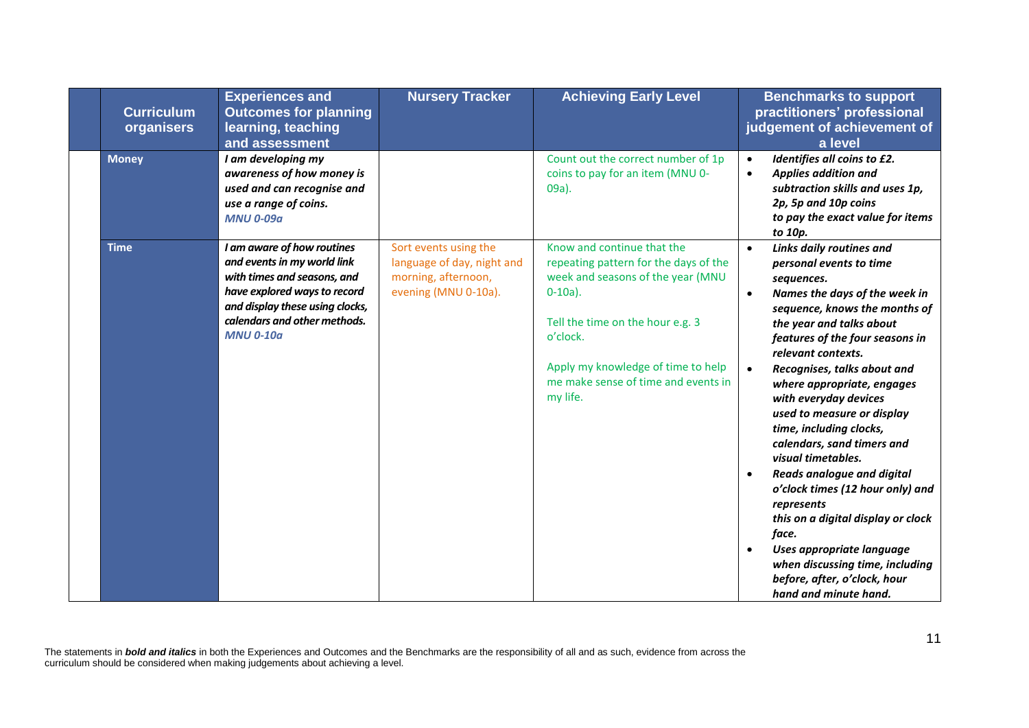| Curriculum organisers | Experiences and Outcomes for planning learning, teaching and assessment | Nursery Tracker | Achieving Early Level | Benchmarks to support practitioners' professional judgement of achievement of a level |
|---|---|---|---|---|
| **Money** | ***I am developing my awareness of how money is used and can recognise and use a range of coins.*** ***MNU 0-09a*** | | Count out the correct number of 1p coins to pay for an item (MNU 0-09a). | • ***Identifies all coins to £2.*** <br> • ***Applies addition and subtraction skills and uses 1p, 2p, 5p and 10p coins to pay the exact value for items to 10p.*** |
| **Time** | ***I am aware of how routines and events in my world link with times and seasons, and have explored ways to record and display these using clocks, calendars and other methods.*** ***MNU 0-10a*** | Sort events using the language of day, night and morning, afternoon, evening (MNU 0-10a). | Know and continue that the repeating pattern for the days of the week and seasons of the year (MNU 0-10a). <br><br> Tell the time on the hour e.g. 3 o'clock. <br><br> Apply my knowledge of time to help me make sense of time and events in my life. | • ***Links daily routines and personal events to time sequences.*** <br> • ***Names the days of the week in sequence, knows the months of the year and talks about features of the four seasons in relevant contexts.*** <br> • ***Recognises, talks about and where appropriate, engages with everyday devices used to measure or display time, including clocks, calendars, sand timers and visual timetables.*** <br> • ***Reads analogue and digital o'clock times (12 hour only) and represents this on a digital display or clock face.*** <br> • ***Uses appropriate language when discussing time, including before, after, o'clock, hour hand and minute hand.*** |

The statements in ***bold and italics*** in both the Experiences and Outcomes and the Benchmarks are the responsibility of all and as such, evidence from across the curriculum should be considered when making judgements about achieving a level.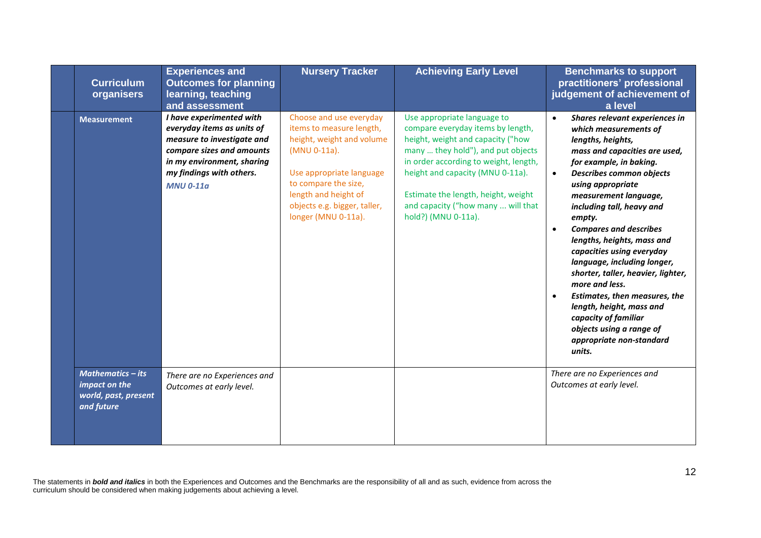| | Curriculum organisers | Experiences and Outcomes for planning learning, teaching and assessment | Nursery Tracker | Achieving Early Level | Benchmarks to support practitioners' professional judgement of achievement of a level |
|---|---|---|---|---|---|
| | Measurement | ***I have experimented with everyday items as units of measure to investigate and compare sizes and amounts in my environment, sharing my findings with others.*** ***MNU 0-11a*** | Choose and use everyday items to measure length, height, weight and volume (MNU 0-11a).<br><br>Use appropriate language to compare the size, length and height of objects e.g. bigger, taller, longer (MNU 0-11a). | Use appropriate language to compare everyday items by length, height, weight and capacity ("how many … they hold"), and put objects in order according to weight, length, height and capacity (MNU 0-11a).<br><br>Estimate the length, height, weight and capacity ("how many ... will that hold?) (MNU 0-11a). | • ***Shares relevant experiences in which measurements of lengths, heights, mass and capacities are used, for example, in baking.***<br>• ***Describes common objects using appropriate measurement language, including tall, heavy and empty.***<br>• ***Compares and describes lengths, heights, mass and capacities using everyday language, including longer, shorter, taller, heavier, lighter, more and less.***<br>• ***Estimates, then measures, the length, height, mass and capacity of familiar objects using a range of appropriate non-standard units.*** |
| | *Mathematics – its impact on the world, past, present and future* | *There are no Experiences and Outcomes at early level.* | | | *There are no Experiences and Outcomes at early level.* |

The statements in ***bold and italics*** in both the Experiences and Outcomes and the Benchmarks are the responsibility of all and as such, evidence from across the curriculum should be considered when making judgements about achieving a level.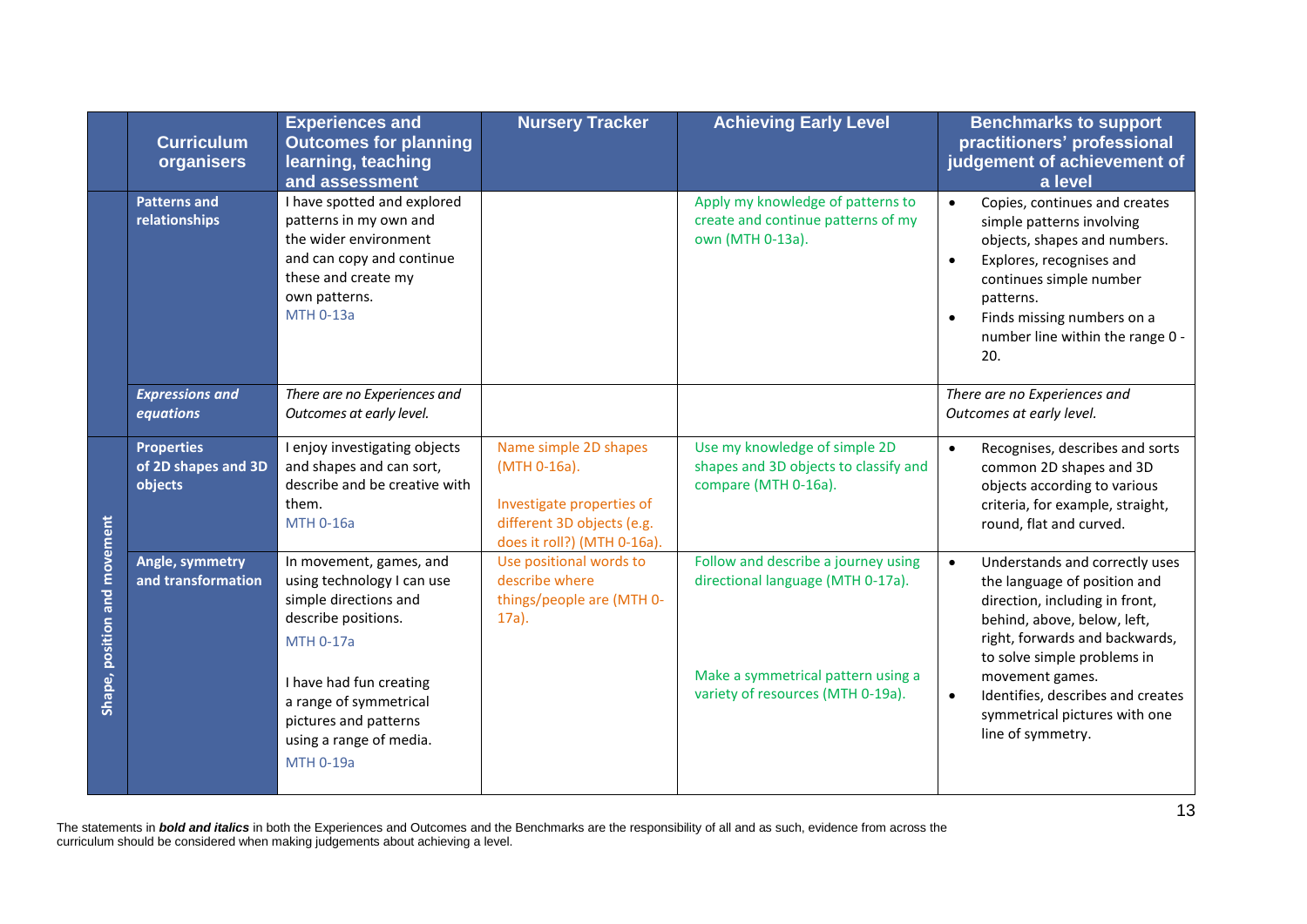| | Curriculum organisers | Experiences and Outcomes for planning learning, teaching and assessment | Nursery Tracker | Achieving Early Level | Benchmarks to support practitioners' professional judgement of achievement of a level |
|---|---|---|---|---|---|
| | **Patterns and relationships** | I have spotted and explored patterns in my own and the wider environment and can copy and continue these and create my own patterns. MTH 0-13a | | Apply my knowledge of patterns to create and continue patterns of my own (MTH 0-13a). | • Copies, continues and creates simple patterns involving objects, shapes and numbers. • Explores, recognises and continues simple number patterns. • Finds missing numbers on a number line within the range 0 - 20. |
| | ***Expressions and equations*** | *There are no Experiences and Outcomes at early level.* | | | *There are no Experiences and Outcomes at early level.* |
| Shape, position and movement | **Properties of 2D shapes and 3D objects** | I enjoy investigating objects and shapes and can sort, describe and be creative with them. MTH 0-16a | Name simple 2D shapes (MTH 0-16a). Investigate properties of different 3D objects (e.g. does it roll?) (MTH 0-16a). | Use my knowledge of simple 2D shapes and 3D objects to classify and compare (MTH 0-16a). | • Recognises, describes and sorts common 2D shapes and 3D objects according to various criteria, for example, straight, round, flat and curved. |
| | **Angle, symmetry and transformation** | In movement, games, and using technology I can use simple directions and describe positions. MTH 0-17a I have had fun creating a range of symmetrical pictures and patterns using a range of media. MTH 0-19a | Use positional words to describe where things/people are (MTH 0-17a). | Follow and describe a journey using directional language (MTH 0-17a). Make a symmetrical pattern using a variety of resources (MTH 0-19a). | • Understands and correctly uses the language of position and direction, including in front, behind, above, below, left, right, forwards and backwards, to solve simple problems in movement games. • Identifies, describes and creates symmetrical pictures with one line of symmetry. |

The statements in ***bold and italics*** in both the Experiences and Outcomes and the Benchmarks are the responsibility of all and as such, evidence from across the curriculum should be considered when making judgements about achieving a level.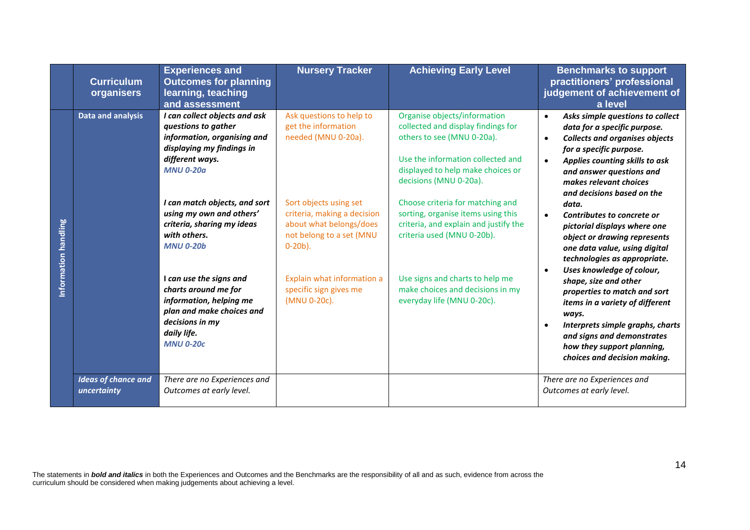| | Curriculum organisers | Experiences and Outcomes for planning learning, teaching and assessment | Nursery Tracker | Achieving Early Level | Benchmarks to support practitioners' professional judgement of achievement of a level |
|---|---|---|---|---|---|
| Information handling | **Data and analysis** | ***I can collect objects and ask questions to gather information, organising and displaying my findings in different ways.*** ***MNU 0-20a*** | Ask questions to help to get the information needed (MNU 0-20a). | Organise objects/information collected and display findings for others to see (MNU 0-20a). Use the information collected and displayed to help make choices or decisions (MNU 0-20a). | • ***Asks simple questions to collect data for a specific purpose.*** • ***Collects and organises objects for a specific purpose.*** • ***Applies counting skills to ask and answer questions and makes relevant choices and decisions based on the data.*** • ***Contributes to concrete or pictorial displays where one object or drawing represents one data value, using digital technologies as appropriate.*** • ***Uses knowledge of colour, shape, size and other properties to match and sort items in a variety of different ways.*** • ***Interprets simple graphs, charts and signs and demonstrates how they support planning, choices and decision making.*** |
| | | ***I can match objects, and sort using my own and others' criteria, sharing my ideas with others.*** ***MNU 0-20b*** | Sort objects using set criteria, making a decision about what belongs/does not belong to a set (MNU 0-20b). | Choose criteria for matching and sorting, organise items using this criteria, and explain and justify the criteria used (MNU 0-20b). | |
| | | **I *can use the signs and charts around me for information, helping me plan and make choices and decisions in my daily life.*** ***MNU 0-20c*** | Explain what information a specific sign gives me (MNU 0-20c). | Use signs and charts to help me make choices and decisions in my everyday life (MNU 0-20c). | |
| | ***Ideas of chance and uncertainty*** | *There are no Experiences and Outcomes at early level.* | | | *There are no Experiences and Outcomes at early level.* |

The statements in ***bold and italics*** in both the Experiences and Outcomes and the Benchmarks are the responsibility of all and as such, evidence from across the curriculum should be considered when making judgements about achieving a level.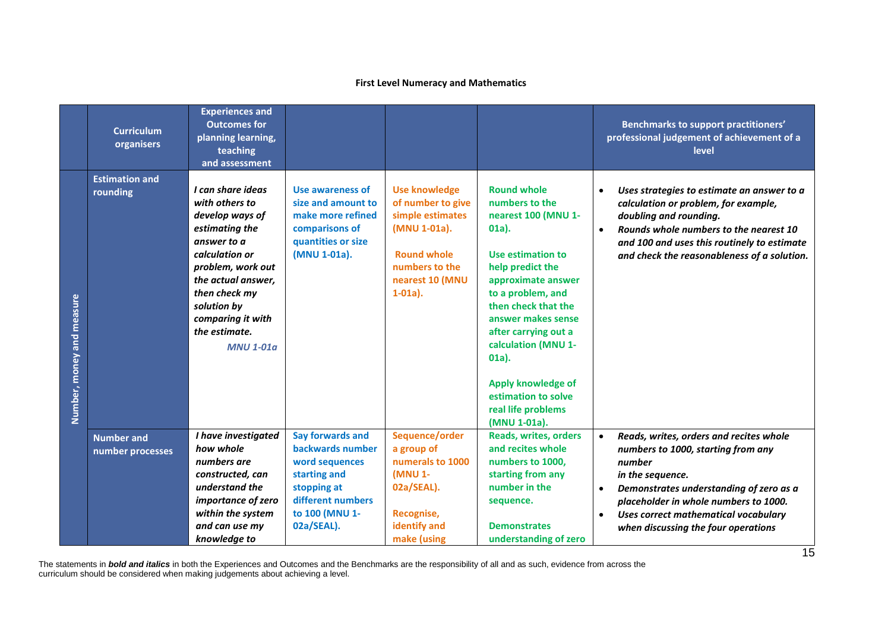**First Level Numeracy and Mathematics**

| | Curriculum organisers | Experiences and Outcomes for planning learning, teaching and assessment | | | | Benchmarks to support practitioners' professional judgement of achievement of a level |
|---|---|---|---|---|---|---|
| Number, money and measure | Estimation and rounding | ***I can share ideas with others to develop ways of estimating the answer to a calculation or problem, work out the actual answer, then check my solution by comparing it with the estimate.*** ***MNU 1-01a*** | Use awareness of size and amount to make more refined comparisons of quantities or size (MNU 1-01a). | Use knowledge of number to give simple estimates (MNU 1-01a). Round whole numbers to the nearest 10 (MNU 1-01a). | Round whole numbers to the nearest 100 (MNU 1-01a). Use estimation to help predict the approximate answer to a problem, and then check that the answer makes sense after carrying out a calculation (MNU 1-01a). Apply knowledge of estimation to solve real life problems (MNU 1-01a). | • ***Uses strategies to estimate an answer to a calculation or problem, for example, doubling and rounding.*** • ***Rounds whole numbers to the nearest 10 and 100 and uses this routinely to estimate and check the reasonableness of a solution.*** |
| | Number and number processes | ***I have investigated how whole numbers are constructed, can understand the importance of zero within the system and can use my knowledge to*** | Say forwards and backwards number word sequences starting and stopping at different numbers to 100 (MNU 1-02a/SEAL). | Sequence/order a group of numerals to 1000 (MNU 1-02a/SEAL). Recognise, identify and make (using | Reads, writes, orders and recites whole numbers to 1000, starting from any number in the sequence. Demonstrates understanding of zero | • ***Reads, writes, orders and recites whole numbers to 1000, starting from any number in the sequence.*** • ***Demonstrates understanding of zero as a placeholder in whole numbers to 1000.*** • ***Uses correct mathematical vocabulary when discussing the four operations*** |

The statements in ***bold and italics*** in both the Experiences and Outcomes and the Benchmarks are the responsibility of all and as such, evidence from across the curriculum should be considered when making judgements about achieving a level.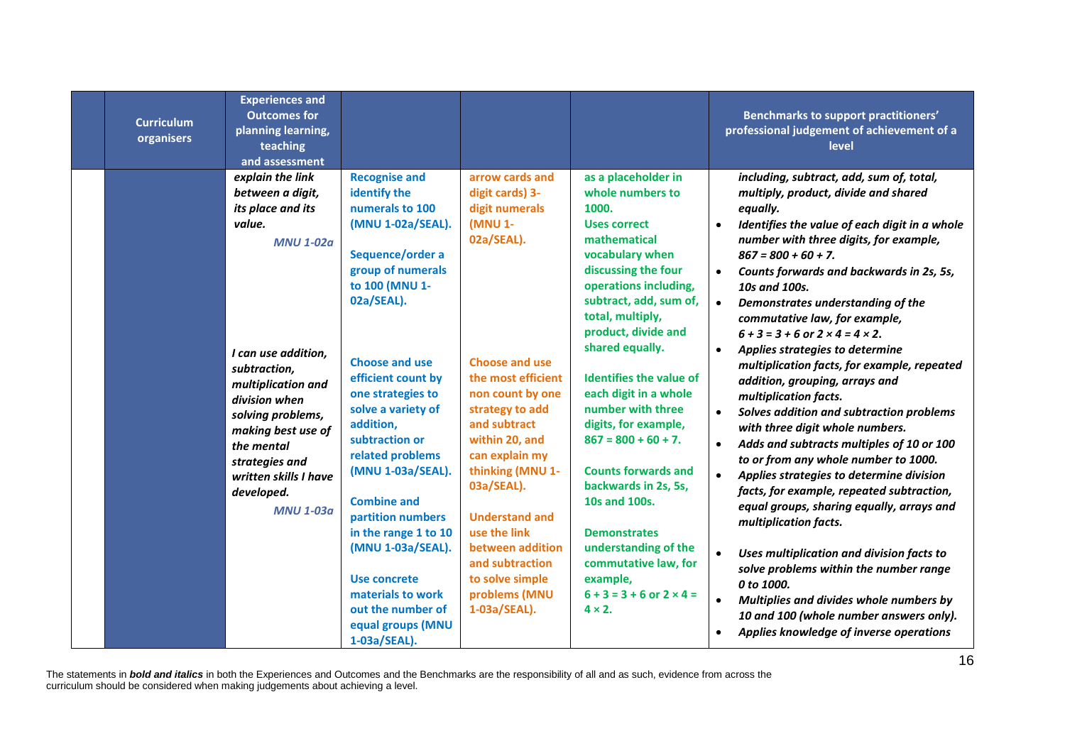| | Curriculum organisers | Experiences and Outcomes for planning learning, teaching and assessment | | | | Benchmarks to support practitioners' professional judgement of achievement of a level |
|---|---|---|---|---|---|---|
| | | ***explain the link between a digit, its place and its value.*** **MNU 1-02a** | **Recognise and identify the numerals to 100 (MNU 1-02a/SEAL).** **Sequence/order a group of numerals to 100 (MNU 1-02a/SEAL).** | **arrow cards and digit cards) 3-digit numerals (MNU 1-02a/SEAL).** | **as a placeholder in whole numbers to 1000.** **Uses correct mathematical vocabulary when discussing the four operations including, subtract, add, sum of, total, multiply, product, divide and shared equally.** | ***including, subtract, add, sum of, total, multiply, product, divide and shared equally.*** <br>• ***Identifies the value of each digit in a whole number with three digits, for example, 867 = 800 + 60 + 7.*** <br>• ***Counts forwards and backwards in 2s, 5s, 10s and 100s.*** <br>• ***Demonstrates understanding of the commutative law, for example, 6 + 3 = 3 + 6 or 2 × 4 = 4 × 2.*** |
| | | ***I can use addition, subtraction, multiplication and division when solving problems, making best use of the mental strategies and written skills I have developed.*** **MNU 1-03a** | **Choose and use efficient count by one strategies to solve a variety of addition, subtraction or related problems (MNU 1-03a/SEAL).** **Combine and partition numbers in the range 1 to 10 (MNU 1-03a/SEAL).** **Use concrete materials to work out the number of equal groups (MNU 1-03a/SEAL).** | **Choose and use the most efficient non count by one strategy to add and subtract within 20, and can explain my thinking (MNU 1-03a/SEAL).** **Understand and use the link between addition and subtraction to solve simple problems (MNU 1-03a/SEAL).** | **Identifies the value of each digit in a whole number with three digits, for example, 867 = 800 + 60 + 7.** **Counts forwards and backwards in 2s, 5s, 10s and 100s.** **Demonstrates understanding of the commutative law, for example, 6 + 3 = 3 + 6 or 2 × 4 = 4 × 2.** | • ***Applies strategies to determine multiplication facts, for example, repeated addition, grouping, arrays and multiplication facts.*** <br>• ***Solves addition and subtraction problems with three digit whole numbers.*** <br>• ***Adds and subtracts multiples of 10 or 100 to or from any whole number to 1000.*** <br>• ***Applies strategies to determine division facts, for example, repeated subtraction, equal groups, sharing equally, arrays and multiplication facts.*** <br>• ***Uses multiplication and division facts to solve problems within the number range 0 to 1000.*** <br>• ***Multiplies and divides whole numbers by 10 and 100 (whole number answers only).*** <br>• ***Applies knowledge of inverse operations*** |

The statements in ***bold and italics*** in both the Experiences and Outcomes and the Benchmarks are the responsibility of all and as such, evidence from across the curriculum should be considered when making judgements about achieving a level.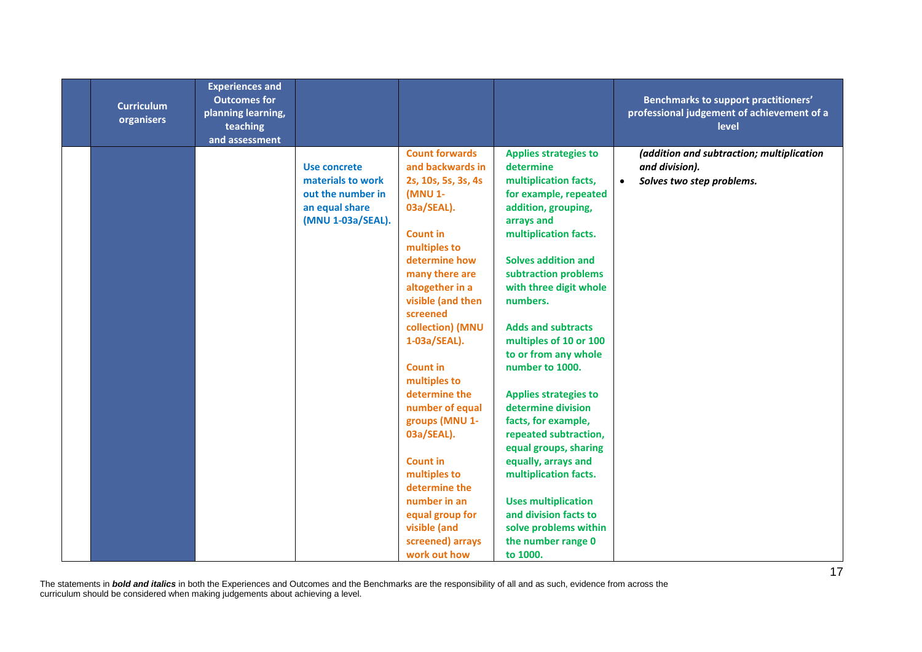| | Curriculum organisers | Experiences and Outcomes for planning learning, teaching and assessment | | | | Benchmarks to support practitioners' professional judgement of achievement of a level |
|---|---|---|---|---|---|---|
| | | | Use concrete materials to work out the number in an equal share (MNU 1-03a/SEAL). | Count forwards and backwards in 2s, 10s, 5s, 3s, 4s (MNU 1-03a/SEAL).<br><br>Count in multiples to determine how many there are altogether in a visible (and then screened collection) (MNU 1-03a/SEAL).<br><br>Count in multiples to determine the number of equal groups (MNU 1-03a/SEAL).<br><br>Count in multiples to determine the number in an equal group for visible (and screened) arrays work out how | Applies strategies to determine multiplication facts, for example, repeated addition, grouping, arrays and multiplication facts.<br><br>Solves addition and subtraction problems with three digit whole numbers.<br><br>Adds and subtracts multiples of 10 or 100 to or from any whole number to 1000.<br><br>Applies strategies to determine division facts, for example, repeated subtraction, equal groups, sharing equally, arrays and multiplication facts.<br><br>Uses multiplication and division facts to solve problems within the number range 0 to 1000. | ***(addition and subtraction; multiplication and division).***<br>• ***Solves two step problems.*** |

The statements in ***bold and italics*** in both the Experiences and Outcomes and the Benchmarks are the responsibility of all and as such, evidence from across the curriculum should be considered when making judgements about achieving a level.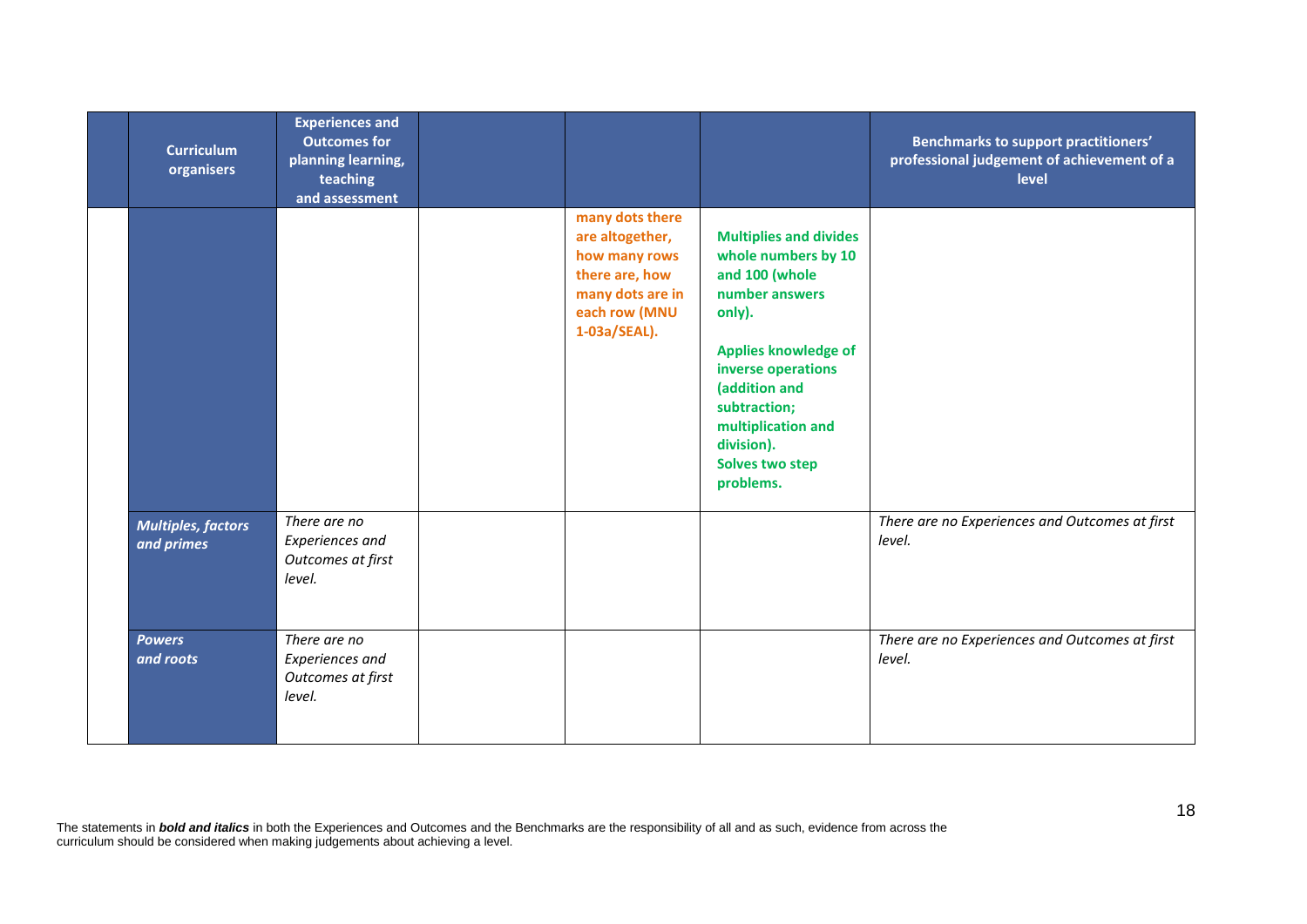| | Curriculum organisers | Experiences and Outcomes for planning learning, teaching and assessment | | | | Benchmarks to support practitioners' professional judgement of achievement of a level |
|---|---|---|---|---|---|---|
| | | | | **many dots there are altogether, how many rows there are, how many dots are in each row (MNU 1-03a/SEAL).** | **Multiplies and divides whole numbers by 10 and 100 (whole number answers only).**<br><br>**Applies knowledge of inverse operations (addition and subtraction; multiplication and division).**<br>**Solves two step problems.** | |
| | ***Multiples, factors and primes*** | *There are no Experiences and Outcomes at first level.* | | | | *There are no Experiences and Outcomes at first level.* |
| | ***Powers and roots*** | *There are no Experiences and Outcomes at first level.* | | | | *There are no Experiences and Outcomes at first level.* |

The statements in ***bold and italics*** in both the Experiences and Outcomes and the Benchmarks are the responsibility of all and as such, evidence from across the curriculum should be considered when making judgements about achieving a level.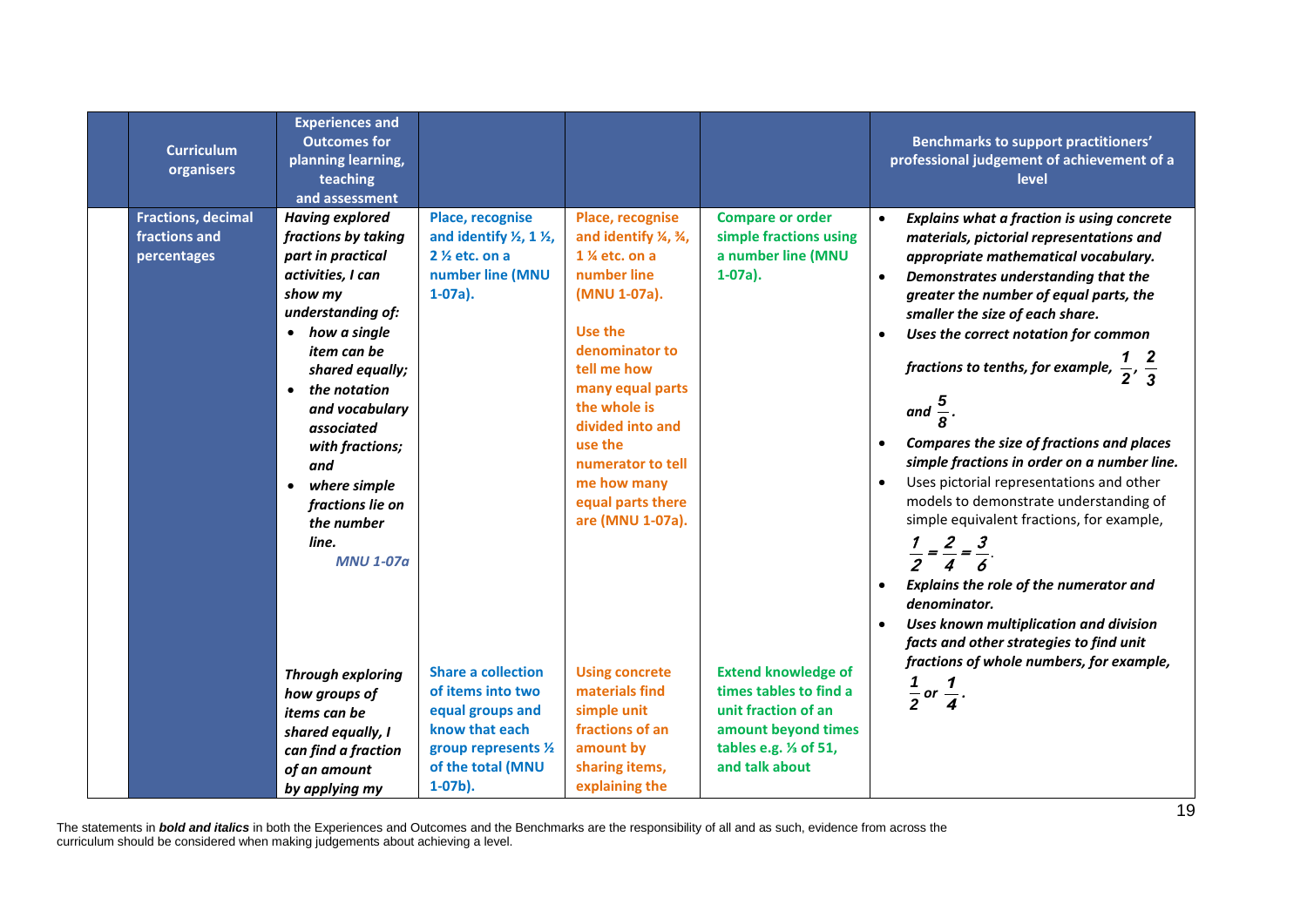| | Curriculum organisers | Experiences and Outcomes for planning learning, teaching and assessment | | | | Benchmarks to support practitioners' professional judgement of achievement of a level |
|---|---|---|---|---|---|---|
| | **Fractions, decimal fractions and percentages** | ***Having explored fractions by taking part in practical activities, I can show my understanding of:***<br>• ***how a single item can be shared equally;***<br>• ***the notation and vocabulary associated with fractions; and***<br>• ***where simple fractions lie on the number line.***<br>***MNU 1-07a*** | **Place, recognise and identify ½, 1 ½, 2 ½ etc. on a number line (MNU 1-07a).** | **Place, recognise and identify ¼, ¾, 1 ¼ etc. on a number line (MNU 1-07a).**<br><br>**Use the denominator to tell me how many equal parts the whole is divided into and use the numerator to tell me how many equal parts there are (MNU 1-07a).** | **Compare or order simple fractions using a number line (MNU 1-07a).** | • ***Explains what a fraction is using concrete materials, pictorial representations and appropriate mathematical vocabulary.***<br>• ***Demonstrates understanding that the greater the number of equal parts, the smaller the size of each share.***<br>• ***Uses the correct notation for common fractions to tenths, for example, $\frac{1}{2}$, $\frac{2}{3}$ and $\frac{5}{8}$.***<br>• ***Compares the size of fractions and places simple fractions in order on a number line.***<br>• Uses pictorial representations and other models to demonstrate understanding of simple equivalent fractions, for example, $\frac{1}{2} = \frac{2}{4} = \frac{3}{6}$.<br>• ***Explains the role of the numerator and denominator.***<br>• ***Uses known multiplication and division facts and other strategies to find unit fractions of whole numbers, for example, $\frac{1}{2}$ or $\frac{1}{4}$.*** |
| | | ***Through exploring how groups of items can be shared equally, I can find a fraction of an amount by applying my*** | **Share a collection of items into two equal groups and know that each group represents ½ of the total (MNU 1-07b).** | **Using concrete materials find simple unit fractions of an amount by sharing items, explaining the** | **Extend knowledge of times tables to find a unit fraction of an amount beyond times tables e.g. ⅓ of 51, and talk about** | |

The statements in ***bold and italics*** in both the Experiences and Outcomes and the Benchmarks are the responsibility of all and as such, evidence from across the curriculum should be considered when making judgements about achieving a level.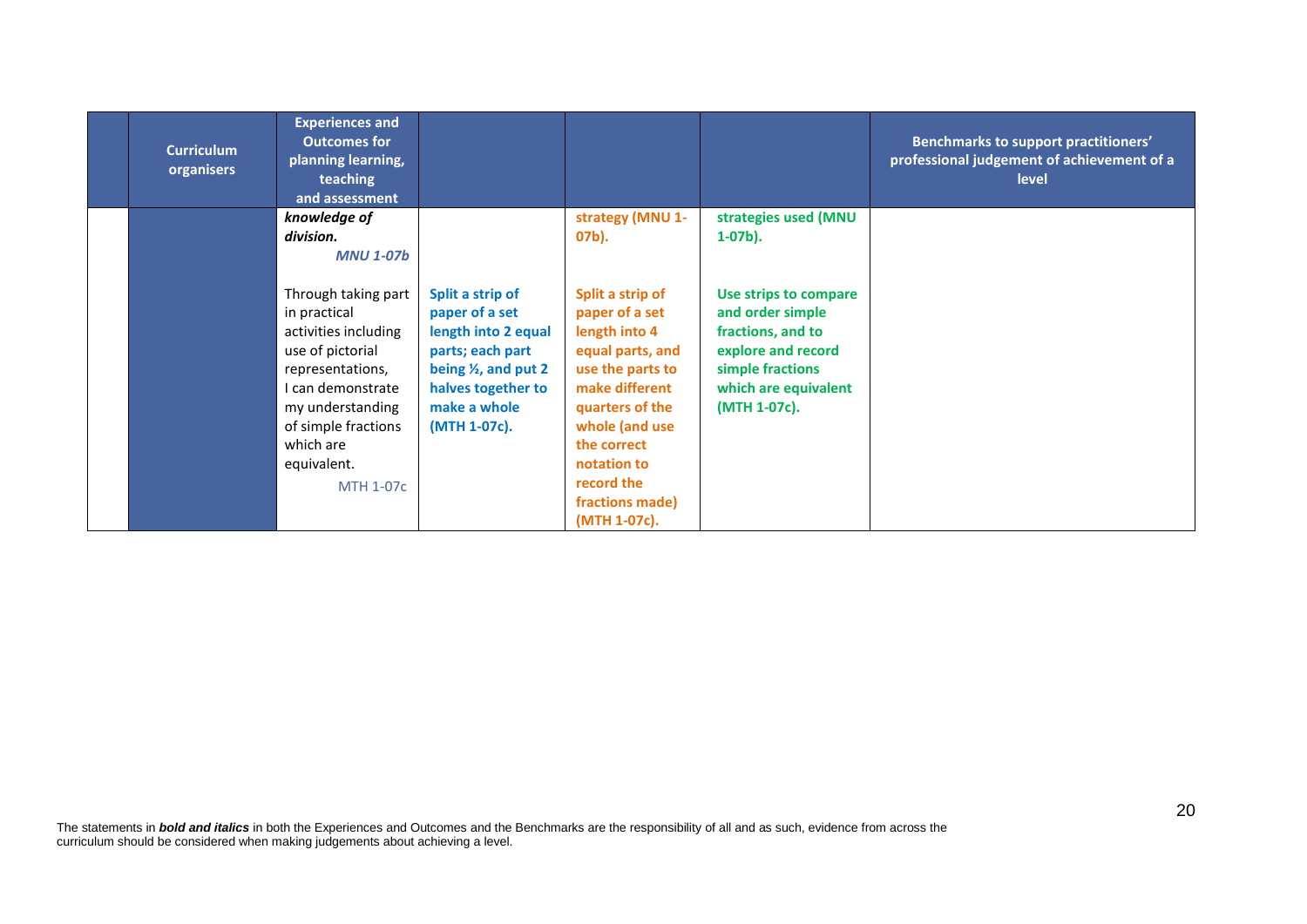| | Curriculum organisers | Experiences and Outcomes for planning learning, teaching and assessment | | | | Benchmarks to support practitioners' professional judgement of achievement of a level |
|---|---|---|---|---|---|---|
| | | ***knowledge of division.*** ***MNU 1-07b*** | | **strategy (MNU 1-07b).** | **strategies used (MNU 1-07b).** | |
| | | Through taking part in practical activities including use of pictorial representations, I can demonstrate my understanding of simple fractions which are equivalent. MTH 1-07c | **Split a strip of paper of a set length into 2 equal parts; each part being ½, and put 2 halves together to make a whole (MTH 1-07c).** | **Split a strip of paper of a set length into 4 equal parts, and use the parts to make different quarters of the whole (and use the correct notation to record the fractions made) (MTH 1-07c).** | **Use strips to compare and order simple fractions, and to explore and record simple fractions which are equivalent (MTH 1-07c).** | |

The statements in ***bold and italics*** in both the Experiences and Outcomes and the Benchmarks are the responsibility of all and as such, evidence from across the curriculum should be considered when making judgements about achieving a level.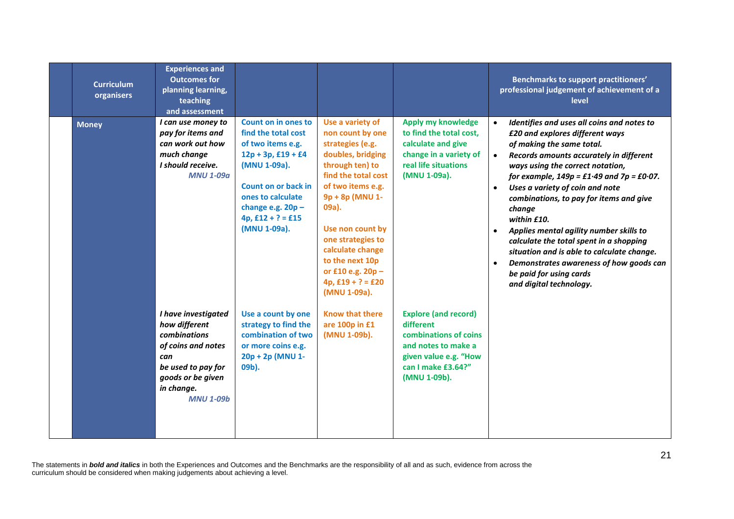| Curriculum organisers | Experiences and Outcomes for planning learning, teaching and assessment | | | | Benchmarks to support practitioners' professional judgement of achievement of a level |
|---|---|---|---|---|---|
| **Money** | ***I can use money to pay for items and can work out how much change I should receive.*** **MNU 1-09a** | **Count on in ones to find the total cost of two items e.g. 12p + 3p, £19 + £4 (MNU 1-09a).** <br><br> **Count on or back in ones to calculate change e.g. 20p – 4p, £12 + ? = £15 (MNU 1-09a).** | **Use a variety of non count by one strategies (e.g. doubles, bridging through ten) to find the total cost of two items e.g. 9p + 8p (MNU 1-09a).** <br><br> **Use non count by one strategies to calculate change to the next 10p or £10 e.g. 20p – 4p, £19 + ? = £20 (MNU 1-09a).** | **Apply my knowledge to find the total cost, calculate and give change in a variety of real life situations (MNU 1-09a).** | • ***Identifies and uses all coins and notes to £20 and explores different ways of making the same total.*** <br> • ***Records amounts accurately in different ways using the correct notation, for example, 149p = £1·49 and 7p = £0·07.*** <br> • ***Uses a variety of coin and note combinations, to pay for items and give change within £10.*** <br> • ***Applies mental agility number skills to calculate the total spent in a shopping situation and is able to calculate change.*** <br> • ***Demonstrates awareness of how goods can be paid for using cards and digital technology.*** |
| | ***I have investigated how different combinations of coins and notes can be used to pay for goods or be given in change.*** **MNU 1-09b** | **Use a count by one strategy to find the combination of two or more coins e.g. 20p + 2p (MNU 1-09b).** | **Know that there are 100p in £1 (MNU 1-09b).** | **Explore (and record) different combinations of coins and notes to make a given value e.g. "How can I make £3.64?" (MNU 1-09b).** | |

The statements in ***bold and italics*** in both the Experiences and Outcomes and the Benchmarks are the responsibility of all and as such, evidence from across the curriculum should be considered when making judgements about achieving a level.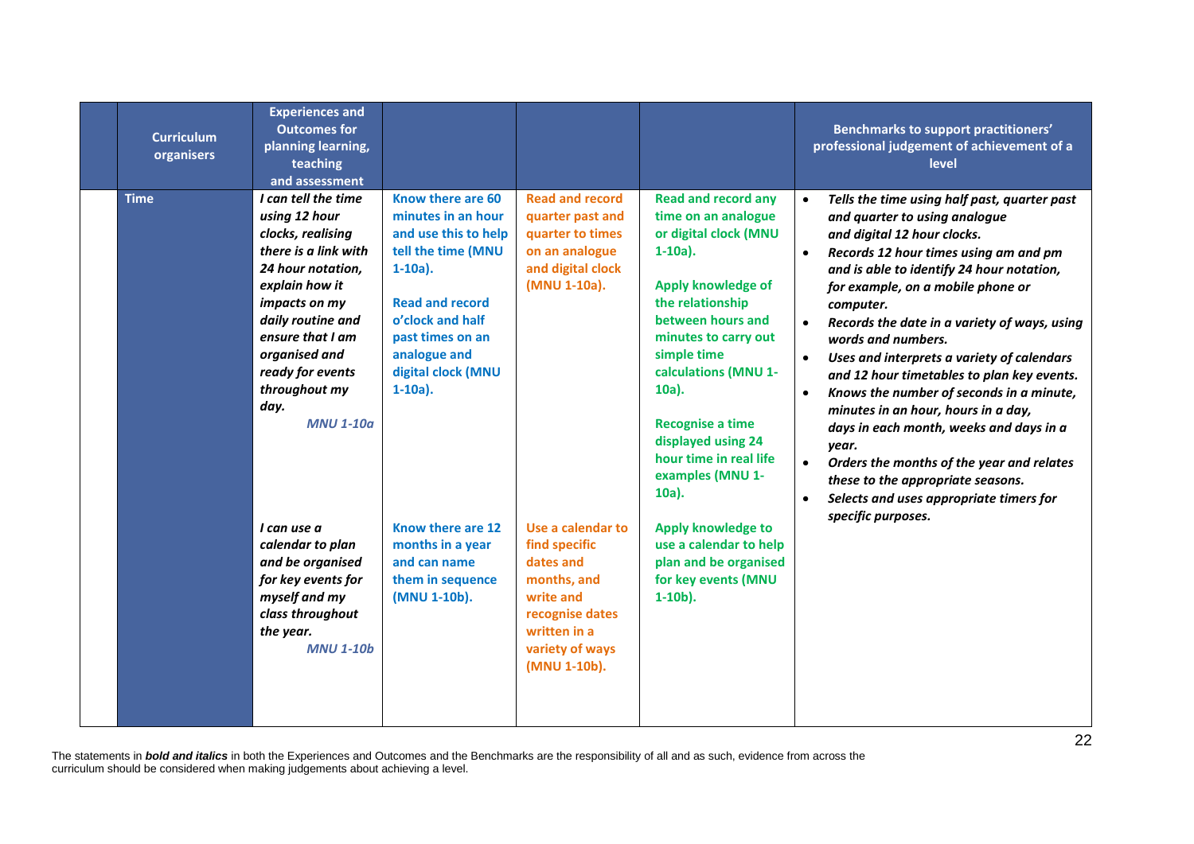| Curriculum organisers | Experiences and Outcomes for planning learning, teaching and assessment | | | | Benchmarks to support practitioners' professional judgement of achievement of a level |
|---|---|---|---|---|---|
| Time | ***I can tell the time using 12 hour clocks, realising there is a link with 24 hour notation, explain how it impacts on my daily routine and ensure that I am organised and ready for events throughout my day.*** *MNU 1-10a* | Know there are 60 minutes in an hour and use this to help tell the time (MNU 1-10a).<br><br>Read and record o'clock and half past times on an analogue and digital clock (MNU 1-10a). | Read and record quarter past and quarter to times on an analogue and digital clock (MNU 1-10a). | Read and record any time on an analogue or digital clock (MNU 1-10a).<br><br>Apply knowledge of the relationship between hours and minutes to carry out simple time calculations (MNU 1-10a).<br><br>Recognise a time displayed using 24 hour time in real life examples (MNU 1-10a). | • ***Tells the time using half past, quarter past and quarter to using analogue and digital 12 hour clocks.***<br>• ***Records 12 hour times using am and pm and is able to identify 24 hour notation, for example, on a mobile phone or computer.***<br>• ***Records the date in a variety of ways, using words and numbers.***<br>• ***Uses and interprets a variety of calendars and 12 hour timetables to plan key events.***<br>• ***Knows the number of seconds in a minute, minutes in an hour, hours in a day, days in each month, weeks and days in a year.***<br>• ***Orders the months of the year and relates these to the appropriate seasons.***<br>• ***Selects and uses appropriate timers for specific purposes.*** |
| | ***I can use a calendar to plan and be organised for key events for myself and my class throughout the year.*** *MNU 1-10b* | Know there are 12 months in a year and can name them in sequence (MNU 1-10b). | Use a calendar to find specific dates and months, and write and recognise dates written in a variety of ways (MNU 1-10b). | Apply knowledge to use a calendar to help plan and be organised for key events (MNU 1-10b). | |

The statements in ***bold and italics*** in both the Experiences and Outcomes and the Benchmarks are the responsibility of all and as such, evidence from across the curriculum should be considered when making judgements about achieving a level.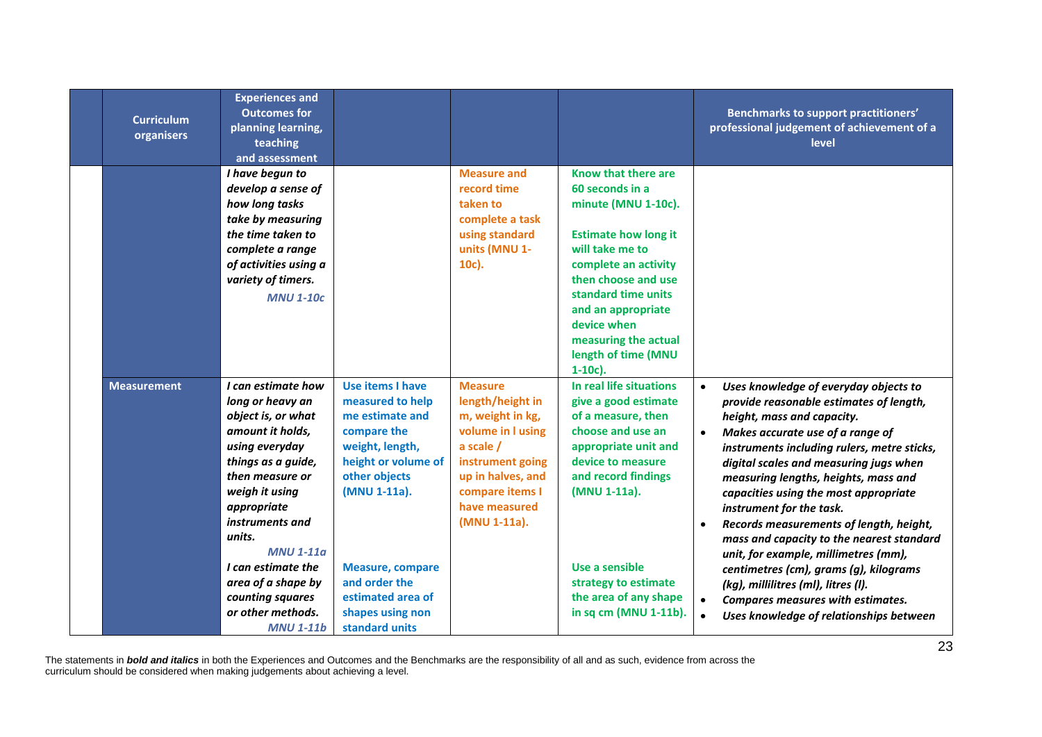| | Curriculum organisers | Experiences and Outcomes for planning learning, teaching and assessment | | | | Benchmarks to support practitioners' professional judgement of achievement of a level |
|---|---|---|---|---|---|---|
| | | ***I have begun to develop a sense of how long tasks take by measuring the time taken to complete a range of activities using a variety of timers.*** ***MNU 1-10c*** | | **Measure and record time taken to complete a task using standard units (MNU 1-10c).** | **Know that there are 60 seconds in a minute (MNU 1-10c).** **Estimate how long it will take me to complete an activity then choose and use standard time units and an appropriate device when measuring the actual length of time (MNU 1-10c).** | |
| | **Measurement** | ***I can estimate how long or heavy an object is, or what amount it holds, using everyday things as a guide, then measure or weigh it using appropriate instruments and units.*** ***MNU 1-11a*** ***I can estimate the area of a shape by counting squares or other methods.*** ***MNU 1-11b*** | **Use items I have measured to help me estimate and compare the weight, length, height or volume of other objects (MNU 1-11a).** **Measure, compare and order the estimated area of shapes using non standard units** | **Measure length/height in m, weight in kg, volume in l using a scale / instrument going up in halves, and compare items I have measured (MNU 1-11a).** | **In real life situations give a good estimate of a measure, then choose and use an appropriate unit and device to measure and record findings (MNU 1-11a).** **Use a sensible strategy to estimate the area of any shape in sq cm (MNU 1-11b).** | • ***Uses knowledge of everyday objects to provide reasonable estimates of length, height, mass and capacity.*** • ***Makes accurate use of a range of instruments including rulers, metre sticks, digital scales and measuring jugs when measuring lengths, heights, mass and capacities using the most appropriate instrument for the task.*** • ***Records measurements of length, height, mass and capacity to the nearest standard unit, for example, millimetres (mm), centimetres (cm), grams (g), kilograms (kg), millilitres (ml), litres (l).*** • ***Compares measures with estimates.*** • ***Uses knowledge of relationships between*** |

The statements in ***bold and italics*** in both the Experiences and Outcomes and the Benchmarks are the responsibility of all and as such, evidence from across the curriculum should be considered when making judgements about achieving a level.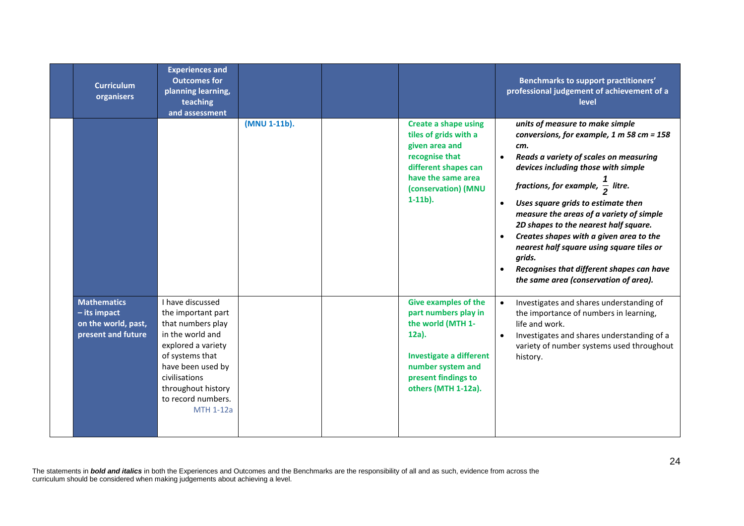| | Curriculum organisers | Experiences and Outcomes for planning learning, teaching and assessment | | | | Benchmarks to support practitioners' professional judgement of achievement of a level |
|---|---|---|---|---|---|---|
| | | | (MNU 1-11b). | | Create a shape using tiles of grids with a given area and recognise that different shapes can have the same area (conservation) (MNU 1-11b). | ***units of measure to make simple conversions, for example, 1 m 58 cm = 158 cm.***<br>• ***Reads a variety of scales on measuring devices including those with simple fractions, for example, $\frac{1}{2}$ litre.***<br>• ***Uses square grids to estimate then measure the areas of a variety of simple 2D shapes to the nearest half square.***<br>• ***Creates shapes with a given area to the nearest half square using square tiles or grids.***<br>• ***Recognises that different shapes can have the same area (conservation of area).*** |
| | **Mathematics – its impact on the world, past, present and future** | I have discussed the important part that numbers play in the world and explored a variety of systems that have been used by civilisations throughout history to record numbers. MTH 1-12a | | | Give examples of the part numbers play in the world (MTH 1-12a).<br><br>Investigate a different number system and present findings to others (MTH 1-12a). | • Investigates and shares understanding of the importance of numbers in learning, life and work.<br>• Investigates and shares understanding of a variety of number systems used throughout history. |

The statements in ***bold and italics*** in both the Experiences and Outcomes and the Benchmarks are the responsibility of all and as such, evidence from across the curriculum should be considered when making judgements about achieving a level.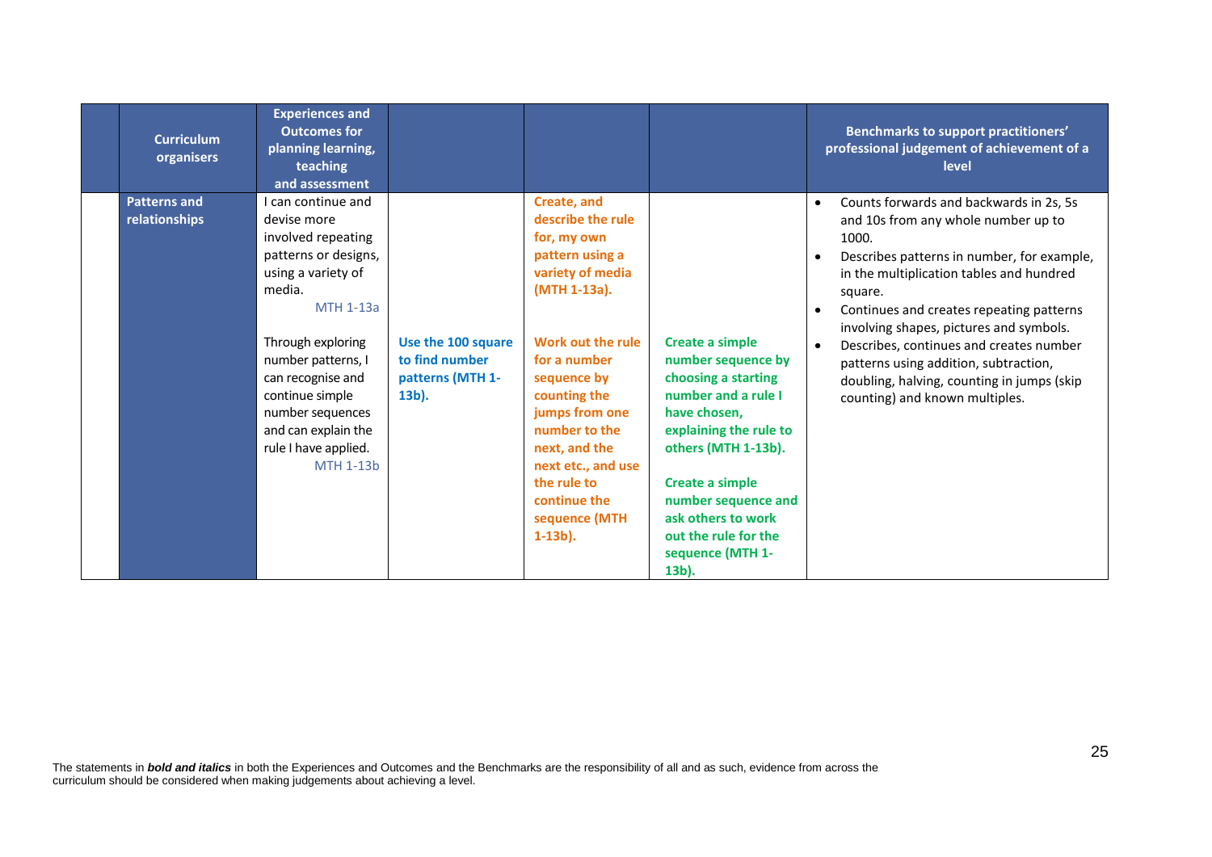| | Curriculum organisers | Experiences and Outcomes for planning learning, teaching and assessment | | | | Benchmarks to support practitioners' professional judgement of achievement of a level |
|---|---|---|---|---|---|---|
| | **Patterns and relationships** | I can continue and devise more involved repeating patterns or designs, using a variety of media. MTH 1-13a | | **Create, and describe the rule for, my own pattern using a variety of media (MTH 1-13a).** | | • Counts forwards and backwards in 2s, 5s and 10s from any whole number up to 1000.<br>• Describes patterns in number, for example, in the multiplication tables and hundred square.<br>• Continues and creates repeating patterns involving shapes, pictures and symbols.<br>• Describes, continues and creates number patterns using addition, subtraction, doubling, halving, counting in jumps (skip counting) and known multiples. |
| | | Through exploring number patterns, I can recognise and continue simple number sequences and can explain the rule I have applied. MTH 1-13b | **Use the 100 square to find number patterns (MTH 1-13b).** | **Work out the rule for a number sequence by counting the jumps from one number to the next, and the next etc., and use the rule to continue the sequence (MTH 1-13b).** | **Create a simple number sequence by choosing a starting number and a rule I have chosen, explaining the rule to others (MTH 1-13b).**<br><br>**Create a simple number sequence and ask others to work out the rule for the sequence (MTH 1-13b).** | |

The statements in ***bold and italics*** in both the Experiences and Outcomes and the Benchmarks are the responsibility of all and as such, evidence from across the curriculum should be considered when making judgements about achieving a level.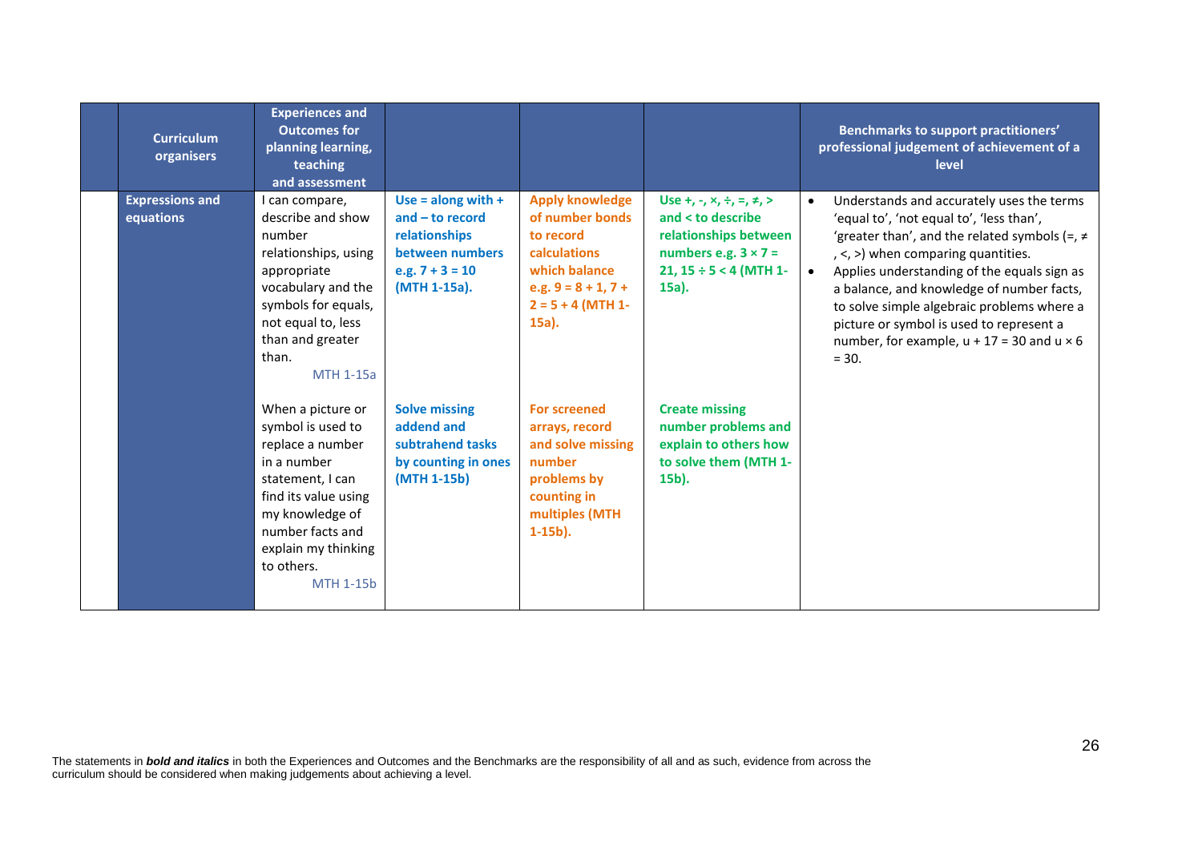| | Curriculum organisers | Experiences and Outcomes for planning learning, teaching and assessment | | | | Benchmarks to support practitioners' professional judgement of achievement of a level |
|---|---|---|---|---|---|---|
| | **Expressions and equations** | I can compare, describe and show number relationships, using appropriate vocabulary and the symbols for equals, not equal to, less than and greater than. MTH 1-15a | **Use = along with + and – to record relationships between numbers e.g. $7 + 3 = 10$ (MTH 1-15a).** | **Apply knowledge of number bonds to record calculations which balance e.g. $9 = 8 + 1$, $7 + 2 = 5 + 4$ (MTH 1-15a).** | **Use +, -, ×, ÷, =, ≠, > and < to describe relationships between numbers e.g. $3 \times 7 = 21$, $15 \div 5 < 4$ (MTH 1-15a).** | • Understands and accurately uses the terms 'equal to', 'not equal to', 'less than', 'greater than', and the related symbols (=, ≠ , <, >) when comparing quantities. • Applies understanding of the equals sign as a balance, and knowledge of number facts, to solve simple algebraic problems where a picture or symbol is used to represent a number, for example, $u + 17 = 30$ and $u \times 6 = 30$. |
| | | When a picture or symbol is used to replace a number in a number statement, I can find its value using my knowledge of number facts and explain my thinking to others. MTH 1-15b | **Solve missing addend and subtrahend tasks by counting in ones (MTH 1-15b)** | **For screened arrays, record and solve missing number problems by counting in multiples (MTH 1-15b).** | **Create missing number problems and explain to others how to solve them (MTH 1-15b).** | |

The statements in ***bold and italics*** in both the Experiences and Outcomes and the Benchmarks are the responsibility of all and as such, evidence from across the curriculum should be considered when making judgements about achieving a level.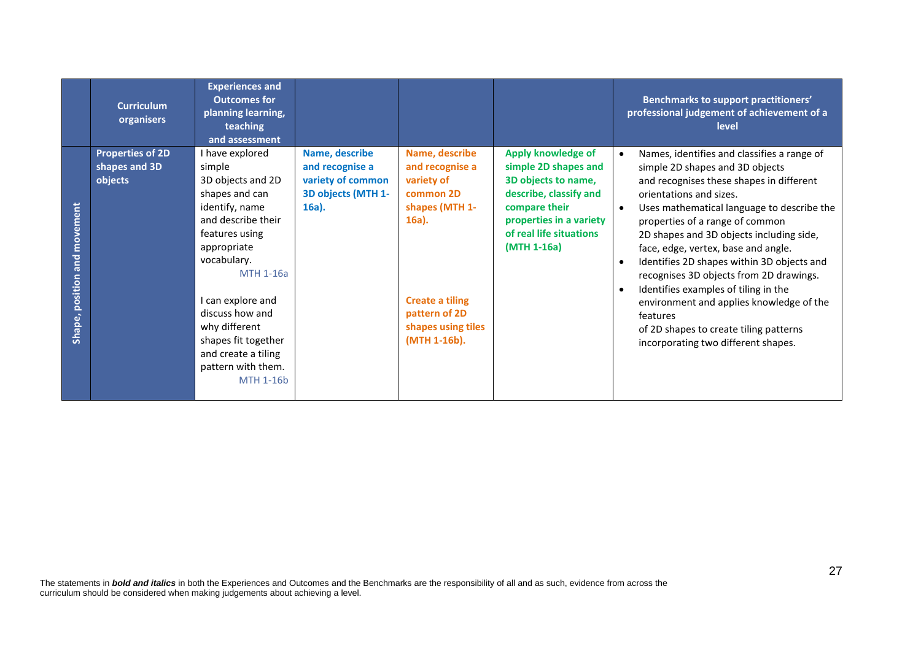| | Curriculum organisers | Experiences and Outcomes for planning learning, teaching and assessment | | | | Benchmarks to support practitioners' professional judgement of achievement of a level |
|---|---|---|---|---|---|---|
| Shape, position and movement | **Properties of 2D shapes and 3D objects** | I have explored simple 3D objects and 2D shapes and can identify, name and describe their features using appropriate vocabulary. MTH 1-16a<br><br>I can explore and discuss how and why different shapes fit together and create a tiling pattern with them. MTH 1-16b | **Name, describe and recognise a variety of common 3D objects (MTH 1-16a).** | **Name, describe and recognise a variety of common 2D shapes (MTH 1-16a).**<br><br>**Create a tiling pattern of 2D shapes using tiles (MTH 1-16b).** | **Apply knowledge of simple 2D shapes and 3D objects to name, describe, classify and compare their properties in a variety of real life situations (MTH 1-16a)** | • Names, identifies and classifies a range of simple 2D shapes and 3D objects and recognises these shapes in different orientations and sizes.<br>• Uses mathematical language to describe the properties of a range of common 2D shapes and 3D objects including side, face, edge, vertex, base and angle.<br>• Identifies 2D shapes within 3D objects and recognises 3D objects from 2D drawings.<br>• Identifies examples of tiling in the environment and applies knowledge of the features of 2D shapes to create tiling patterns incorporating two different shapes. |

The statements in ***bold and italics*** in both the Experiences and Outcomes and the Benchmarks are the responsibility of all and as such, evidence from across the curriculum should be considered when making judgements about achieving a level.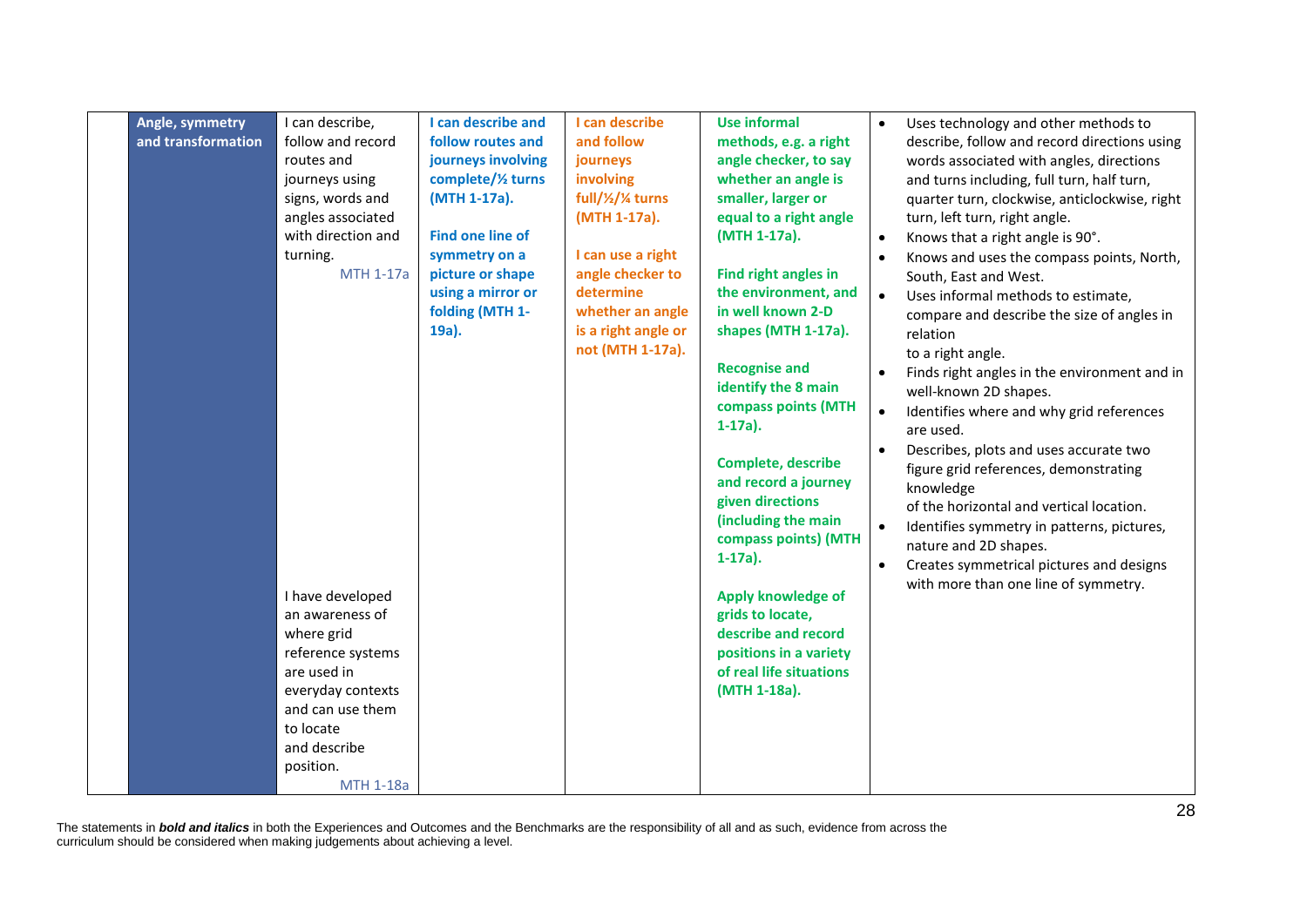| | Angle, symmetry and transformation | I can describe, follow and record routes and journeys using signs, words and angles associated with direction and turning. MTH 1-17a<br><br>I have developed an awareness of where grid reference systems are used in everyday contexts and can use them to locate and describe position. MTH 1-18a | **I can describe and follow routes and journeys involving complete/½ turns (MTH 1-17a).**<br><br>**Find one line of symmetry on a picture or shape using a mirror or folding (MTH 1-19a).** | **I can describe and follow journeys involving full/½/¼ turns (MTH 1-17a).**<br><br>**I can use a right angle checker to determine whether an angle is a right angle or not (MTH 1-17a).** | **Use informal methods, e.g. a right angle checker, to say whether an angle is smaller, larger or equal to a right angle (MTH 1-17a).**<br><br>**Find right angles in the environment, and in well known 2-D shapes (MTH 1-17a).**<br><br>**Recognise and identify the 8 main compass points (MTH 1-17a).**<br><br>**Complete, describe and record a journey given directions (including the main compass points) (MTH 1-17a).**<br><br>**Apply knowledge of grids to locate, describe and record positions in a variety of real life situations (MTH 1-18a).** | • Uses technology and other methods to describe, follow and record directions using words associated with angles, directions and turns including, full turn, half turn, quarter turn, clockwise, anticlockwise, right turn, left turn, right angle.<br>• Knows that a right angle is 90°.<br>• Knows and uses the compass points, North, South, East and West.<br>• Uses informal methods to estimate, compare and describe the size of angles in relation to a right angle.<br>• Finds right angles in the environment and in well-known 2D shapes.<br>• Identifies where and why grid references are used.<br>• Describes, plots and uses accurate two figure grid references, demonstrating knowledge of the horizontal and vertical location.<br>• Identifies symmetry in patterns, pictures, nature and 2D shapes.<br>• Creates symmetrical pictures and designs with more than one line of symmetry. |
|---|---|---|---|---|---|---|

The statements in ***bold and italics*** in both the Experiences and Outcomes and the Benchmarks are the responsibility of all and as such, evidence from across the curriculum should be considered when making judgements about achieving a level.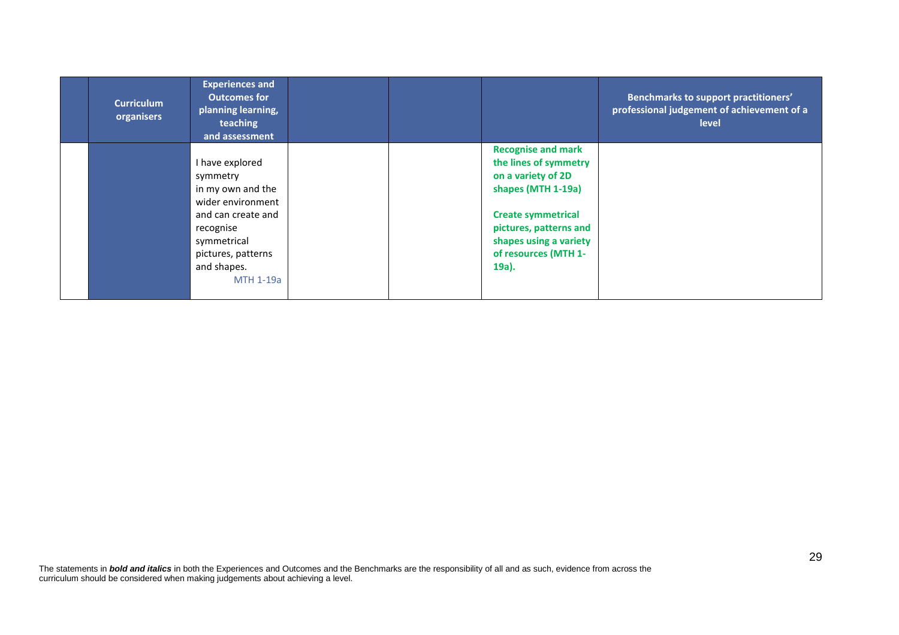| | Curriculum organisers | Experiences and Outcomes for planning learning, teaching and assessment | | | | Benchmarks to support practitioners' professional judgement of achievement of a level |
|---|---|---|---|---|---|---|
| | | I have explored symmetry in my own and the wider environment and can create and recognise symmetrical pictures, patterns and shapes. MTH 1-19a | | | **Recognise and mark the lines of symmetry on a variety of 2D shapes (MTH 1-19a)** **Create symmetrical pictures, patterns and shapes using a variety of resources (MTH 1-19a).** | |

The statements in ***bold and italics*** in both the Experiences and Outcomes and the Benchmarks are the responsibility of all and as such, evidence from across the curriculum should be considered when making judgements about achieving a level.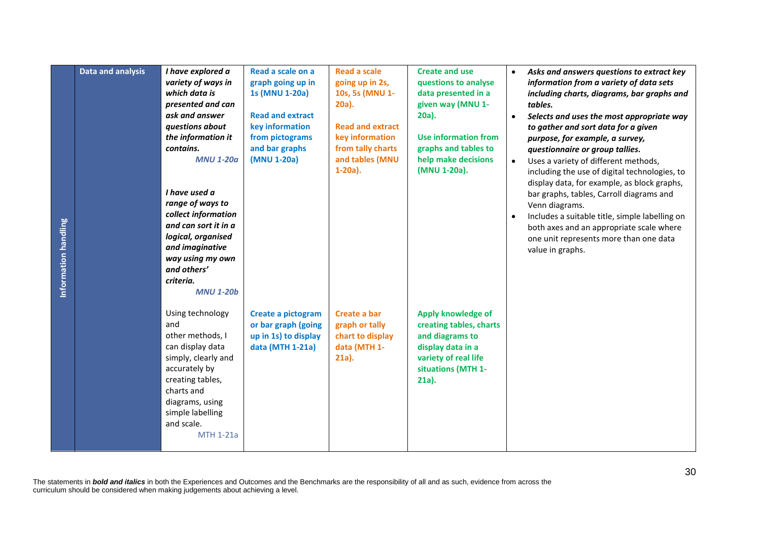| Information handling | Data and analysis | ***I have explored a variety of ways in which data is presented and can ask and answer questions about the information it contains.*** ***MNU 1-20a*** | **Read a scale on a graph going up in 1s (MNU 1-20a)** | **Read a scale going up in 2s, 10s, 5s (MNU 1-20a).** | **Create and use questions to analyse data presented in a given way (MNU 1-20a).** | • ***Asks and answers questions to extract key information from a variety of data sets including charts, diagrams, bar graphs and tables.*** |
|---|---|---|---|---|---|---|
| | | | **Read and extract key information from pictograms and bar graphs (MNU 1-20a)** | **Read and extract key information from tally charts and tables (MNU 1-20a).** | **Use information from graphs and tables to help make decisions (MNU 1-20a).** | • ***Selects and uses the most appropriate way to gather and sort data for a given purpose, for example, a survey, questionnaire or group tallies.*** |
| | | ***I have used a range of ways to collect information and can sort it in a logical, organised and imaginative way using my own and others' criteria.*** ***MNU 1-20b*** | | | | • Uses a variety of different methods, including the use of digital technologies, to display data, for example, as block graphs, bar graphs, tables, Carroll diagrams and Venn diagrams. |
| | | | | | | • Includes a suitable title, simple labelling on both axes and an appropriate scale where one unit represents more than one data value in graphs. |
| | | Using technology and other methods, I can display data simply, clearly and accurately by creating tables, charts and diagrams, using simple labelling and scale. MTH 1-21a | **Create a pictogram or bar graph (going up in 1s) to display data (MTH 1-21a)** | **Create a bar graph or tally chart to display data (MTH 1-21a).** | **Apply knowledge of creating tables, charts and diagrams to display data in a variety of real life situations (MTH 1-21a).** | |

The statements in ***bold and italics*** in both the Experiences and Outcomes and the Benchmarks are the responsibility of all and as such, evidence from across the curriculum should be considered when making judgements about achieving a level.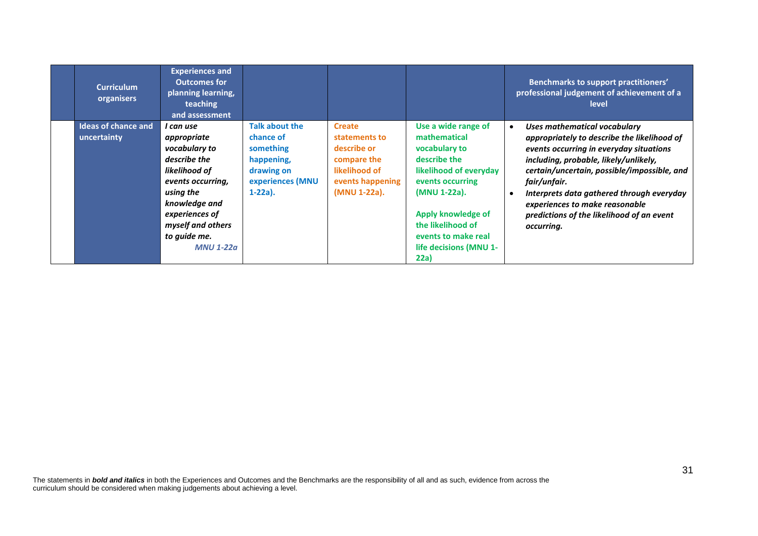| | Curriculum organisers | Experiences and Outcomes for planning learning, teaching and assessment | | | | Benchmarks to support practitioners' professional judgement of achievement of a level |
|---|---|---|---|---|---|---|
| | **Ideas of chance and uncertainty** | ***I can use appropriate vocabulary to describe the likelihood of events occurring, using the knowledge and experiences of myself and others to guide me.*** ***MNU 1-22a*** | **Talk about the chance of something happening, drawing on experiences (MNU 1-22a).** | **Create statements to describe or compare the likelihood of events happening (MNU 1-22a).** | **Use a wide range of mathematical vocabulary to describe the likelihood of everyday events occurring (MNU 1-22a).** **Apply knowledge of the likelihood of events to make real life decisions (MNU 1-22a)** | • ***Uses mathematical vocabulary appropriately to describe the likelihood of events occurring in everyday situations including, probable, likely/unlikely, certain/uncertain, possible/impossible, and fair/unfair.*** • ***Interprets data gathered through everyday experiences to make reasonable predictions of the likelihood of an event occurring.*** |

The statements in ***bold and italics*** in both the Experiences and Outcomes and the Benchmarks are the responsibility of all and as such, evidence from across the curriculum should be considered when making judgements about achieving a level.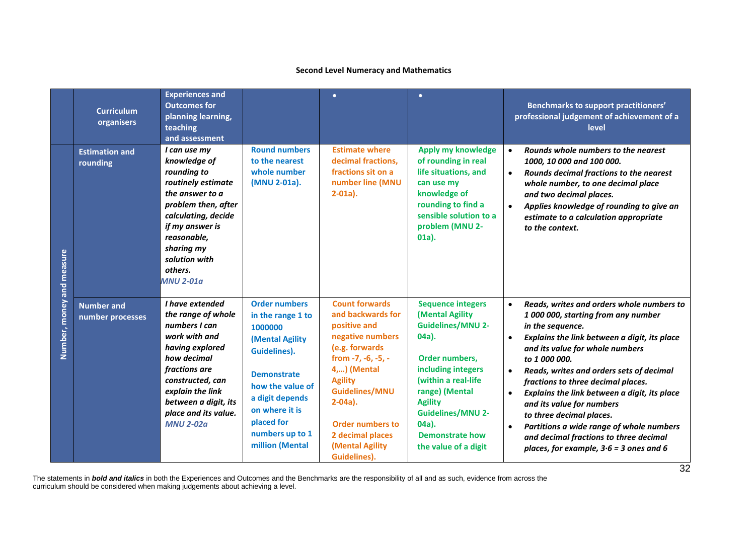## Second Level Numeracy and Mathematics

| | Curriculum organisers | Experiences and Outcomes for planning learning, teaching and assessment | | • | • | Benchmarks to support practitioners' professional judgement of achievement of a level |
|---|---|---|---|---|---|---|
| Number, money and measure | Estimation and rounding | ***I can use my knowledge of rounding to routinely estimate the answer to a problem then, after calculating, decide if my answer is reasonable, sharing my solution with others.*** *MNU 2-01a* | Round numbers to the nearest whole number (MNU 2-01a). | Estimate where decimal fractions, fractions sit on a number line (MNU 2-01a). | Apply my knowledge of rounding in real life situations, and can use my knowledge of rounding to find a sensible solution to a problem (MNU 2-01a). | • ***Rounds whole numbers to the nearest 1000, 10 000 and 100 000.*** <br> • ***Rounds decimal fractions to the nearest whole number, to one decimal place and two decimal places.*** <br> • ***Applies knowledge of rounding to give an estimate to a calculation appropriate to the context.*** |
| | Number and number processes | ***I have extended the range of whole numbers I can work with and having explored how decimal fractions are constructed, can explain the link between a digit, its place and its value.*** *MNU 2-02a* | Order numbers in the range 1 to 1000000 (Mental Agility Guidelines). <br><br> Demonstrate how the value of a digit depends on where it is placed for numbers up to 1 million (Mental | Count forwards and backwards for positive and negative numbers (e.g. forwards from -7, -6, -5, -4,…) (Mental Agility Guidelines/MNU 2-04a). <br><br> Order numbers to 2 decimal places (Mental Agility Guidelines). | Sequence integers (Mental Agility Guidelines/MNU 2-04a). <br><br> Order numbers, including integers (within a real-life range) (Mental Agility Guidelines/MNU 2-04a). <br> Demonstrate how the value of a digit | • ***Reads, writes and orders whole numbers to 1 000 000, starting from any number in the sequence.*** <br> • ***Explains the link between a digit, its place and its value for whole numbers to 1 000 000.*** <br> • ***Reads, writes and orders sets of decimal fractions to three decimal places.*** <br> • ***Explains the link between a digit, its place and its value for numbers to three decimal places.*** <br> • ***Partitions a wide range of whole numbers and decimal fractions to three decimal places, for example, 3·6 = 3 ones and 6*** |

The statements in ***bold and italics*** in both the Experiences and Outcomes and the Benchmarks are the responsibility of all and as such, evidence from across the curriculum should be considered when making judgements about achieving a level.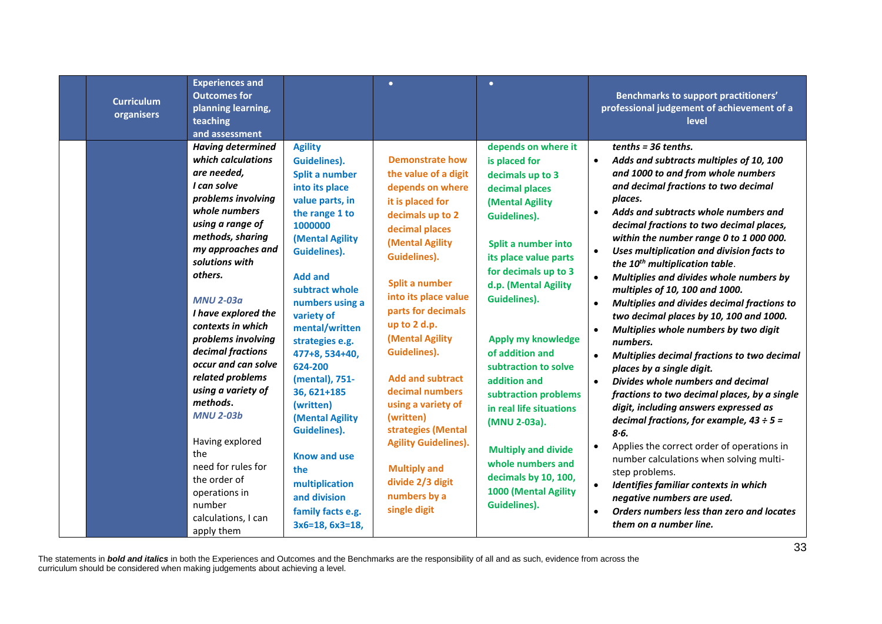| | Curriculum organisers | Experiences and Outcomes for planning learning, teaching and assessment | | • | • | Benchmarks to support practitioners' professional judgement of achievement of a level |
|---|---|---|---|---|---|---|
| | | ***Having determined which calculations are needed, I can solve problems involving whole numbers using a range of methods, sharing my approaches and solutions with others.*** <br><br> ***MNU 2-03a*** <br> ***I have explored the contexts in which problems involving decimal fractions occur and can solve related problems using a variety of methods.*** <br> ***MNU 2-03b*** <br><br> Having explored the need for rules for the order of operations in number calculations, I can apply them | **Agility Guidelines).** <br> **Split a number into its place value parts, in the range 1 to 1000000 (Mental Agility Guidelines).** <br><br> **Add and subtract whole numbers using a variety of mental/written strategies e.g. 477+8, 534+40, 624-200 (mental), 751-36, 621+185 (written) (Mental Agility Guidelines).** <br><br> **Know and use the multiplication and division family facts e.g. 3x6=18, 6x3=18,** | **Demonstrate how the value of a digit depends on where it is placed for decimals up to 2 decimal places (Mental Agility Guidelines).** <br><br> **Split a number into its place value parts for decimals up to 2 d.p. (Mental Agility Guidelines).** <br><br> **Add and subtract decimal numbers using a variety of (written) strategies (Mental Agility Guidelines).** <br><br> **Multiply and divide 2/3 digit numbers by a single digit** | **depends on where it is placed for decimals up to 3 decimal places (Mental Agility Guidelines).** <br><br> **Split a number into its place value parts for decimals up to 3 d.p. (Mental Agility Guidelines).** <br><br> **Apply my knowledge of addition and subtraction to solve addition and subtraction problems in real life situations (MNU 2-03a).** <br><br> **Multiply and divide whole numbers and decimals by 10, 100, 1000 (Mental Agility Guidelines).** | ***tenths = 36 tenths.*** <br> • ***Adds and subtracts multiples of 10, 100 and 1000 to and from whole numbers and decimal fractions to two decimal places.*** <br> • ***Adds and subtracts whole numbers and decimal fractions to two decimal places, within the number range 0 to 1 000 000.*** <br> • ***Uses multiplication and division facts to the 10th multiplication table.*** <br> • ***Multiplies and divides whole numbers by multiples of 10, 100 and 1000.*** <br> • ***Multiplies and divides decimal fractions to two decimal places by 10, 100 and 1000.*** <br> • ***Multiplies whole numbers by two digit numbers.*** <br> • ***Multiplies decimal fractions to two decimal places by a single digit.*** <br> • ***Divides whole numbers and decimal fractions to two decimal places, by a single digit, including answers expressed as decimal fractions, for example, 43 ÷ 5 = 8·6.*** <br> • Applies the correct order of operations in number calculations when solving multi-step problems. <br> • ***Identifies familiar contexts in which negative numbers are used.*** <br> • ***Orders numbers less than zero and locates them on a number line.*** |

The statements in ***bold and italics*** in both the Experiences and Outcomes and the Benchmarks are the responsibility of all and as such, evidence from across the curriculum should be considered when making judgements about achieving a level.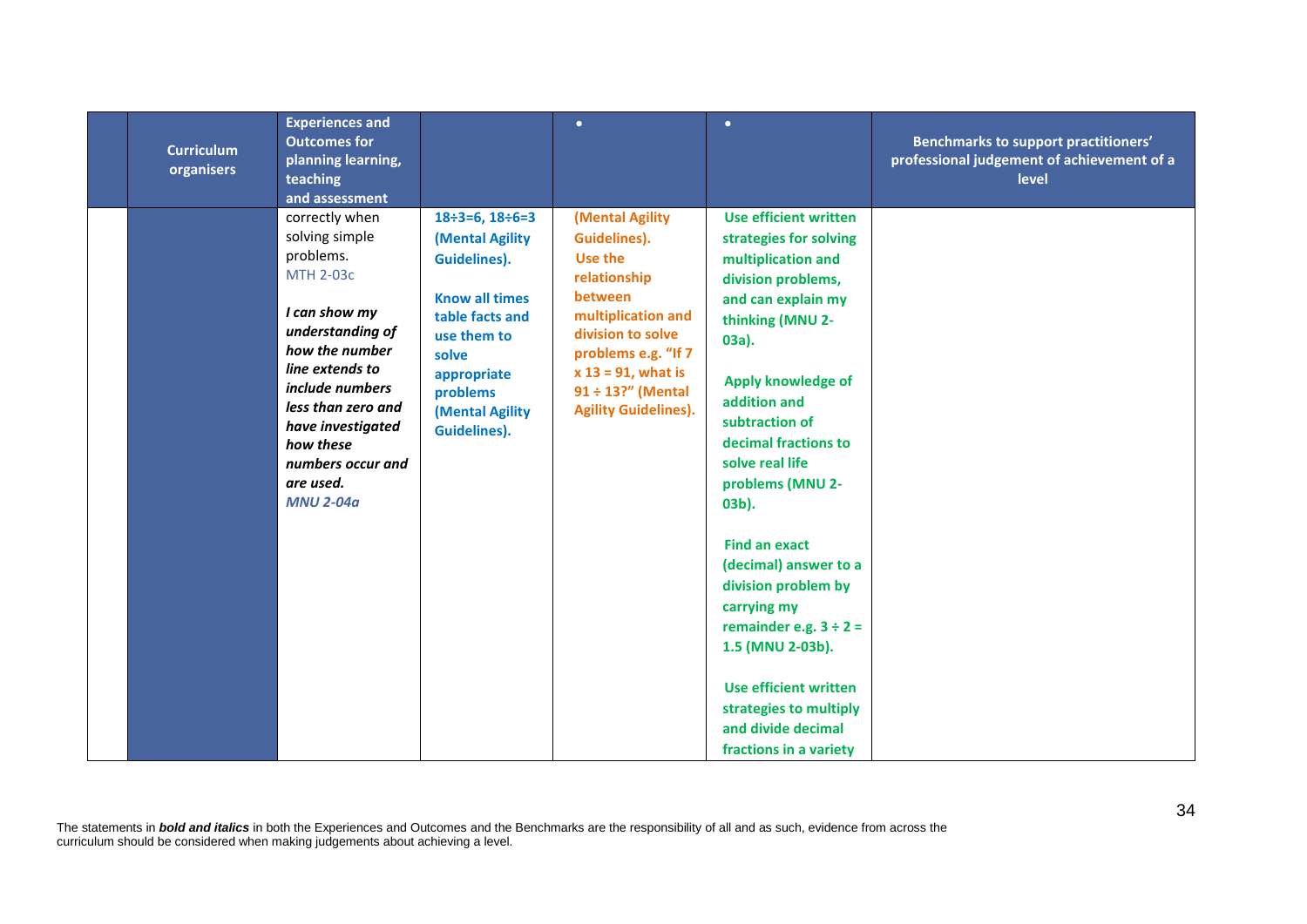| | Curriculum organisers | Experiences and Outcomes for planning learning, teaching and assessment | | • | • | Benchmarks to support practitioners' professional judgement of achievement of a level |
|---|---|---|---|---|---|---|
| | | correctly when solving simple problems.<br>MTH 2-03c<br><br>***I can show my understanding of how the number line extends to include numbers less than zero and have investigated how these numbers occur and are used.***<br>***MNU 2-04a*** | **18÷3=6, 18÷6=3 (Mental Agility Guidelines).**<br><br>**Know all times table facts and use them to solve appropriate problems (Mental Agility Guidelines).** | **(Mental Agility Guidelines).**<br>**Use the relationship between multiplication and division to solve problems e.g. "If 7 x 13 = 91, what is 91 ÷ 13?" (Mental Agility Guidelines).** | **Use efficient written strategies for solving multiplication and division problems, and can explain my thinking (MNU 2-03a).**<br><br>**Apply knowledge of addition and subtraction of decimal fractions to solve real life problems (MNU 2-03b).**<br><br>**Find an exact (decimal) answer to a division problem by carrying my remainder e.g. 3 ÷ 2 = 1.5 (MNU 2-03b).**<br><br>**Use efficient written strategies to multiply and divide decimal fractions in a variety** | |

The statements in ***bold and italics*** in both the Experiences and Outcomes and the Benchmarks are the responsibility of all and as such, evidence from across the curriculum should be considered when making judgements about achieving a level.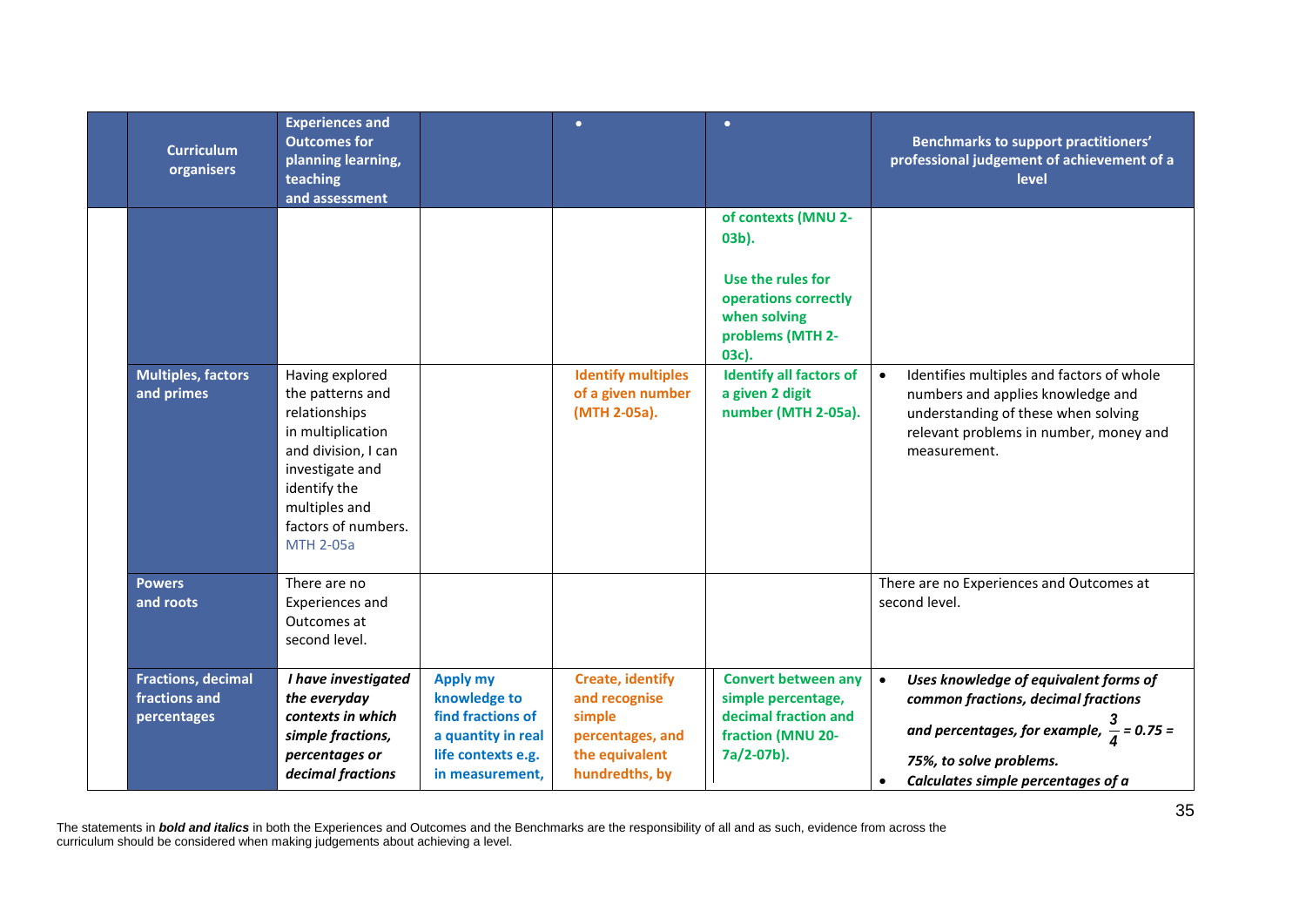| | Curriculum organisers | Experiences and Outcomes for planning learning, teaching and assessment | | • | • | Benchmarks to support practitioners' professional judgement of achievement of a level |
|---|---|---|---|---|---|---|
| | | | | | of contexts (MNU 2-03b).<br><br>Use the rules for operations correctly when solving problems (MTH 2-03c). | |
| | Multiples, factors and primes | Having explored the patterns and relationships in multiplication and division, I can investigate and identify the multiples and factors of numbers. MTH 2-05a | | Identify multiples of a given number (MTH 2-05a). | Identify all factors of a given 2 digit number (MTH 2-05a). | • Identifies multiples and factors of whole numbers and applies knowledge and understanding of these when solving relevant problems in number, money and measurement. |
| | Powers and roots | There are no Experiences and Outcomes at second level. | | | | There are no Experiences and Outcomes at second level. |
| | Fractions, decimal fractions and percentages | ***I have investigated the everyday contexts in which simple fractions, percentages or decimal fractions*** | Apply my knowledge to find fractions of a quantity in real life contexts e.g. in measurement, | Create, identify and recognise simple percentages, and the equivalent hundredths, by | Convert between any simple percentage, decimal fraction and fraction (MNU 20-7a/2-07b). | • ***Uses knowledge of equivalent forms of common fractions, decimal fractions and percentages, for example, $\frac{3}{4}$ = 0.75 = 75%, to solve problems.***<br>• ***Calculates simple percentages of a*** |

The statements in ***bold and italics*** in both the Experiences and Outcomes and the Benchmarks are the responsibility of all and as such, evidence from across the curriculum should be considered when making judgements about achieving a level.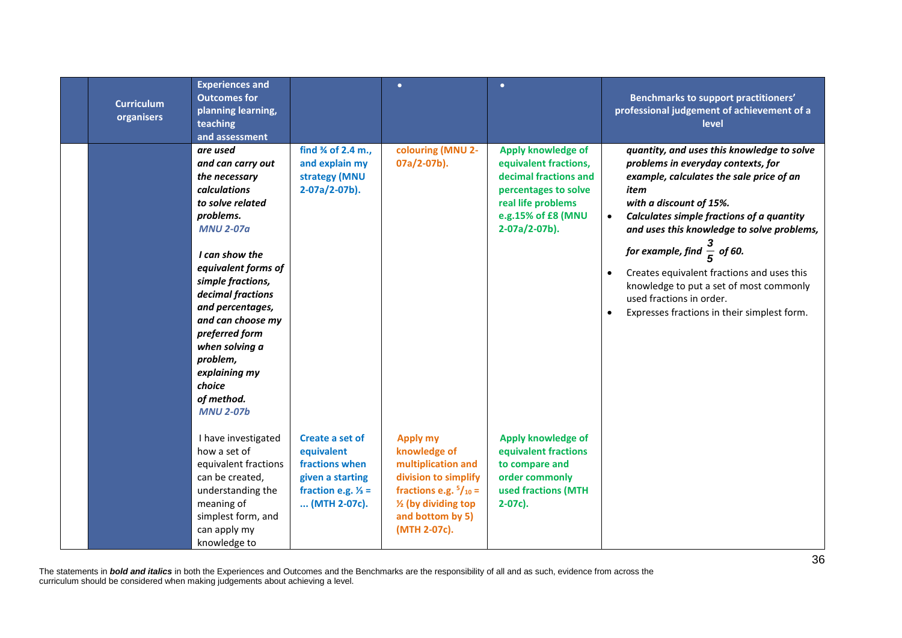| | Curriculum organisers | Experiences and Outcomes for planning learning, teaching and assessment | | • | • | Benchmarks to support practitioners' professional judgement of achievement of a level |
|---|---|---|---|---|---|---|
| | | ***are used and can carry out the necessary calculations to solve related problems.*** *MNU 2-07a*<br><br>***I can show the equivalent forms of simple fractions, decimal fractions and percentages, and can choose my preferred form when solving a problem, explaining my choice of method.*** *MNU 2-07b* | **find ¾ of 2.4 m., and explain my strategy (MNU 2-07a/2-07b).** | **colouring (MNU 2-07a/2-07b).** | **Apply knowledge of equivalent fractions, decimal fractions and percentages to solve real life problems e.g.15% of £8 (MNU 2-07a/2-07b).** | ***quantity, and uses this knowledge to solve problems in everyday contexts, for example, calculates the sale price of an item with a discount of 15%.***<br>• ***Calculates simple fractions of a quantity and uses this knowledge to solve problems, for example, find $\frac{3}{5}$ of 60.***<br>• Creates equivalent fractions and uses this knowledge to put a set of most commonly used fractions in order.<br>• Expresses fractions in their simplest form. |
| | | I have investigated how a set of equivalent fractions can be created, understanding the meaning of simplest form, and can apply my knowledge to | **Create a set of equivalent fractions when given a starting fraction e.g. ⅓ = ... (MTH 2-07c).** | **Apply my knowledge of multiplication and division to simplify fractions e.g. $^{5}/_{10}$ = ½ (by dividing top and bottom by 5) (MTH 2-07c).** | **Apply knowledge of equivalent fractions to compare and order commonly used fractions (MTH 2-07c).** | |

The statements in ***bold and italics*** in both the Experiences and Outcomes and the Benchmarks are the responsibility of all and as such, evidence from across the curriculum should be considered when making judgements about achieving a level.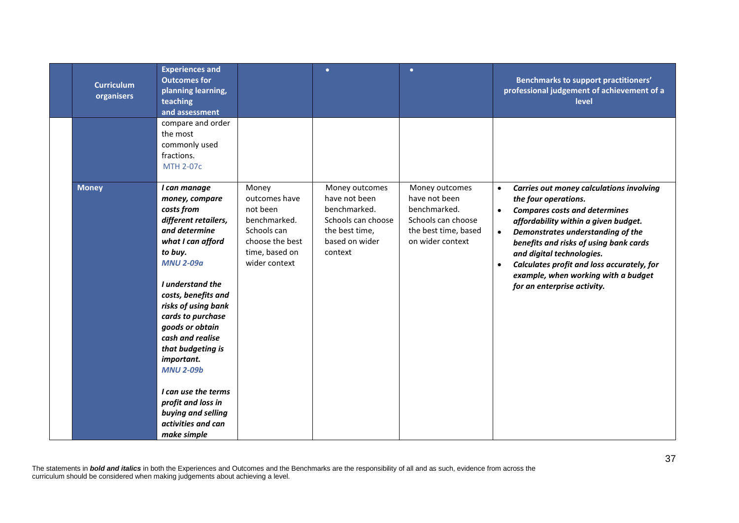| | Curriculum organisers | Experiences and Outcomes for planning learning, teaching and assessment | | • | • | Benchmarks to support practitioners' professional judgement of achievement of a level |
|---|---|---|---|---|---|---|
| | | compare and order the most commonly used fractions. MTH 2-07c | | | | |
| | **Money** | ***I can manage money, compare costs from different retailers, and determine what I can afford to buy.*** ***MNU 2-09a*** <br><br> ***I understand the costs, benefits and risks of using bank cards to purchase goods or obtain cash and realise that budgeting is important.*** ***MNU 2-09b*** <br><br> ***I can use the terms profit and loss in buying and selling activities and can make simple*** | Money outcomes have not been benchmarked. Schools can choose the best time, based on wider context | Money outcomes have not been benchmarked. Schools can choose the best time, based on wider context | Money outcomes have not been benchmarked. Schools can choose the best time, based on wider context | • ***Carries out money calculations involving the four operations.*** <br> • ***Compares costs and determines affordability within a given budget.*** <br> • ***Demonstrates understanding of the benefits and risks of using bank cards and digital technologies.*** <br> • ***Calculates profit and loss accurately, for example, when working with a budget for an enterprise activity.*** |

The statements in ***bold and italics*** in both the Experiences and Outcomes and the Benchmarks are the responsibility of all and as such, evidence from across the curriculum should be considered when making judgements about achieving a level.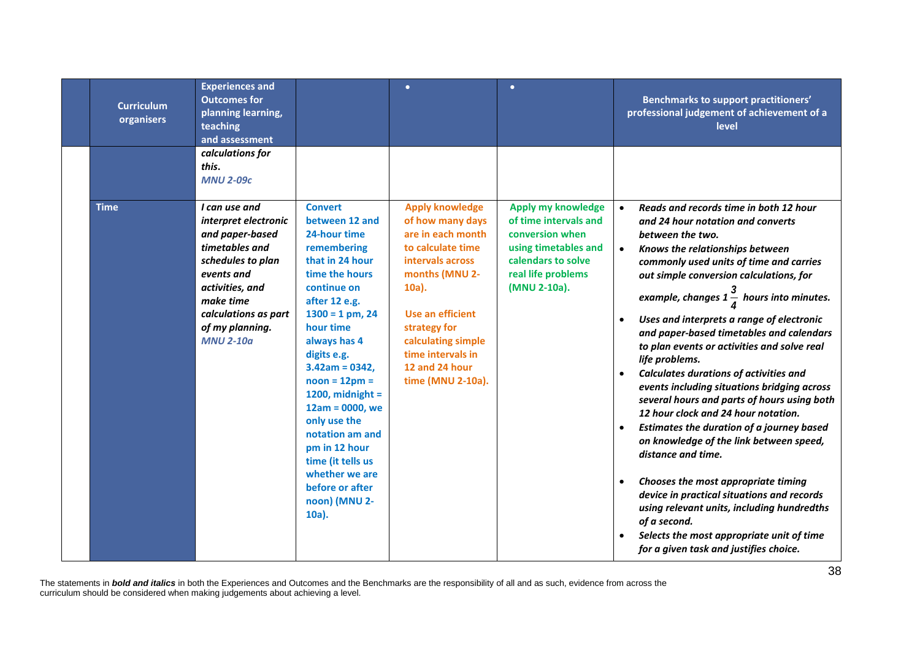| | Curriculum organisers | Experiences and Outcomes for planning learning, teaching and assessment | | • | • | Benchmarks to support practitioners' professional judgement of achievement of a level |
|---|---|---|---|---|---|---|
| | | ***calculations for this.*** ***MNU 2-09c*** | | | | |
| | **Time** | ***I can use and interpret electronic and paper-based timetables and schedules to plan events and activities, and make time calculations as part of my planning.*** ***MNU 2-10a*** | **Convert between 12 and 24-hour time remembering that in 24 hour time the hours continue on after 12 e.g. 1300 = 1 pm, 24 hour time always has 4 digits e.g. 3.42am = 0342, noon = 12pm = 1200, midnight = 12am = 0000, we only use the notation am and pm in 12 hour time (it tells us whether we are before or after noon) (MNU 2-10a).** | **Apply knowledge of how many days are in each month to calculate time intervals across months (MNU 2-10a).** **Use an efficient strategy for calculating simple time intervals in 12 and 24 hour time (MNU 2-10a).** | **Apply my knowledge of time intervals and conversion when using timetables and calendars to solve real life problems (MNU 2-10a).** | • ***Reads and records time in both 12 hour and 24 hour notation and converts between the two.*** • ***Knows the relationships between commonly used units of time and carries out simple conversion calculations, for example, changes $1\frac{3}{4}$ hours into minutes.*** • ***Uses and interprets a range of electronic and paper-based timetables and calendars to plan events or activities and solve real life problems.*** • ***Calculates durations of activities and events including situations bridging across several hours and parts of hours using both 12 hour clock and 24 hour notation.*** • ***Estimates the duration of a journey based on knowledge of the link between speed, distance and time.*** • ***Chooses the most appropriate timing device in practical situations and records using relevant units, including hundredths of a second.*** • ***Selects the most appropriate unit of time for a given task and justifies choice.*** |

The statements in ***bold and italics*** in both the Experiences and Outcomes and the Benchmarks are the responsibility of all and as such, evidence from across the curriculum should be considered when making judgements about achieving a level.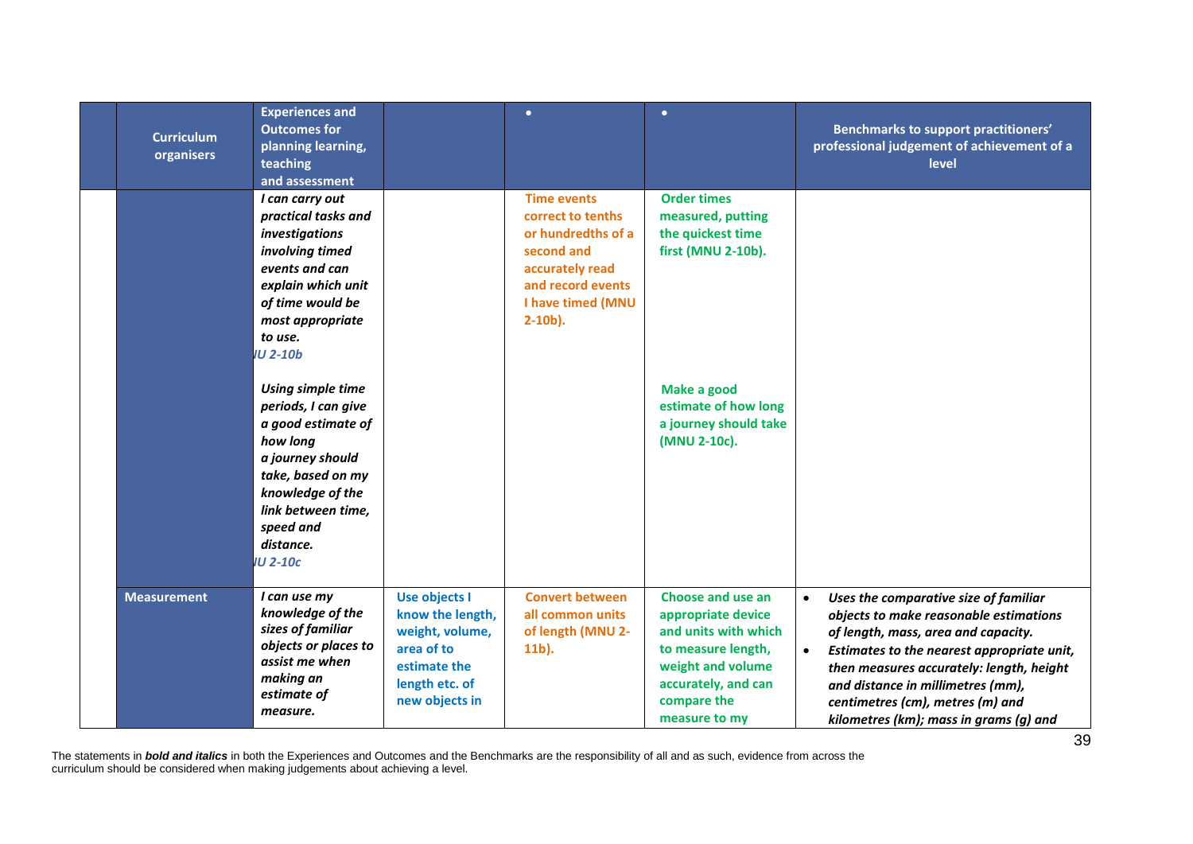| | Curriculum organisers | Experiences and Outcomes for planning learning, teaching and assessment | | • | • | Benchmarks to support practitioners' professional judgement of achievement of a level |
|---|---|---|---|---|---|---|
| | | ***I can carry out practical tasks and investigations involving timed events and can explain which unit of time would be most appropriate to use.*** *IU 2-10b* ***Using simple time periods, I can give a good estimate of how long a journey should take, based on my knowledge of the link between time, speed and distance.*** *IU 2-10c* | | **Time events correct to tenths or hundredths of a second and accurately read and record events I have timed (MNU 2-10b).** | **Order times measured, putting the quickest time first (MNU 2-10b).** **Make a good estimate of how long a journey should take (MNU 2-10c).** | |
| | **Measurement** | ***I can use my knowledge of the sizes of familiar objects or places to assist me when making an estimate of measure.*** | **Use objects I know the length, weight, volume, area of to estimate the length etc. of new objects in** | **Convert between all common units of length (MNU 2-11b).** | **Choose and use an appropriate device and units with which to measure length, weight and volume accurately, and can compare the measure to my** | • ***Uses the comparative size of familiar objects to make reasonable estimations of length, mass, area and capacity.*** • ***Estimates to the nearest appropriate unit, then measures accurately: length, height and distance in millimetres (mm), centimetres (cm), metres (m) and kilometres (km); mass in grams (g) and*** |

The statements in ***bold and italics*** in both the Experiences and Outcomes and the Benchmarks are the responsibility of all and as such, evidence from across the curriculum should be considered when making judgements about achieving a level.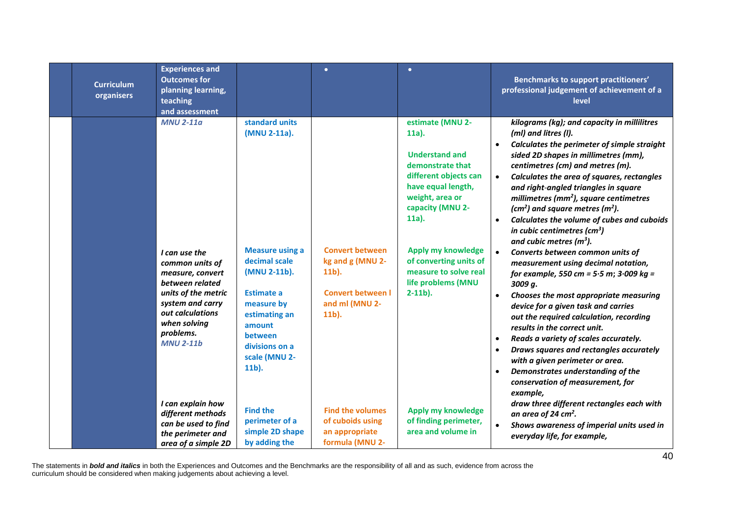| | Curriculum organisers | Experiences and Outcomes for planning learning, teaching and assessment | | • | • | Benchmarks to support practitioners' professional judgement of achievement of a level |
|---|---|---|---|---|---|---|
| | | *MNU 2-11a* | standard units (MNU 2-11a). | | estimate (MNU 2-11a).<br><br>Understand and demonstrate that different objects can have equal length, weight, area or capacity (MNU 2-11a). | ***kilograms (kg); and capacity in millilitres (ml) and litres (l).***<br>• ***Calculates the perimeter of simple straight sided 2D shapes in millimetres (mm), centimetres (cm) and metres (m).***<br>• ***Calculates the area of squares, rectangles and right-angled triangles in square millimetres ($mm^2$), square centimetres ($cm^2$) and square metres ($m^2$).***<br>• ***Calculates the volume of cubes and cuboids in cubic centimetres ($cm^3$) and cubic metres ($m^3$).*** |
| | | ***I can use the common units of measure, convert between related units of the metric system and carry out calculations when solving problems.***<br>*MNU 2-11b* | Measure using a decimal scale (MNU 2-11b).<br><br>Estimate a measure by estimating an amount between divisions on a scale (MNU 2-11b). | Convert between kg and g (MNU 2-11b).<br><br>Convert between l and ml (MNU 2-11b). | Apply my knowledge of converting units of measure to solve real life problems (MNU 2-11b). | • ***Converts between common units of measurement using decimal notation, for example, 550 cm = 5·5 m; 3·009 kg = 3009 g.***<br>• ***Chooses the most appropriate measuring device for a given task and carries out the required calculation, recording results in the correct unit.***<br>• ***Reads a variety of scales accurately.***<br>• ***Draws squares and rectangles accurately with a given perimeter or area.***<br>• ***Demonstrates understanding of the conservation of measurement, for example, draw three different rectangles each with an area of 24 $cm^2$.*** |
| | | ***I can explain how different methods can be used to find the perimeter and area of a simple 2D*** | Find the perimeter of a simple 2D shape by adding the | Find the volumes of cuboids using an appropriate formula (MNU 2- | Apply my knowledge of finding perimeter, area and volume in | • ***Shows awareness of imperial units used in everyday life, for example,*** |

The statements in ***bold and italics*** in both the Experiences and Outcomes and the Benchmarks are the responsibility of all and as such, evidence from across the curriculum should be considered when making judgements about achieving a level.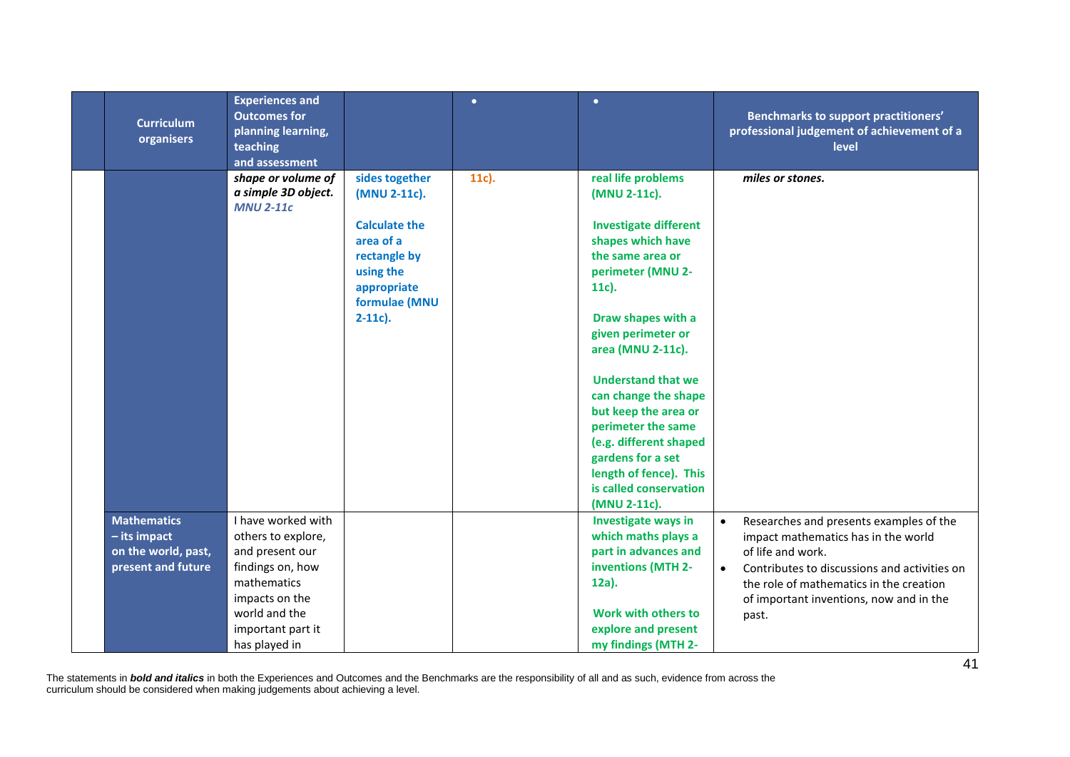| | Curriculum organisers | Experiences and Outcomes for planning learning, teaching and assessment | | • | • | Benchmarks to support practitioners' professional judgement of achievement of a level |
|---|---|---|---|---|---|---|
| | | ***shape or volume of a simple 3D object.*** ***MNU 2-11c*** | **sides together (MNU 2-11c).** **Calculate the area of a rectangle by using the appropriate formulae (MNU 2-11c).** | **11c).** | **real life problems (MNU 2-11c).** **Investigate different shapes which have the same area or perimeter (MNU 2-11c).** **Draw shapes with a given perimeter or area (MNU 2-11c).** **Understand that we can change the shape but keep the area or perimeter the same (e.g. different shaped gardens for a set length of fence). This is called conservation (MNU 2-11c).** | ***miles or stones.*** |
| | **Mathematics – its impact on the world, past, present and future** | I have worked with others to explore, and present our findings on, how mathematics impacts on the world and the important part it has played in | | | **Investigate ways in which maths plays a part in advances and inventions (MTH 2-12a).** **Work with others to explore and present my findings (MTH 2-** | • Researches and presents examples of the impact mathematics has in the world of life and work. • Contributes to discussions and activities on the role of mathematics in the creation of important inventions, now and in the past. |

The statements in ***bold and italics*** in both the Experiences and Outcomes and the Benchmarks are the responsibility of all and as such, evidence from across the curriculum should be considered when making judgements about achieving a level.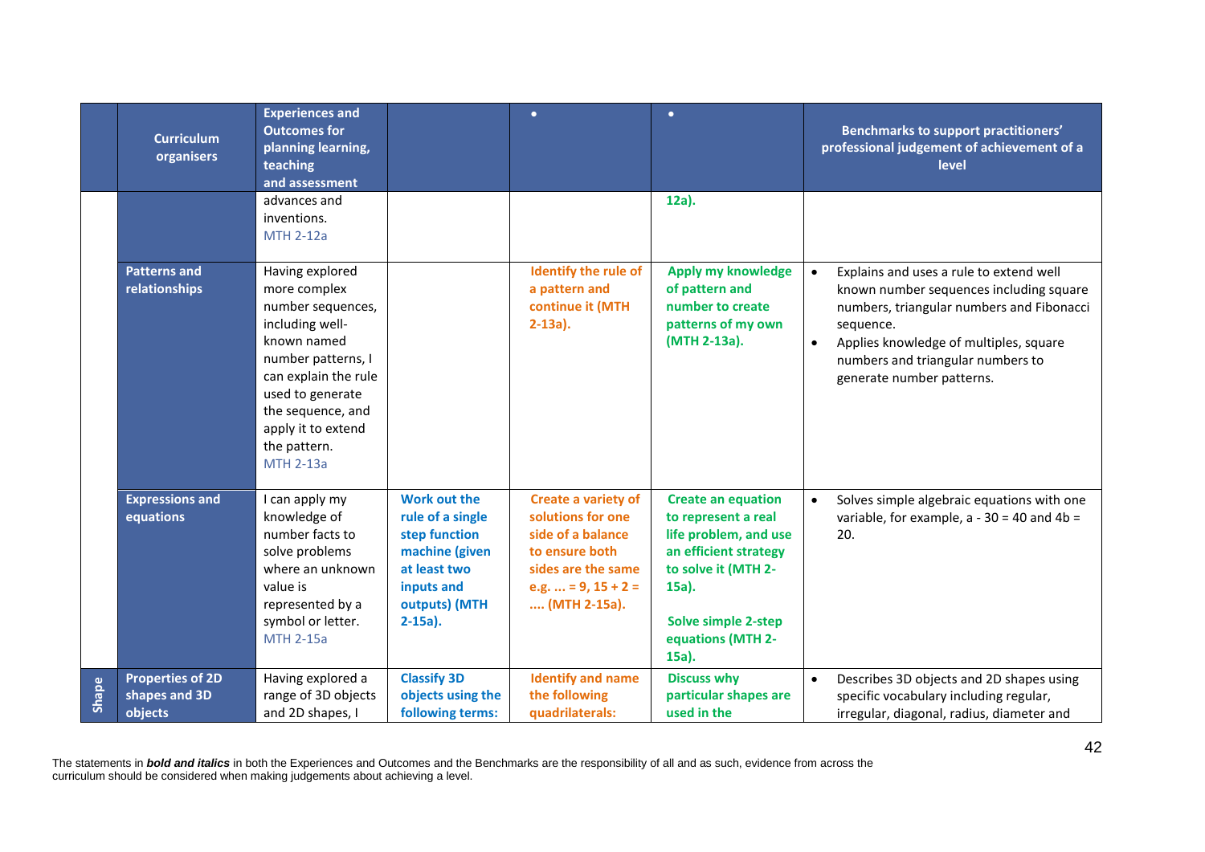| | Curriculum organisers | Experiences and Outcomes for planning learning, teaching and assessment | | • | • | Benchmarks to support practitioners' professional judgement of achievement of a level |
|---|---|---|---|---|---|---|
| | | advances and inventions. MTH 2-12a | | | **12a).** | |
| | **Patterns and relationships** | Having explored more complex number sequences, including well-known named number patterns, I can explain the rule used to generate the sequence, and apply it to extend the pattern. MTH 2-13a | | **Identify the rule of a pattern and continue it (MTH 2-13a).** | **Apply my knowledge of pattern and number to create patterns of my own (MTH 2-13a).** | • Explains and uses a rule to extend well known number sequences including square numbers, triangular numbers and Fibonacci sequence. • Applies knowledge of multiples, square numbers and triangular numbers to generate number patterns. |
| | **Expressions and equations** | I can apply my knowledge of number facts to solve problems where an unknown value is represented by a symbol or letter. MTH 2-15a | **Work out the rule of a single step function machine (given at least two inputs and outputs) (MTH 2-15a).** | **Create a variety of solutions for one side of a balance to ensure both sides are the same e.g. ... = 9, 15 + 2 = .... (MTH 2-15a).** | **Create an equation to represent a real life problem, and use an efficient strategy to solve it (MTH 2-15a).** **Solve simple 2-step equations (MTH 2-15a).** | • Solves simple algebraic equations with one variable, for example, a - 30 = 40 and 4b = 20. |
| Shape | **Properties of 2D shapes and 3D objects** | Having explored a range of 3D objects and 2D shapes, I | **Classify 3D objects using the following terms:** | **Identify and name the following quadrilaterals:** | **Discuss why particular shapes are used in the** | • Describes 3D objects and 2D shapes using specific vocabulary including regular, irregular, diagonal, radius, diameter and |

The statements in ***bold and italics*** in both the Experiences and Outcomes and the Benchmarks are the responsibility of all and as such, evidence from across the curriculum should be considered when making judgements about achieving a level.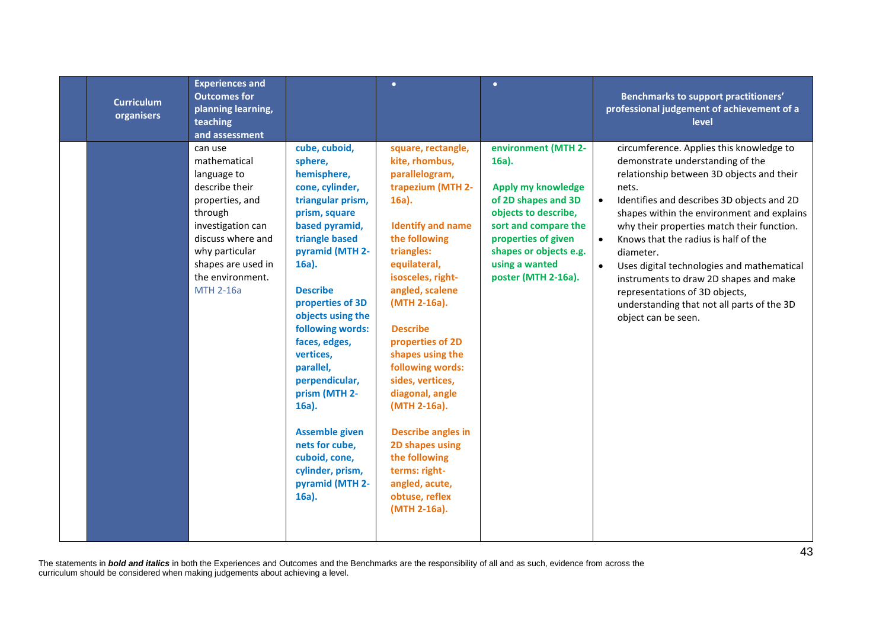| | Curriculum organisers | Experiences and Outcomes for planning learning, teaching and assessment | | • | • | Benchmarks to support practitioners' professional judgement of achievement of a level |
|---|---|---|---|---|---|---|
| | | can use mathematical language to describe their properties, and through investigation can discuss where and why particular shapes are used in the environment. MTH 2-16a | **cube, cuboid, sphere, hemisphere, cone, cylinder, triangular prism, prism, square based pyramid, triangle based pyramid (MTH 2-16a).** <br><br> **Describe properties of 3D objects using the following words: faces, edges, vertices, parallel, perpendicular, prism (MTH 2-16a).** <br><br> **Assemble given nets for cube, cuboid, cone, cylinder, prism, pyramid (MTH 2-16a).** | **square, rectangle, kite, rhombus, parallelogram, trapezium (MTH 2-16a).** <br><br> **Identify and name the following triangles: equilateral, isosceles, right-angled, scalene (MTH 2-16a).** <br><br> **Describe properties of 2D shapes using the following words: sides, vertices, diagonal, angle (MTH 2-16a).** <br><br> **Describe angles in 2D shapes using the following terms: right-angled, acute, obtuse, reflex (MTH 2-16a).** | **environment (MTH 2-16a).** <br><br> **Apply my knowledge of 2D shapes and 3D objects to describe, sort and compare the properties of given shapes or objects e.g. using a wanted poster (MTH 2-16a).** | circumference. Applies this knowledge to demonstrate understanding of the relationship between 3D objects and their nets. <br> • Identifies and describes 3D objects and 2D shapes within the environment and explains why their properties match their function. <br> • Knows that the radius is half of the diameter. <br> • Uses digital technologies and mathematical instruments to draw 2D shapes and make representations of 3D objects, understanding that not all parts of the 3D object can be seen. |

The statements in ***bold and italics*** in both the Experiences and Outcomes and the Benchmarks are the responsibility of all and as such, evidence from across the curriculum should be considered when making judgements about achieving a level.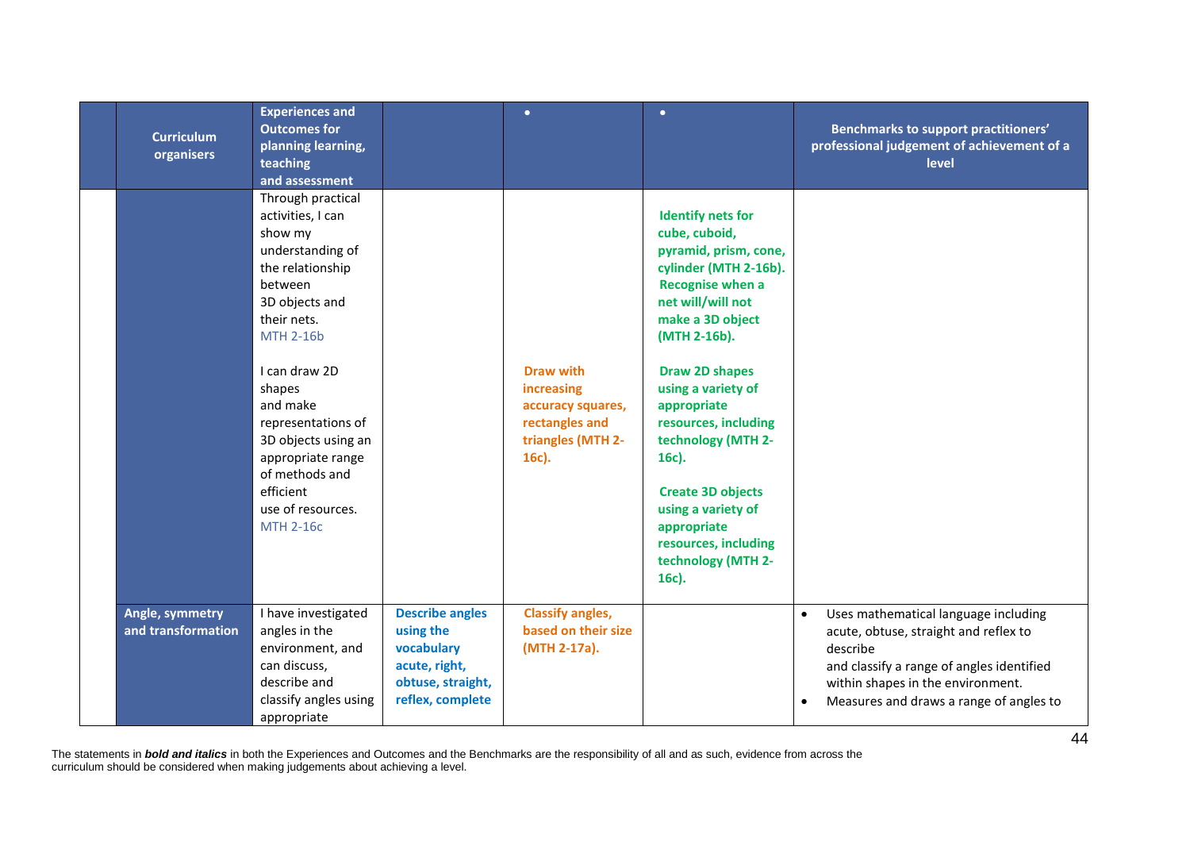| | Curriculum organisers | Experiences and Outcomes for planning learning, teaching and assessment | | • | • | Benchmarks to support practitioners' professional judgement of achievement of a level |
|---|---|---|---|---|---|---|
| | | Through practical activities, I can show my understanding of the relationship between 3D objects and their nets. MTH 2-16b<br><br>I can draw 2D shapes and make representations of 3D objects using an appropriate range of methods and efficient use of resources. MTH 2-16c | | **Draw with increasing accuracy squares, rectangles and triangles (MTH 2-16c).** | **Identify nets for cube, cuboid, pyramid, prism, cone, cylinder (MTH 2-16b). Recognise when a net will/will not make a 3D object (MTH 2-16b).**<br><br>**Draw 2D shapes using a variety of appropriate resources, including technology (MTH 2-16c).**<br><br>**Create 3D objects using a variety of appropriate resources, including technology (MTH 2-16c).** | |
| | **Angle, symmetry and transformation** | I have investigated angles in the environment, and can discuss, describe and classify angles using appropriate | **Describe angles using the vocabulary acute, right, obtuse, straight, reflex, complete** | **Classify angles, based on their size (MTH 2-17a).** | | • Uses mathematical language including acute, obtuse, straight and reflex to describe and classify a range of angles identified within shapes in the environment.<br>• Measures and draws a range of angles to |

The statements in ***bold and italics*** in both the Experiences and Outcomes and the Benchmarks are the responsibility of all and as such, evidence from across the curriculum should be considered when making judgements about achieving a level.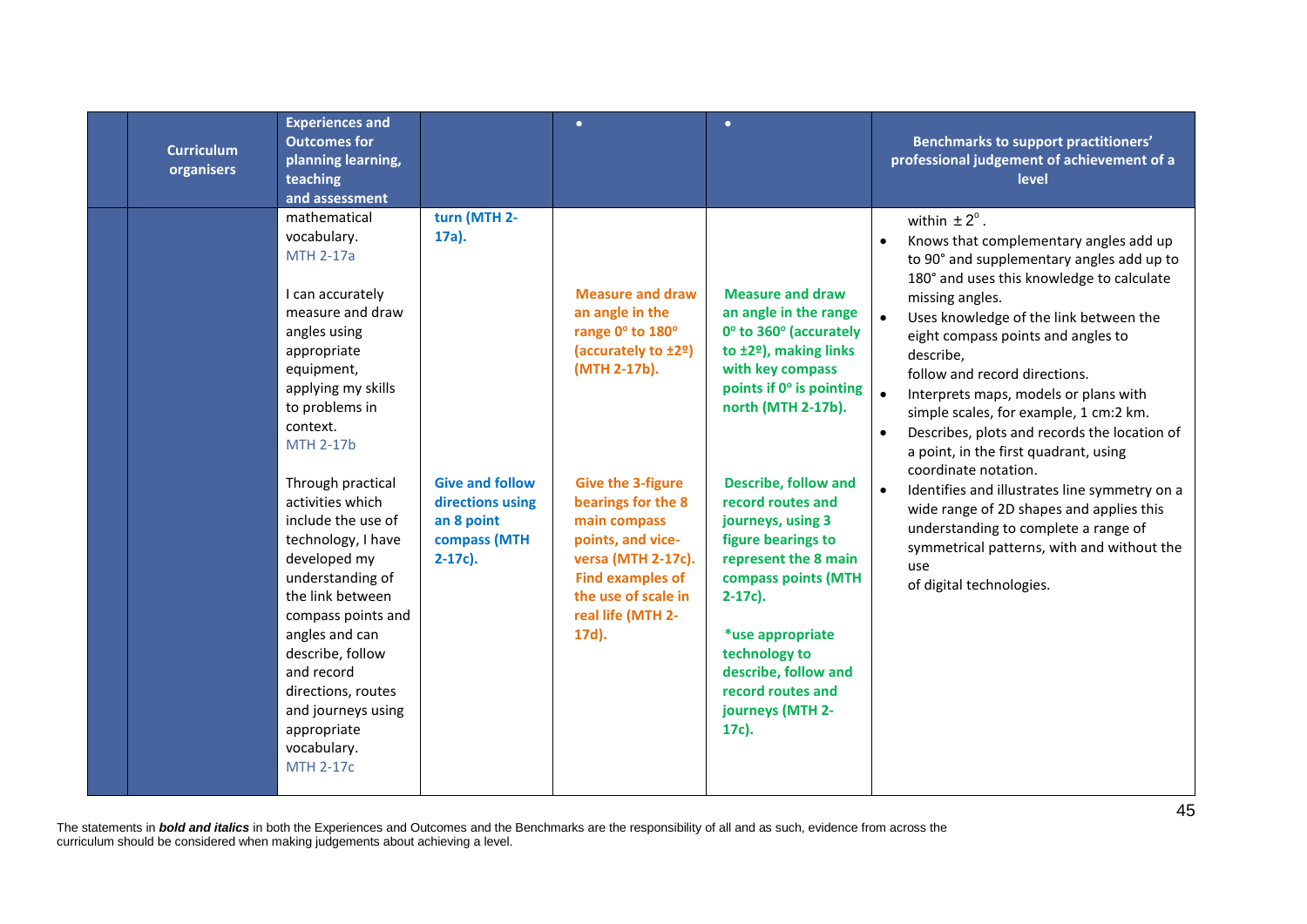| | Curriculum organisers | Experiences and Outcomes for planning learning, teaching and assessment | | • | • | Benchmarks to support practitioners' professional judgement of achievement of a level |
|---|---|---|---|---|---|---|
| | | mathematical vocabulary.<br>MTH 2-17a<br><br>I can accurately measure and draw angles using appropriate equipment, applying my skills to problems in context.<br>MTH 2-17b<br><br>Through practical activities which include the use of technology, I have developed my understanding of the link between compass points and angles and can describe, follow and record directions, routes and journeys using appropriate vocabulary.<br>MTH 2-17c | **turn (MTH 2-17a).**<br><br>**Give and follow directions using an 8 point compass (MTH 2-17c).** | **Measure and draw an angle in the range 0º to 180º (accurately to ±2º) (MTH 2-17b).**<br><br>**Give the 3-figure bearings for the 8 main compass points, and vice-versa (MTH 2-17c). Find examples of the use of scale in real life (MTH 2-17d).** | **Measure and draw an angle in the range 0º to 360º (accurately to ±2º), making links with key compass points if 0º is pointing north (MTH 2-17b).**<br><br>**Describe, follow and record routes and journeys, using 3 figure bearings to represent the 8 main compass points (MTH 2-17c).**<br><br>**\*use appropriate technology to describe, follow and record routes and journeys (MTH 2-17c).** | within $\pm 2^{\circ}$.<br>• Knows that complementary angles add up to 90° and supplementary angles add up to 180° and uses this knowledge to calculate missing angles.<br>• Uses knowledge of the link between the eight compass points and angles to describe, follow and record directions.<br>• Interprets maps, models or plans with simple scales, for example, 1 cm:2 km.<br>• Describes, plots and records the location of a point, in the first quadrant, using coordinate notation.<br>• Identifies and illustrates line symmetry on a wide range of 2D shapes and applies this understanding to complete a range of symmetrical patterns, with and without the use of digital technologies. |

The statements in ***bold and italics*** in both the Experiences and Outcomes and the Benchmarks are the responsibility of all and as such, evidence from across the curriculum should be considered when making judgements about achieving a level.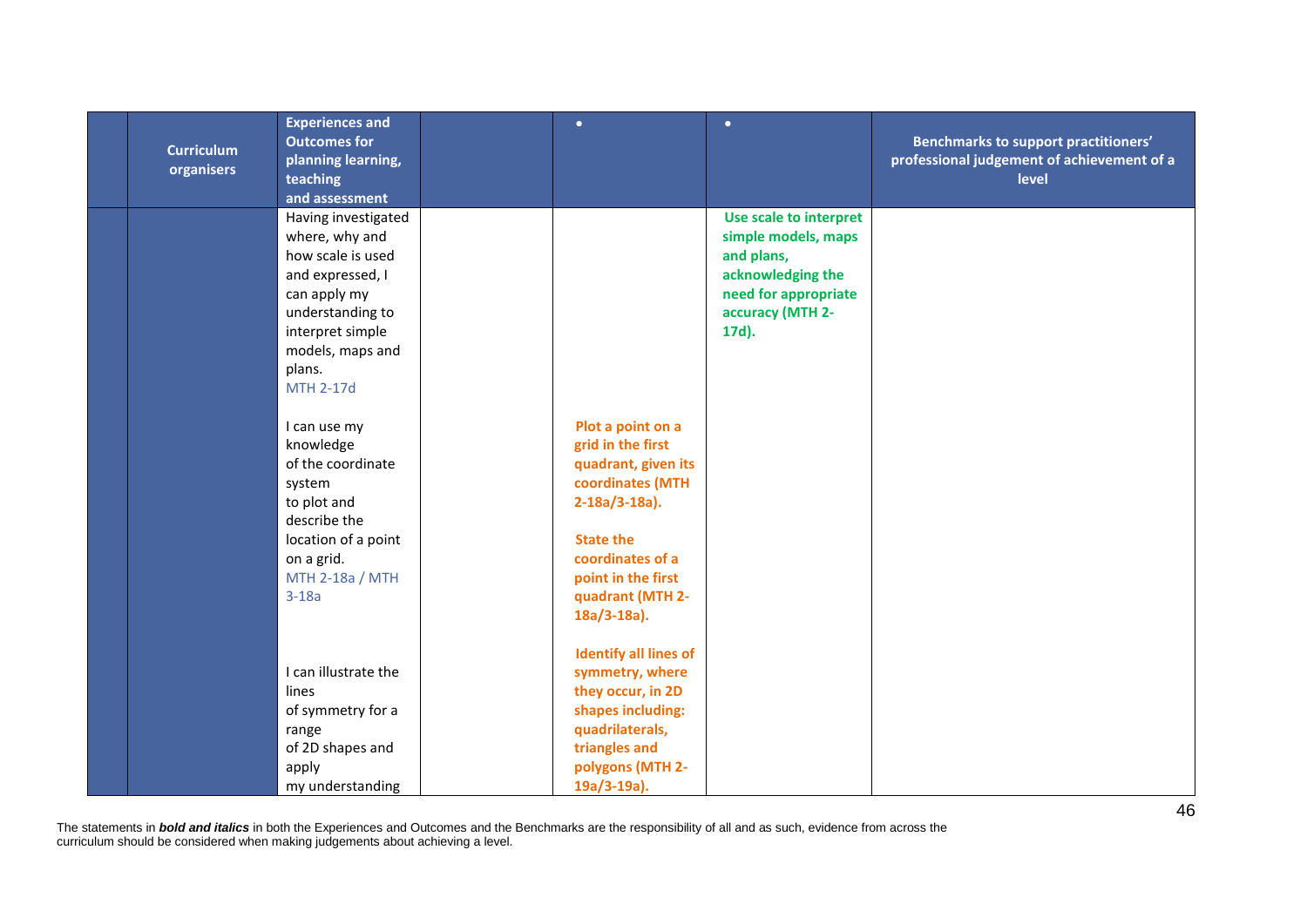| | Curriculum organisers | Experiences and Outcomes for planning learning, teaching and assessment | | • | • | Benchmarks to support practitioners' professional judgement of achievement of a level |
|---|---|---|---|---|---|---|
| | | Having investigated where, why and how scale is used and expressed, I can apply my understanding to interpret simple models, maps and plans. MTH 2-17d | | | **Use scale to interpret simple models, maps and plans, acknowledging the need for appropriate accuracy (MTH 2-17d).** | |
| | | I can use my knowledge of the coordinate system to plot and describe the location of a point on a grid. MTH 2-18a / MTH 3-18a | | **Plot a point on a grid in the first quadrant, given its coordinates (MTH 2-18a/3-18a).**<br><br>**State the coordinates of a point in the first quadrant (MTH 2-18a/3-18a).** | | |
| | | I can illustrate the lines of symmetry for a range of 2D shapes and apply my understanding | | **Identify all lines of symmetry, where they occur, in 2D shapes including: quadrilaterals, triangles and polygons (MTH 2-19a/3-19a).** | | |

The statements in ***bold and italics*** in both the Experiences and Outcomes and the Benchmarks are the responsibility of all and as such, evidence from across the curriculum should be considered when making judgements about achieving a level.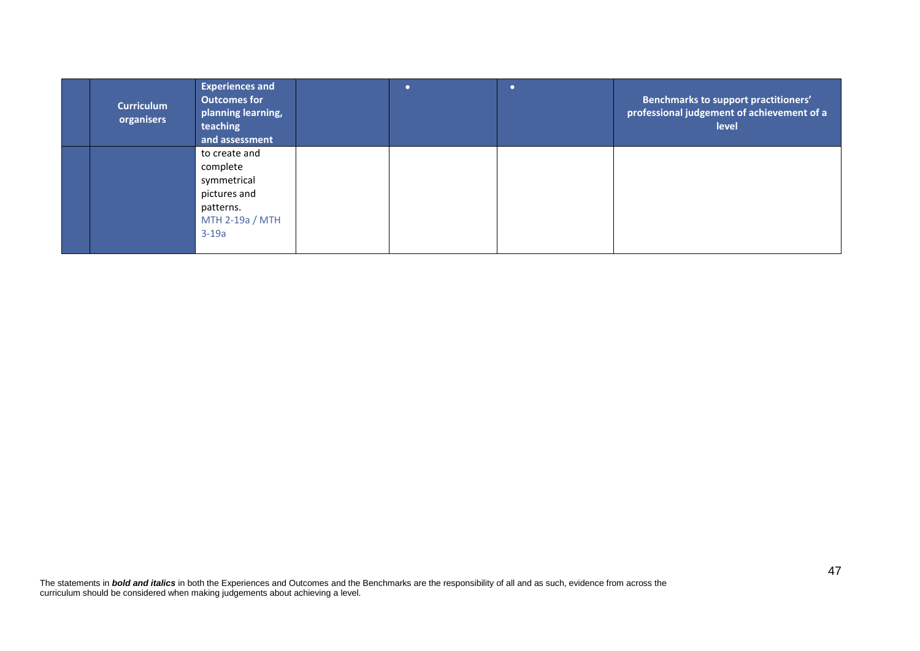| | Curriculum organisers | Experiences and Outcomes for planning learning, teaching and assessment | | • | • | Benchmarks to support practitioners' professional judgement of achievement of a level |
|---|---|---|---|---|---|---|
| | | to create and complete symmetrical pictures and patterns. MTH 2-19a / MTH 3-19a | | | | |

The statements in ***bold and italics*** in both the Experiences and Outcomes and the Benchmarks are the responsibility of all and as such, evidence from across the curriculum should be considered when making judgements about achieving a level.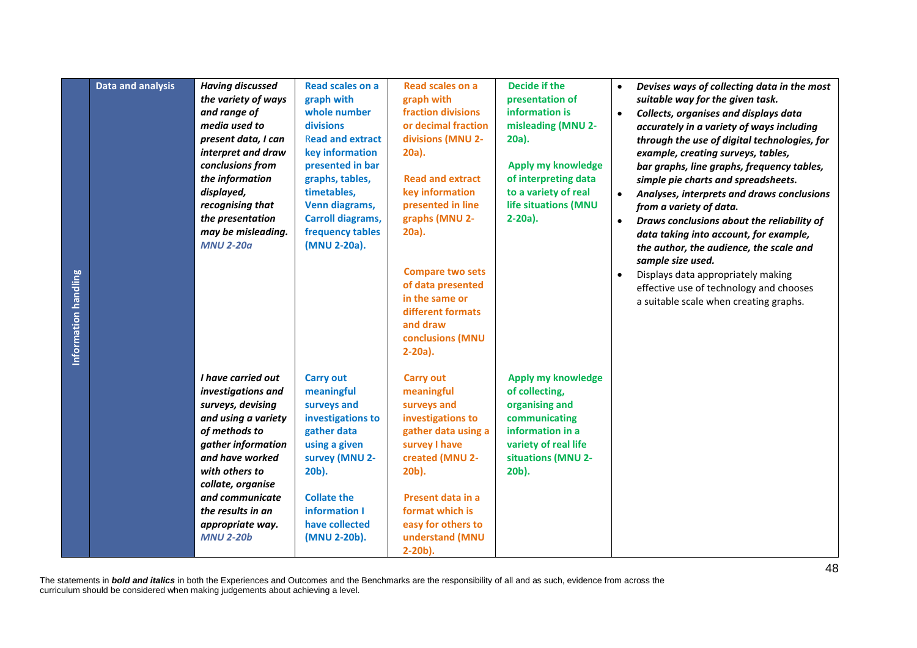| Information handling | Data and analysis | ***Having discussed the variety of ways and range of media used to present data, I can interpret and draw conclusions from the information displayed, recognising that the presentation may be misleading.*** ***MNU 2-20a*** | **Read scales on a graph with whole number divisions** **Read and extract key information presented in bar graphs, tables, timetables, Venn diagrams, Carroll diagrams, frequency tables (MNU 2-20a).** | **Read scales on a graph with fraction divisions or decimal fraction divisions (MNU 2-20a).** **Read and extract key information presented in line graphs (MNU 2-20a).** **Compare two sets of data presented in the same or different formats and draw conclusions (MNU 2-20a).** | **Decide if the presentation of information is misleading (MNU 2-20a).** **Apply my knowledge of interpreting data to a variety of real life situations (MNU 2-20a).** | • ***Devises ways of collecting data in the most suitable way for the given task.*** • ***Collects, organises and displays data accurately in a variety of ways including through the use of digital technologies, for example, creating surveys, tables, bar graphs, line graphs, frequency tables, simple pie charts and spreadsheets.*** • ***Analyses, interprets and draws conclusions from a variety of data.*** • ***Draws conclusions about the reliability of data taking into account, for example, the author, the audience, the scale and sample size used.*** • Displays data appropriately making effective use of technology and chooses a suitable scale when creating graphs. |
|---|---|---|---|---|---|---|
| | | ***I have carried out investigations and surveys, devising and using a variety of methods to gather information and have worked with others to collate, organise and communicate the results in an appropriate way.*** ***MNU 2-20b*** | **Carry out meaningful surveys and investigations to gather data using a given survey (MNU 2-20b).** **Collate the information I have collected (MNU 2-20b).** | **Carry out meaningful surveys and investigations to gather data using a survey I have created (MNU 2-20b).** **Present data in a format which is easy for others to understand (MNU 2-20b).** | **Apply my knowledge of collecting, organising and communicating information in a variety of real life situations (MNU 2-20b).** | |

The statements in ***bold and italics*** in both the Experiences and Outcomes and the Benchmarks are the responsibility of all and as such, evidence from across the curriculum should be considered when making judgements about achieving a level.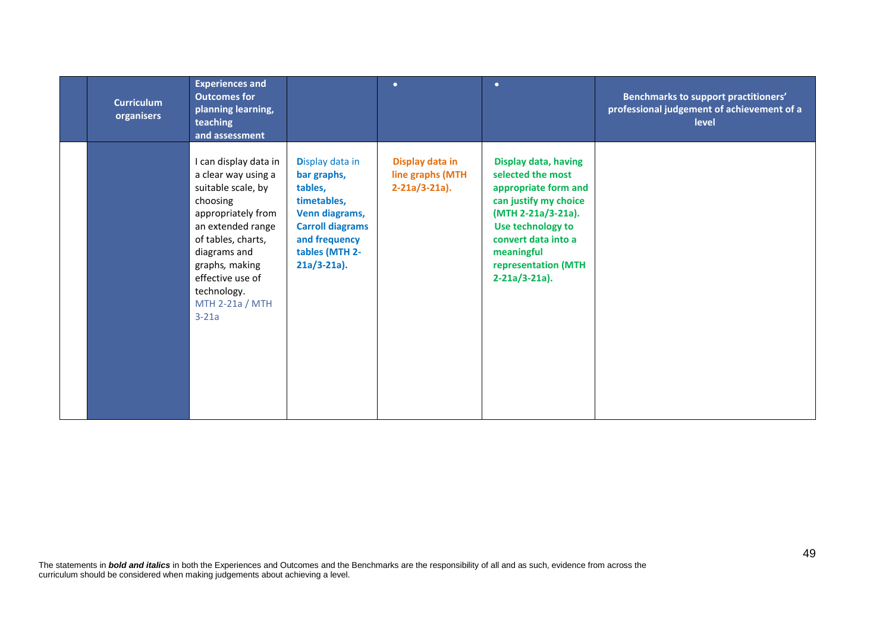| | Curriculum organisers | Experiences and Outcomes for planning learning, teaching and assessment | | • | • | Benchmarks to support practitioners' professional judgement of achievement of a level |
|---|---|---|---|---|---|---|
| | | I can display data in a clear way using a suitable scale, by choosing appropriately from an extended range of tables, charts, diagrams and graphs, making effective use of technology. MTH 2-21a / MTH 3-21a | Display data in **bar graphs, tables, timetables, Venn diagrams, Carroll diagrams and frequency tables (MTH 2-21a/3-21a).** | **Display data in line graphs (MTH 2-21a/3-21a).** | **Display data, having selected the most appropriate form and can justify my choice (MTH 2-21a/3-21a). Use technology to convert data into a meaningful representation (MTH 2-21a/3-21a).** | |

The statements in ***bold and italics*** in both the Experiences and Outcomes and the Benchmarks are the responsibility of all and as such, evidence from across the curriculum should be considered when making judgements about achieving a level.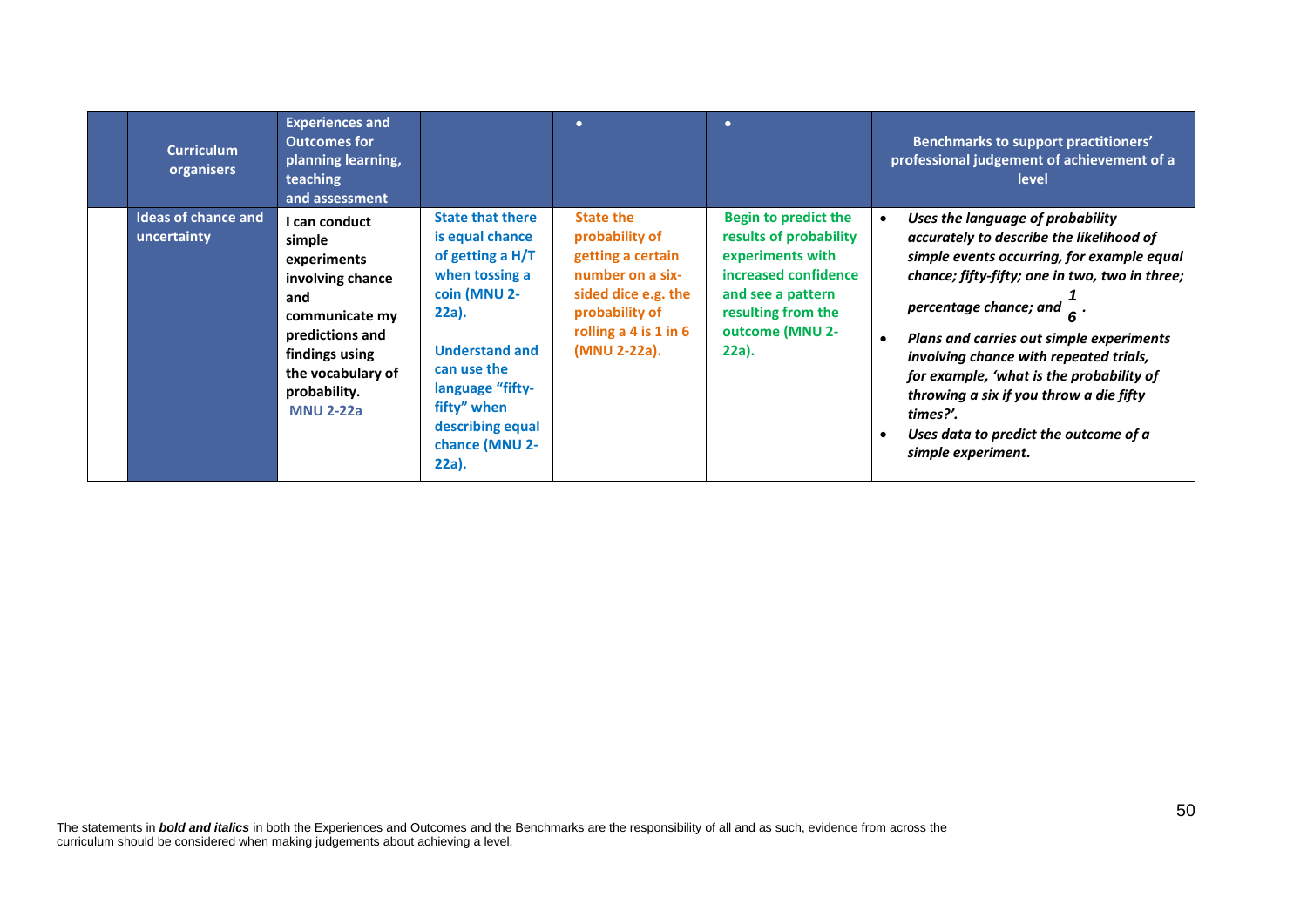| | Curriculum organisers | Experiences and Outcomes for planning learning, teaching and assessment | | • | • | Benchmarks to support practitioners' professional judgement of achievement of a level |
|---|---|---|---|---|---|---|
| | Ideas of chance and uncertainty | I can conduct simple experiments involving chance and communicate my predictions and findings using the vocabulary of probability. **MNU 2-22a** | **State that there is equal chance of getting a H/T when tossing a coin (MNU 2-22a).** <br><br> **Understand and can use the language "fifty-fifty" when describing equal chance (MNU 2-22a).** | **State the probability of getting a certain number on a six-sided dice e.g. the probability of rolling a 4 is 1 in 6 (MNU 2-22a).** | **Begin to predict the results of probability experiments with increased confidence and see a pattern resulting from the outcome (MNU 2-22a).** | • ***Uses the language of probability accurately to describe the likelihood of simple events occurring, for example equal chance; fifty-fifty; one in two, two in three; percentage chance; and*** $\frac{1}{6}$. <br> • ***Plans and carries out simple experiments involving chance with repeated trials, for example, 'what is the probability of throwing a six if you throw a die fifty times?'.*** <br> • ***Uses data to predict the outcome of a simple experiment.*** |

The statements in ***bold and italics*** in both the Experiences and Outcomes and the Benchmarks are the responsibility of all and as such, evidence from across the curriculum should be considered when making judgements about achieving a level.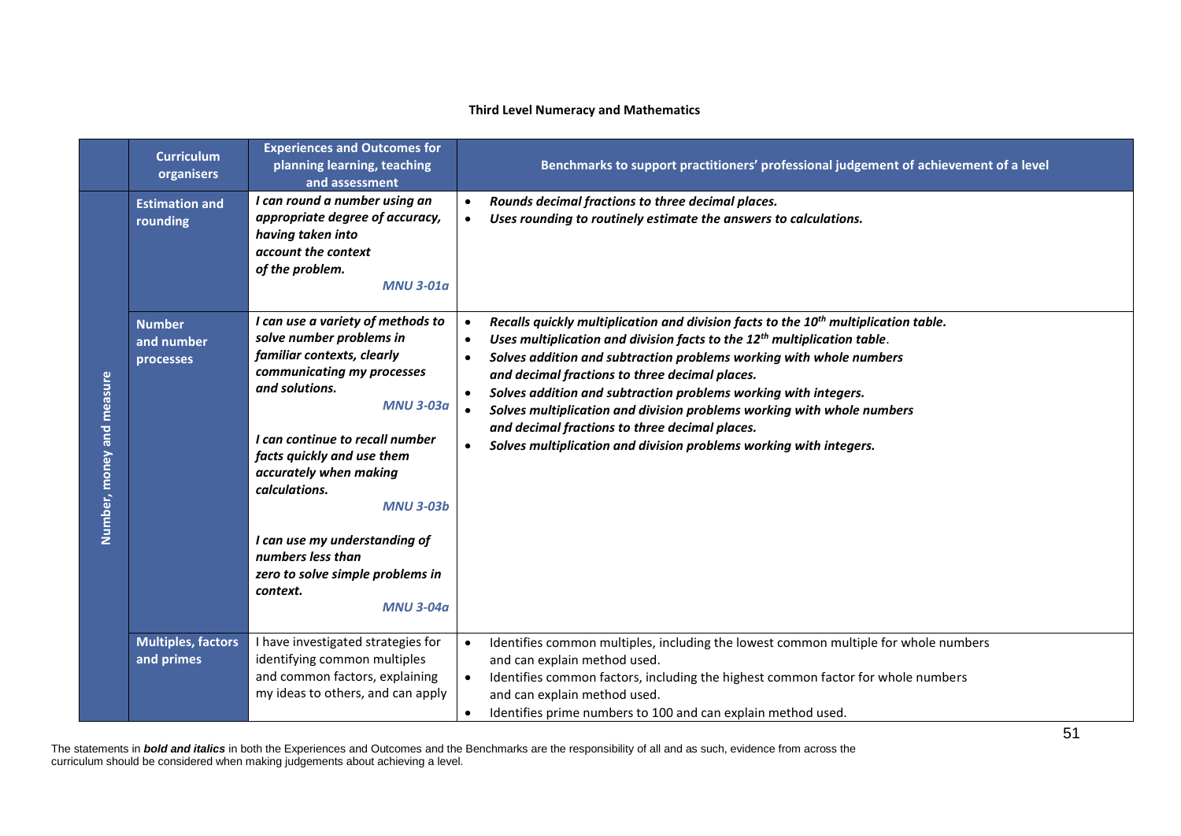**Third Level Numeracy and Mathematics**

| | Curriculum organisers | Experiences and Outcomes for planning learning, teaching and assessment | Benchmarks to support practitioners' professional judgement of achievement of a level |
|---|---|---|---|
| Number, money and measure | Estimation and rounding | ***I can round a number using an appropriate degree of accuracy, having taken into account the context of the problem.*** ***MNU 3-01a*** | • ***Rounds decimal fractions to three decimal places.*** <br> • ***Uses rounding to routinely estimate the answers to calculations.*** |
| | Number and number processes | ***I can use a variety of methods to solve number problems in familiar contexts, clearly communicating my processes and solutions.*** ***MNU 3-03a*** <br><br> ***I can continue to recall number facts quickly and use them accurately when making calculations.*** ***MNU 3-03b*** <br><br> ***I can use my understanding of numbers less than zero to solve simple problems in context.*** ***MNU 3-04a*** | • ***Recalls quickly multiplication and division facts to the 10th multiplication table.*** <br> • ***Uses multiplication and division facts to the 12th multiplication table.*** <br> • ***Solves addition and subtraction problems working with whole numbers and decimal fractions to three decimal places.*** <br> • ***Solves addition and subtraction problems working with integers.*** <br> • ***Solves multiplication and division problems working with whole numbers and decimal fractions to three decimal places.*** <br> • ***Solves multiplication and division problems working with integers.*** |
| | Multiples, factors and primes | I have investigated strategies for identifying common multiples and common factors, explaining my ideas to others, and can apply | • Identifies common multiples, including the lowest common multiple for whole numbers and can explain method used. <br> • Identifies common factors, including the highest common factor for whole numbers and can explain method used. <br> • Identifies prime numbers to 100 and can explain method used. |

The statements in ***bold and italics*** in both the Experiences and Outcomes and the Benchmarks are the responsibility of all and as such, evidence from across the curriculum should be considered when making judgements about achieving a level.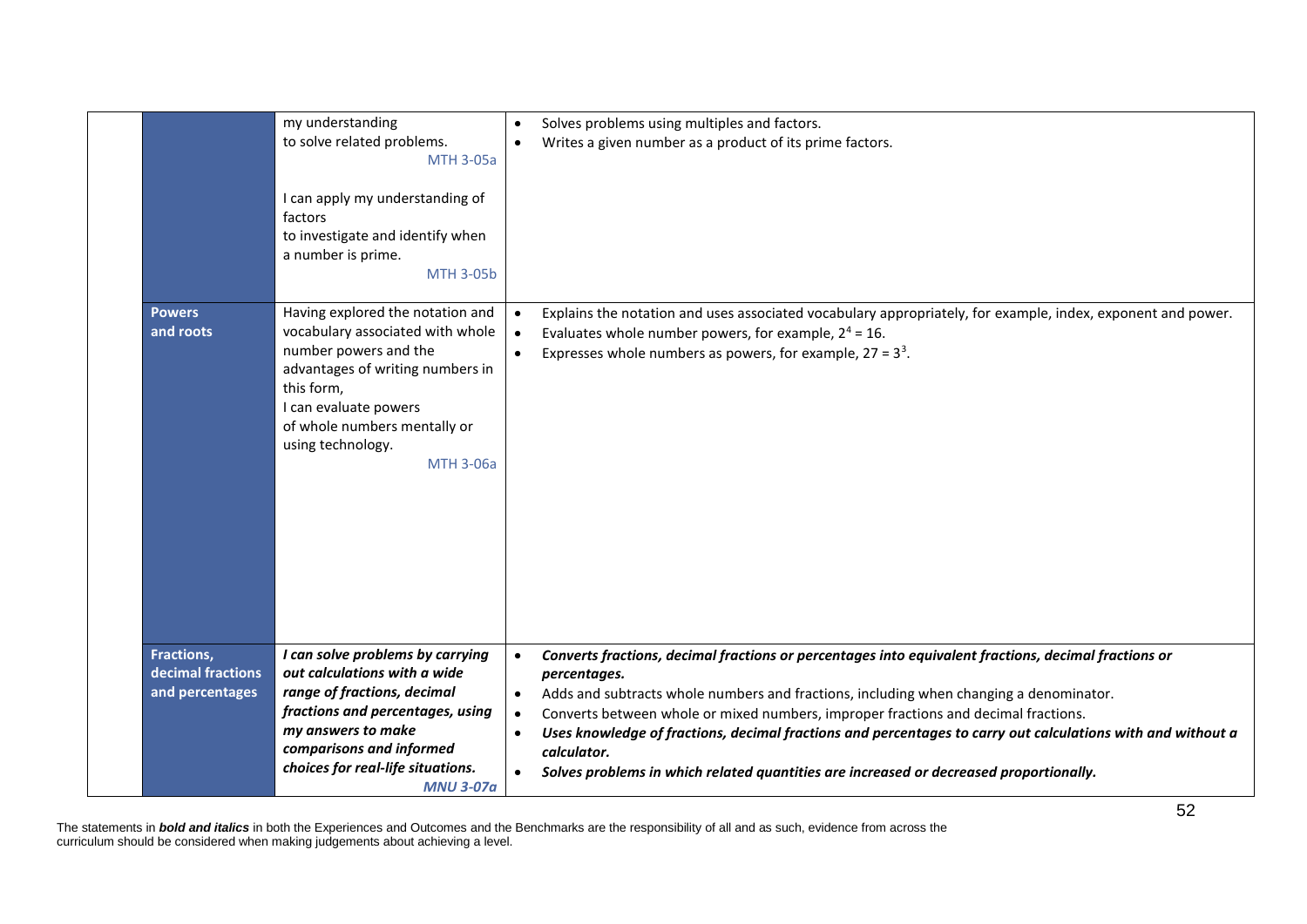| | | | |
|---|---|---|---|
| | | my understanding to solve related problems. MTH 3-05a<br><br>I can apply my understanding of factors to investigate and identify when a number is prime. MTH 3-05b | • Solves problems using multiples and factors.<br>• Writes a given number as a product of its prime factors. |
| | **Powers and roots** | Having explored the notation and vocabulary associated with whole number powers and the advantages of writing numbers in this form, I can evaluate powers of whole numbers mentally or using technology. MTH 3-06a | • Explains the notation and uses associated vocabulary appropriately, for example, index, exponent and power.<br>• Evaluates whole number powers, for example, $2^4 = 16$.<br>• Expresses whole numbers as powers, for example, $27 = 3^3$. |
| | **Fractions, decimal fractions and percentages** | ***I can solve problems by carrying out calculations with a wide range of fractions, decimal fractions and percentages, using my answers to make comparisons and informed choices for real-life situations. MNU 3-07a*** | • ***Converts fractions, decimal fractions or percentages into equivalent fractions, decimal fractions or percentages.***<br>• Adds and subtracts whole numbers and fractions, including when changing a denominator.<br>• Converts between whole or mixed numbers, improper fractions and decimal fractions.<br>• ***Uses knowledge of fractions, decimal fractions and percentages to carry out calculations with and without a calculator.***<br>• ***Solves problems in which related quantities are increased or decreased proportionally.*** |

The statements in ***bold and italics*** in both the Experiences and Outcomes and the Benchmarks are the responsibility of all and as such, evidence from across the curriculum should be considered when making judgements about achieving a level.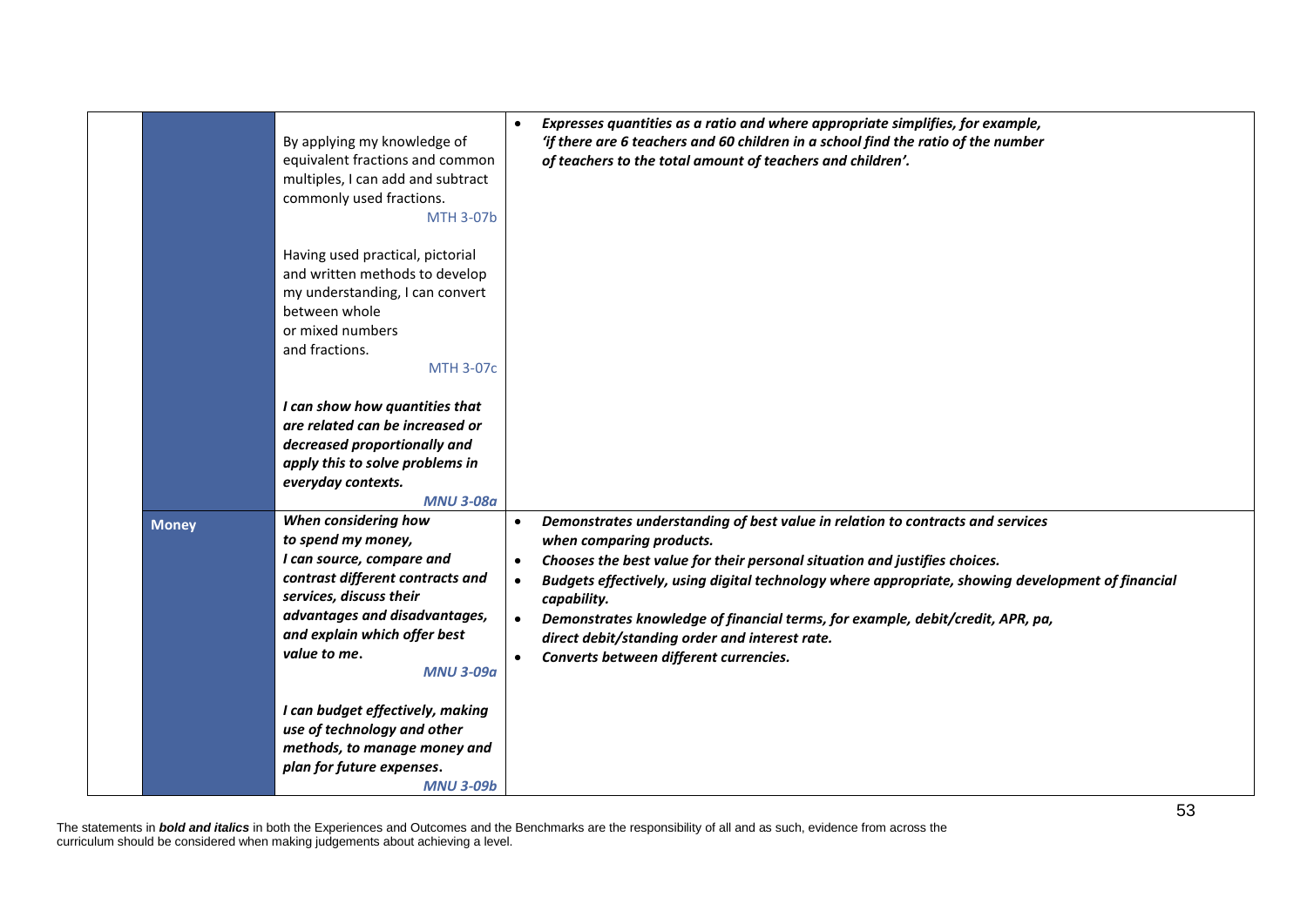| | | | |
|---|---|---|---|
| | | By applying my knowledge of equivalent fractions and common multiples, I can add and subtract commonly used fractions. MTH 3-07b<br><br>Having used practical, pictorial and written methods to develop my understanding, I can convert between whole or mixed numbers and fractions. MTH 3-07c<br><br>***I can show how quantities that are related can be increased or decreased proportionally and apply this to solve problems in everyday contexts.*** ***MNU 3-08a*** | • ***Expresses quantities as a ratio and where appropriate simplifies, for example, 'if there are 6 teachers and 60 children in a school find the ratio of the number of teachers to the total amount of teachers and children'.*** |
| | **Money** | ***When considering how to spend my money, I can source, compare and contrast different contracts and services, discuss their advantages and disadvantages, and explain which offer best value to me.*** ***MNU 3-09a***<br><br>***I can budget effectively, making use of technology and other methods, to manage money and plan for future expenses.*** ***MNU 3-09b*** | • ***Demonstrates understanding of best value in relation to contracts and services when comparing products.***<br>• ***Chooses the best value for their personal situation and justifies choices.***<br>• ***Budgets effectively, using digital technology where appropriate, showing development of financial capability.***<br>• ***Demonstrates knowledge of financial terms, for example, debit/credit, APR, pa, direct debit/standing order and interest rate.***<br>• ***Converts between different currencies.*** |

The statements in ***bold and italics*** in both the Experiences and Outcomes and the Benchmarks are the responsibility of all and as such, evidence from across the curriculum should be considered when making judgements about achieving a level.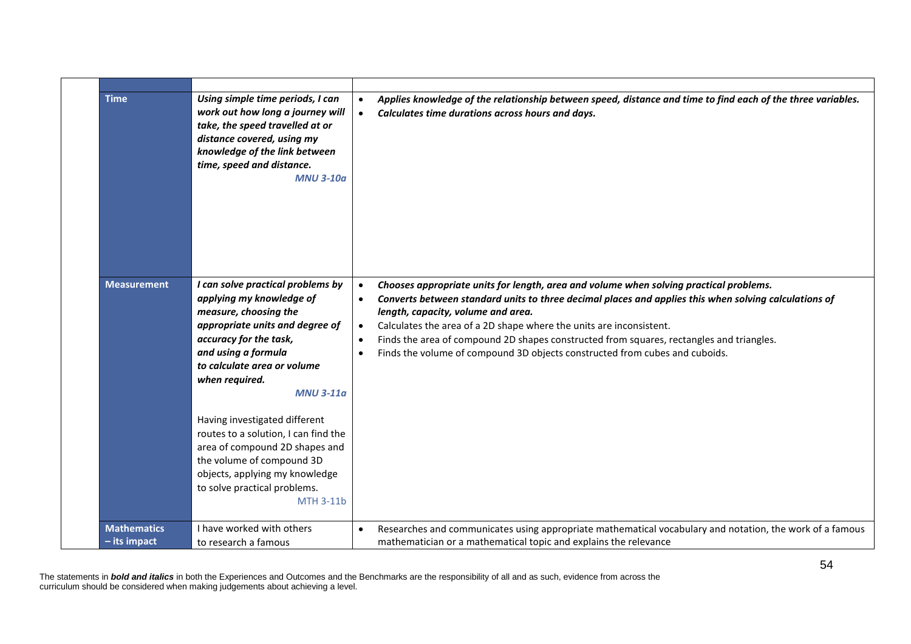| | | |
|---|---|---|
| **Time** | ***Using simple time periods, I can work out how long a journey will take, the speed travelled at or distance covered, using my knowledge of the link between time, speed and distance.*** ***MNU 3-10a*** | • ***Applies knowledge of the relationship between speed, distance and time to find each of the three variables.*** <br> • ***Calculates time durations across hours and days.*** |
| **Measurement** | ***I can solve practical problems by applying my knowledge of measure, choosing the appropriate units and degree of accuracy for the task, and using a formula to calculate area or volume when required.*** ***MNU 3-11a*** <br><br> Having investigated different routes to a solution, I can find the area of compound 2D shapes and the volume of compound 3D objects, applying my knowledge to solve practical problems. MTH 3-11b | • ***Chooses appropriate units for length, area and volume when solving practical problems.*** <br> • ***Converts between standard units to three decimal places and applies this when solving calculations of length, capacity, volume and area.*** <br> • Calculates the area of a 2D shape where the units are inconsistent. <br> • Finds the area of compound 2D shapes constructed from squares, rectangles and triangles. <br> • Finds the volume of compound 3D objects constructed from cubes and cuboids. |
| **Mathematics – its impact** | I have worked with others to research a famous | • Researches and communicates using appropriate mathematical vocabulary and notation, the work of a famous mathematician or a mathematical topic and explains the relevance |

The statements in ***bold and italics*** in both the Experiences and Outcomes and the Benchmarks are the responsibility of all and as such, evidence from across the curriculum should be considered when making judgements about achieving a level.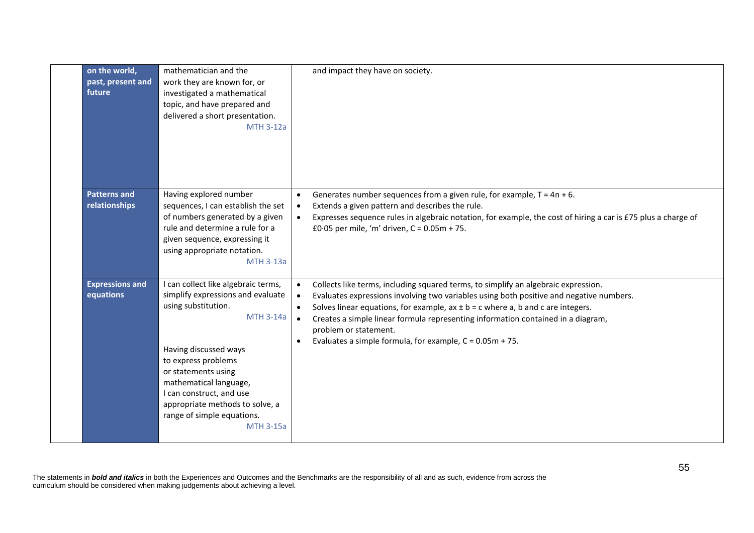| | | | |
|---|---|---|---|
| | **on the world, past, present and future** | mathematician and the work they are known for, or investigated a mathematical topic, and have prepared and delivered a short presentation. MTH 3-12a | and impact they have on society. |
| | **Patterns and relationships** | Having explored number sequences, I can establish the set of numbers generated by a given rule and determine a rule for a given sequence, expressing it using appropriate notation. MTH 3-13a | • Generates number sequences from a given rule, for example, $T = 4n + 6$.<br>• Extends a given pattern and describes the rule.<br>• Expresses sequence rules in algebraic notation, for example, the cost of hiring a car is £75 plus a charge of £0·05 per mile, 'm' driven, $C = 0.05m + 75$. |
| | **Expressions and equations** | I can collect like algebraic terms, simplify expressions and evaluate using substitution. MTH 3-14a<br><br>Having discussed ways to express problems or statements using mathematical language, I can construct, and use appropriate methods to solve, a range of simple equations. MTH 3-15a | • Collects like terms, including squared terms, to simplify an algebraic expression.<br>• Evaluates expressions involving two variables using both positive and negative numbers.<br>• Solves linear equations, for example, $ax \pm b = c$ where a, b and c are integers.<br>• Creates a simple linear formula representing information contained in a diagram, problem or statement.<br>• Evaluates a simple formula, for example, $C = 0.05m + 75$. |

The statements in ***bold and italics*** in both the Experiences and Outcomes and the Benchmarks are the responsibility of all and as such, evidence from across the curriculum should be considered when making judgements about achieving a level.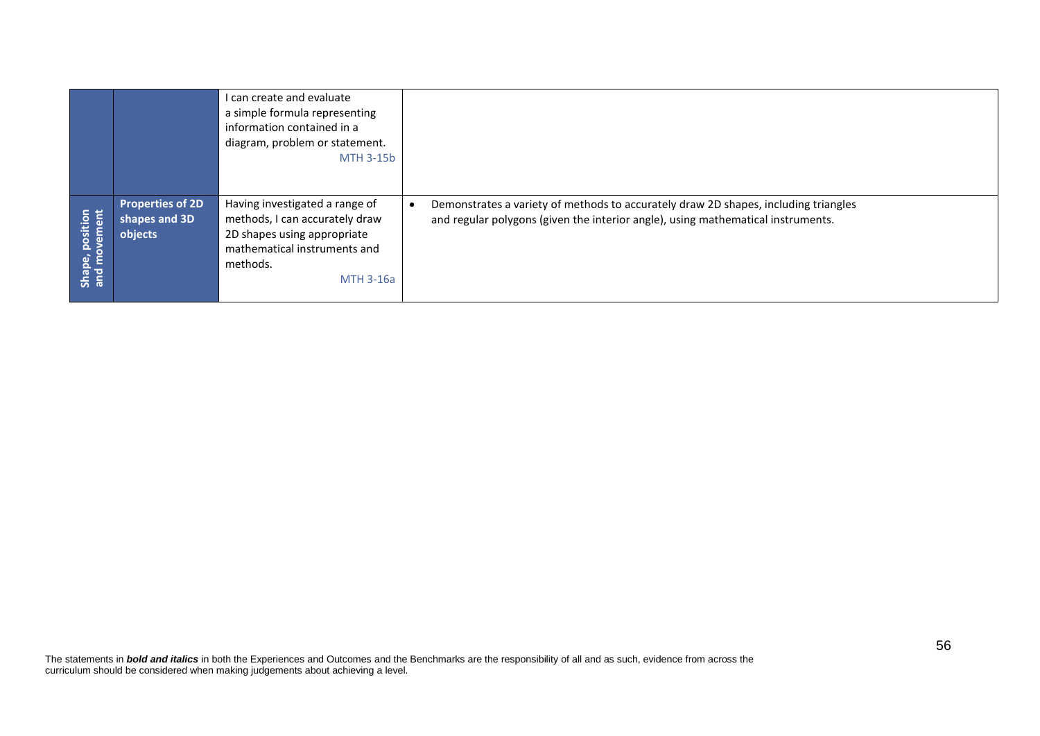| | | | |
|---|---|---|---|
| | | I can create and evaluate a simple formula representing information contained in a diagram, problem or statement. MTH 3-15b | |
| **Shape, position and movement** | **Properties of 2D shapes and 3D objects** | Having investigated a range of methods, I can accurately draw 2D shapes using appropriate mathematical instruments and methods. MTH 3-16a | • Demonstrates a variety of methods to accurately draw 2D shapes, including triangles and regular polygons (given the interior angle), using mathematical instruments. |

The statements in ***bold and italics*** in both the Experiences and Outcomes and the Benchmarks are the responsibility of all and as such, evidence from across the curriculum should be considered when making judgements about achieving a level.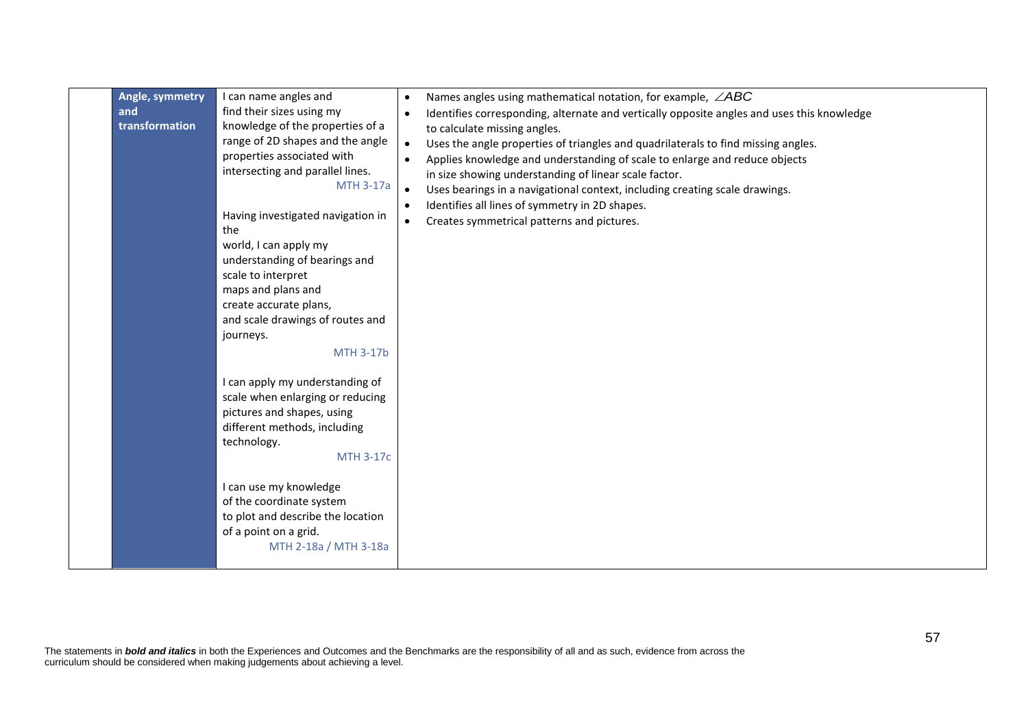| | Angle, symmetry and transformation | I can name angles and find their sizes using my knowledge of the properties of a range of 2D shapes and the angle properties associated with intersecting and parallel lines. MTH 3-17a<br><br>Having investigated navigation in the world, I can apply my understanding of bearings and scale to interpret maps and plans and create accurate plans, and scale drawings of routes and journeys. MTH 3-17b<br><br>I can apply my understanding of scale when enlarging or reducing pictures and shapes, using different methods, including technology. MTH 3-17c<br><br>I can use my knowledge of the coordinate system to plot and describe the location of a point on a grid. MTH 2-18a / MTH 3-18a | • Names angles using mathematical notation, for example, $\angle ABC$<br>• Identifies corresponding, alternate and vertically opposite angles and uses this knowledge to calculate missing angles.<br>• Uses the angle properties of triangles and quadrilaterals to find missing angles.<br>• Applies knowledge and understanding of scale to enlarge and reduce objects in size showing understanding of linear scale factor.<br>• Uses bearings in a navigational context, including creating scale drawings.<br>• Identifies all lines of symmetry in 2D shapes.<br>• Creates symmetrical patterns and pictures. |
|---|---|---|---|

The statements in ***bold and italics*** in both the Experiences and Outcomes and the Benchmarks are the responsibility of all and as such, evidence from across the curriculum should be considered when making judgements about achieving a level.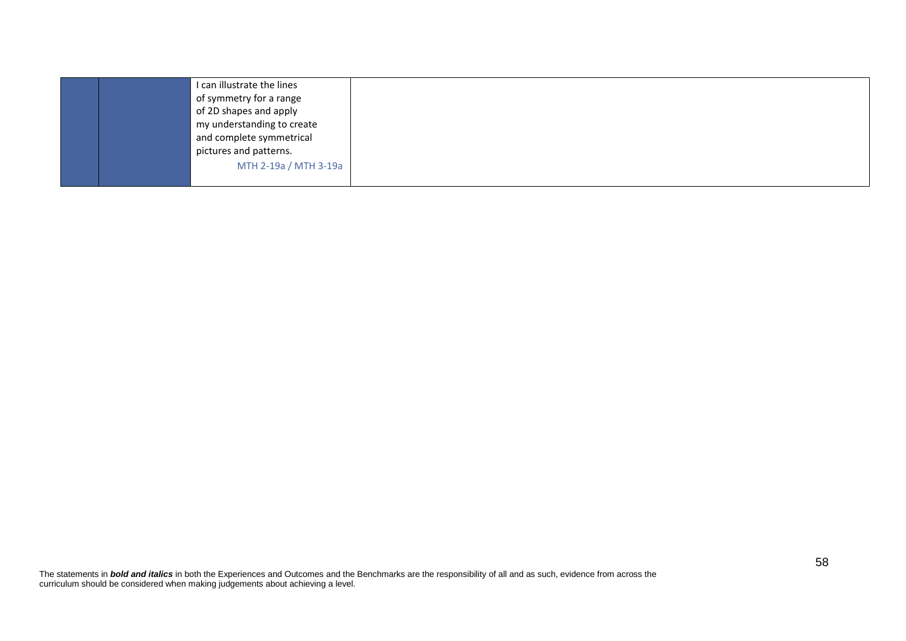| | | | |
|---|---|---|---|
| | | I can illustrate the lines of symmetry for a range of 2D shapes and apply my understanding to create and complete symmetrical pictures and patterns. MTH 2-19a / MTH 3-19a | |

The statements in ***bold and italics*** in both the Experiences and Outcomes and the Benchmarks are the responsibility of all and as such, evidence from across the curriculum should be considered when making judgements about achieving a level.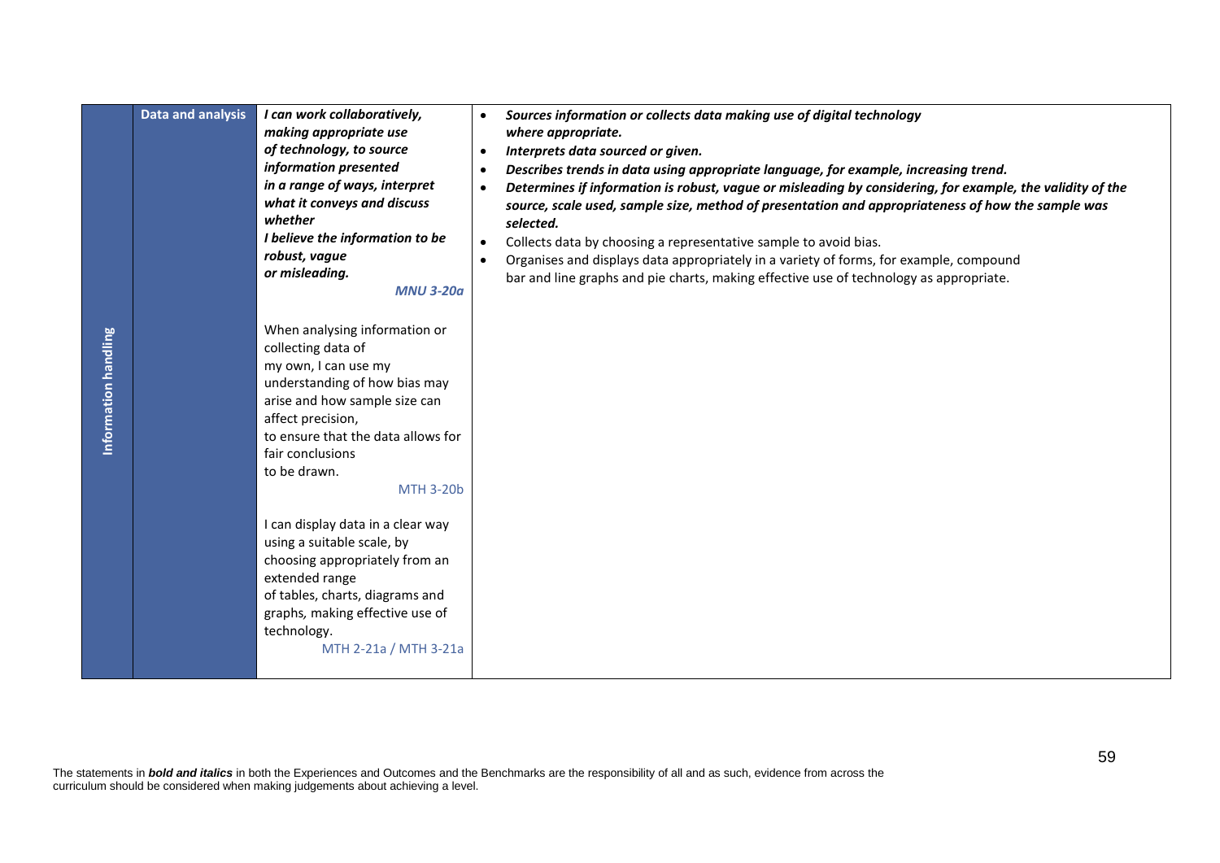| | | | |
|---|---|---|---|
| **Information handling** | **Data and analysis** | ***I can work collaboratively, making appropriate use of technology, to source information presented in a range of ways, interpret what it conveys and discuss whether I believe the information to be robust, vague or misleading.*** ***MNU 3-20a***<br><br>When analysing information or collecting data of my own, I can use my understanding of how bias may arise and how sample size can affect precision, to ensure that the data allows for fair conclusions to be drawn. MTH 3-20b<br><br>I can display data in a clear way using a suitable scale, by choosing appropriately from an extended range of tables, charts, diagrams and graphs, making effective use of technology. MTH 2-21a / MTH 3-21a | • ***Sources information or collects data making use of digital technology where appropriate.***<br>• ***Interprets data sourced or given.***<br>• ***Describes trends in data using appropriate language, for example, increasing trend.***<br>• ***Determines if information is robust, vague or misleading by considering, for example, the validity of the source, scale used, sample size, method of presentation and appropriateness of how the sample was selected.***<br>• Collects data by choosing a representative sample to avoid bias.<br>• Organises and displays data appropriately in a variety of forms, for example, compound bar and line graphs and pie charts, making effective use of technology as appropriate. |

The statements in ***bold and italics*** in both the Experiences and Outcomes and the Benchmarks are the responsibility of all and as such, evidence from across the curriculum should be considered when making judgements about achieving a level.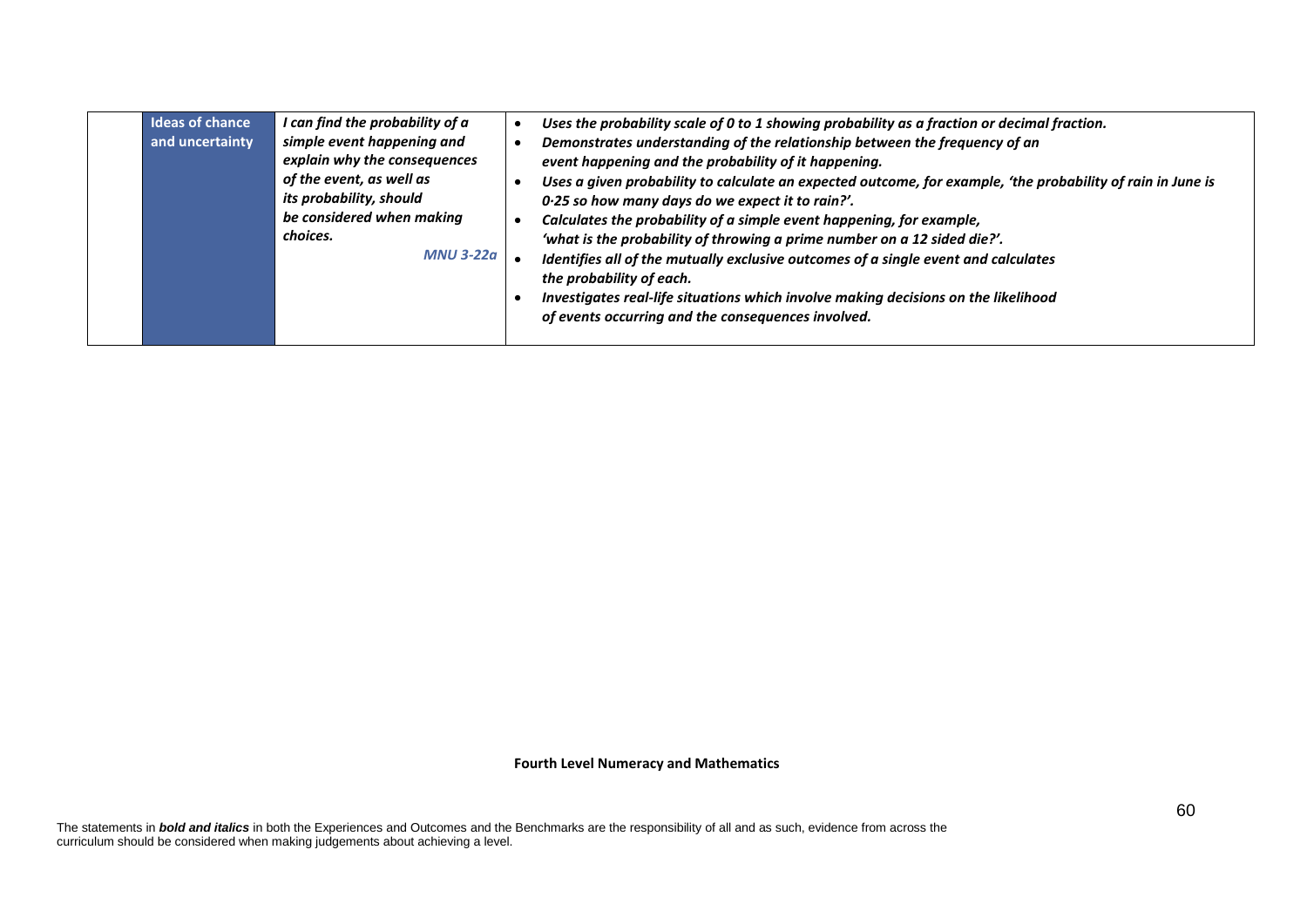| | | | |
|---|---|---|---|
| | **Ideas of chance and uncertainty** | ***I can find the probability of a simple event happening and explain why the consequences of the event, as well as its probability, should be considered when making choices.*** ***MNU 3-22a*** | <ul><li>***Uses the probability scale of 0 to 1 showing probability as a fraction or decimal fraction.***</li><li>***Demonstrates understanding of the relationship between the frequency of an event happening and the probability of it happening.***</li><li>***Uses a given probability to calculate an expected outcome, for example, 'the probability of rain in June is 0·25 so how many days do we expect it to rain?'.***</li><li>***Calculates the probability of a simple event happening, for example, 'what is the probability of throwing a prime number on a 12 sided die?'.***</li><li>***Identifies all of the mutually exclusive outcomes of a single event and calculates the probability of each.***</li><li>***Investigates real-life situations which involve making decisions on the likelihood of events occurring and the consequences involved.***</li></ul> |

**Fourth Level Numeracy and Mathematics**

The statements in ***bold and italics*** in both the Experiences and Outcomes and the Benchmarks are the responsibility of all and as such, evidence from across the curriculum should be considered when making judgements about achieving a level.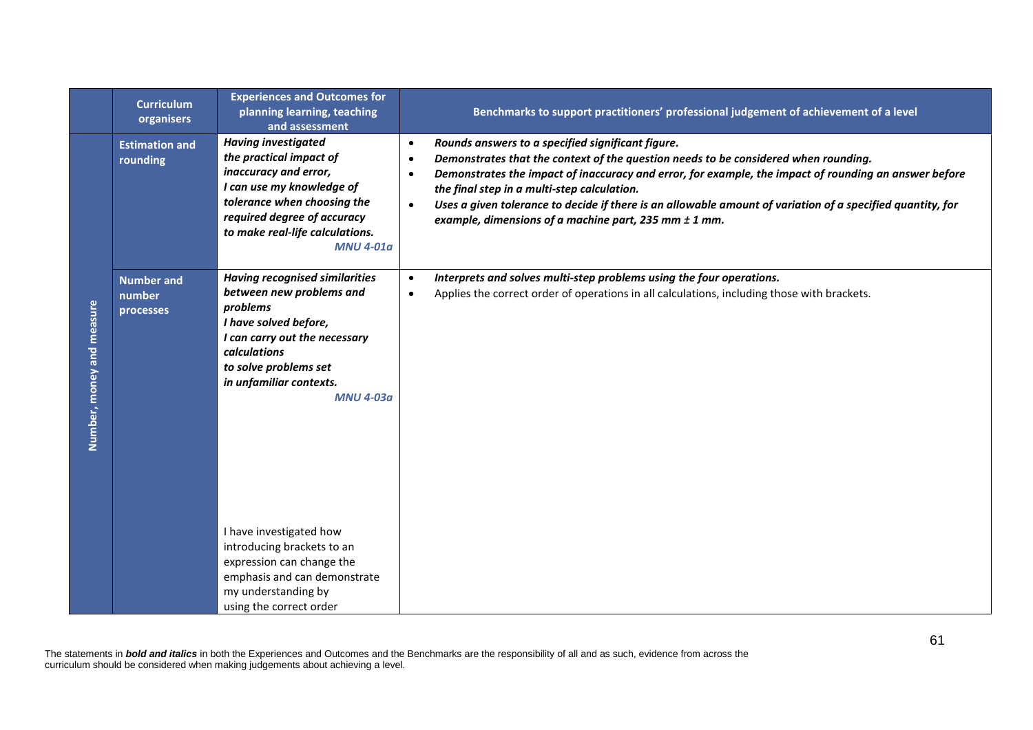| | Curriculum organisers | Experiences and Outcomes for planning learning, teaching and assessment | Benchmarks to support practitioners' professional judgement of achievement of a level |
|---|---|---|---|
| Number, money and measure | Estimation and rounding | ***Having investigated the practical impact of inaccuracy and error, I can use my knowledge of tolerance when choosing the required degree of accuracy to make real-life calculations.*** ***MNU 4-01a*** | • ***Rounds answers to a specified significant figure.***<br>• ***Demonstrates that the context of the question needs to be considered when rounding.***<br>• ***Demonstrates the impact of inaccuracy and error, for example, the impact of rounding an answer before the final step in a multi-step calculation.***<br>• ***Uses a given tolerance to decide if there is an allowable amount of variation of a specified quantity, for example, dimensions of a machine part, 235 mm ± 1 mm.*** |
| | Number and number processes | ***Having recognised similarities between new problems and problems I have solved before, I can carry out the necessary calculations to solve problems set in unfamiliar contexts.*** ***MNU 4-03a***<br><br>I have investigated how introducing brackets to an expression can change the emphasis and can demonstrate my understanding by using the correct order | • ***Interprets and solves multi-step problems using the four operations.***<br>• Applies the correct order of operations in all calculations, including those with brackets. |

The statements in ***bold and italics*** in both the Experiences and Outcomes and the Benchmarks are the responsibility of all and as such, evidence from across the curriculum should be considered when making judgements about achieving a level.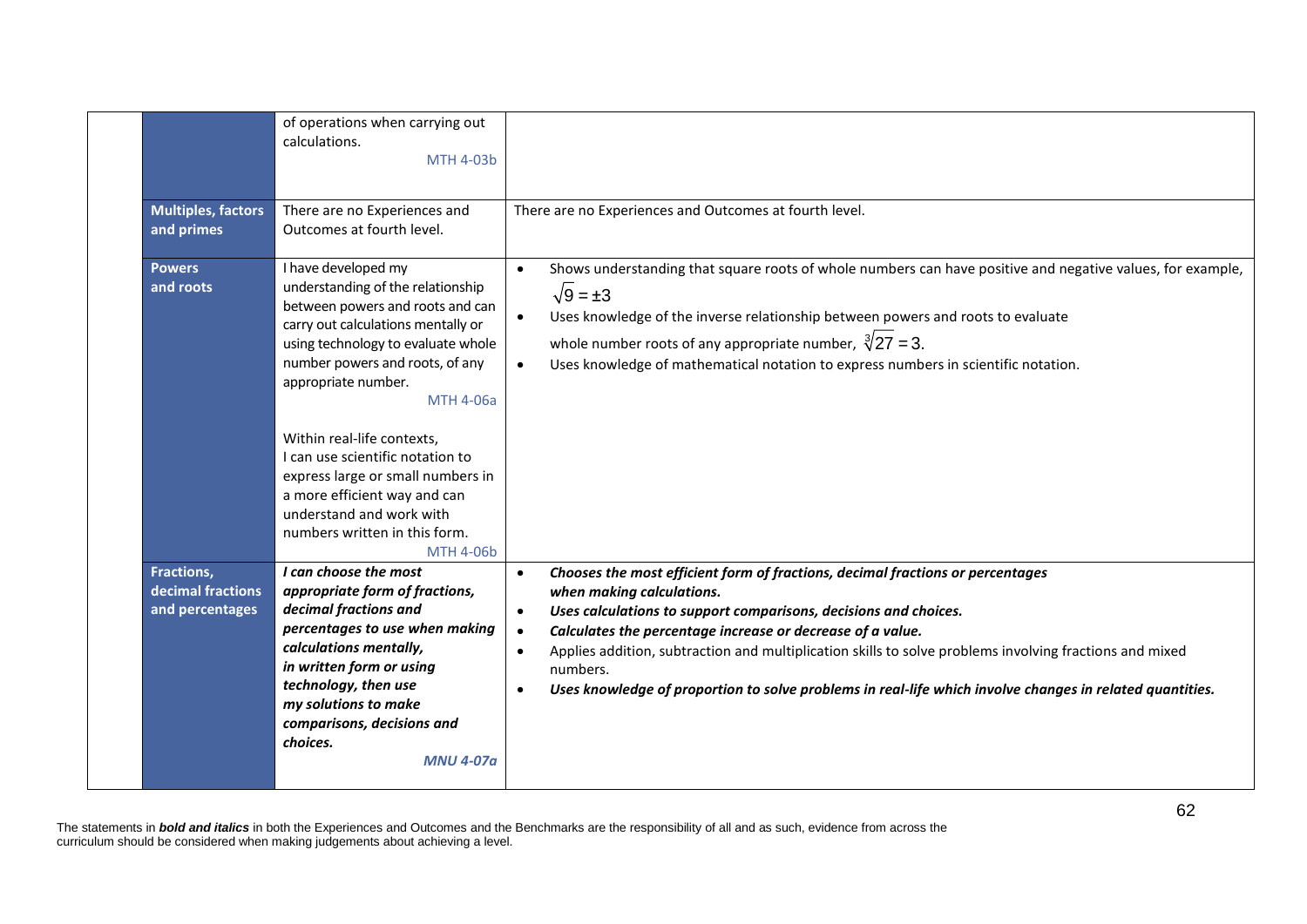| | | | |
|---|---|---|---|
| | | of operations when carrying out calculations. MTH 4-03b | |
| | **Multiples, factors and primes** | There are no Experiences and Outcomes at fourth level. | There are no Experiences and Outcomes at fourth level. |
| | **Powers and roots** | I have developed my understanding of the relationship between powers and roots and can carry out calculations mentally or using technology to evaluate whole number powers and roots, of any appropriate number. MTH 4-06a<br><br>Within real-life contexts, I can use scientific notation to express large or small numbers in a more efficient way and can understand and work with numbers written in this form. MTH 4-06b | • Shows understanding that square roots of whole numbers can have positive and negative values, for example, $\sqrt{9} = \pm 3$<br>• Uses knowledge of the inverse relationship between powers and roots to evaluate whole number roots of any appropriate number, $\sqrt[3]{27} = 3$.<br>• Uses knowledge of mathematical notation to express numbers in scientific notation. |
| | **Fractions, decimal fractions and percentages** | ***I can choose the most appropriate form of fractions, decimal fractions and percentages to use when making calculations mentally, in written form or using technology, then use my solutions to make comparisons, decisions and choices. MNU 4-07a*** | • ***Chooses the most efficient form of fractions, decimal fractions or percentages when making calculations.***<br>• ***Uses calculations to support comparisons, decisions and choices.***<br>• ***Calculates the percentage increase or decrease of a value.***<br>• Applies addition, subtraction and multiplication skills to solve problems involving fractions and mixed numbers.<br>• ***Uses knowledge of proportion to solve problems in real-life which involve changes in related quantities.*** |

The statements in ***bold and italics*** in both the Experiences and Outcomes and the Benchmarks are the responsibility of all and as such, evidence from across the curriculum should be considered when making judgements about achieving a level.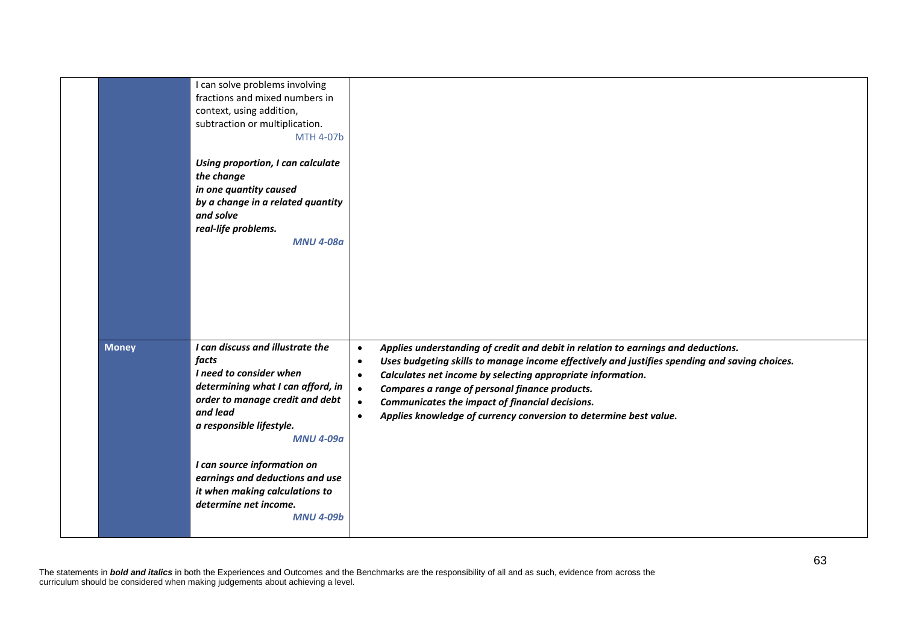| | | | |
|---|---|---|---|
| | | I can solve problems involving fractions and mixed numbers in context, using addition, subtraction or multiplication. MTH 4-07b<br><br>***Using proportion, I can calculate the change in one quantity caused by a change in a related quantity and solve real-life problems.*** ***MNU 4-08a*** | |
| | **Money** | ***I can discuss and illustrate the facts I need to consider when determining what I can afford, in order to manage credit and debt and lead a responsible lifestyle.*** ***MNU 4-09a***<br><br>***I can source information on earnings and deductions and use it when making calculations to determine net income.*** ***MNU 4-09b*** | • ***Applies understanding of credit and debit in relation to earnings and deductions.***<br>• ***Uses budgeting skills to manage income effectively and justifies spending and saving choices.***<br>• ***Calculates net income by selecting appropriate information.***<br>• ***Compares a range of personal finance products.***<br>• ***Communicates the impact of financial decisions.***<br>• ***Applies knowledge of currency conversion to determine best value.*** |

The statements in ***bold and italics*** in both the Experiences and Outcomes and the Benchmarks are the responsibility of all and as such, evidence from across the curriculum should be considered when making judgements about achieving a level.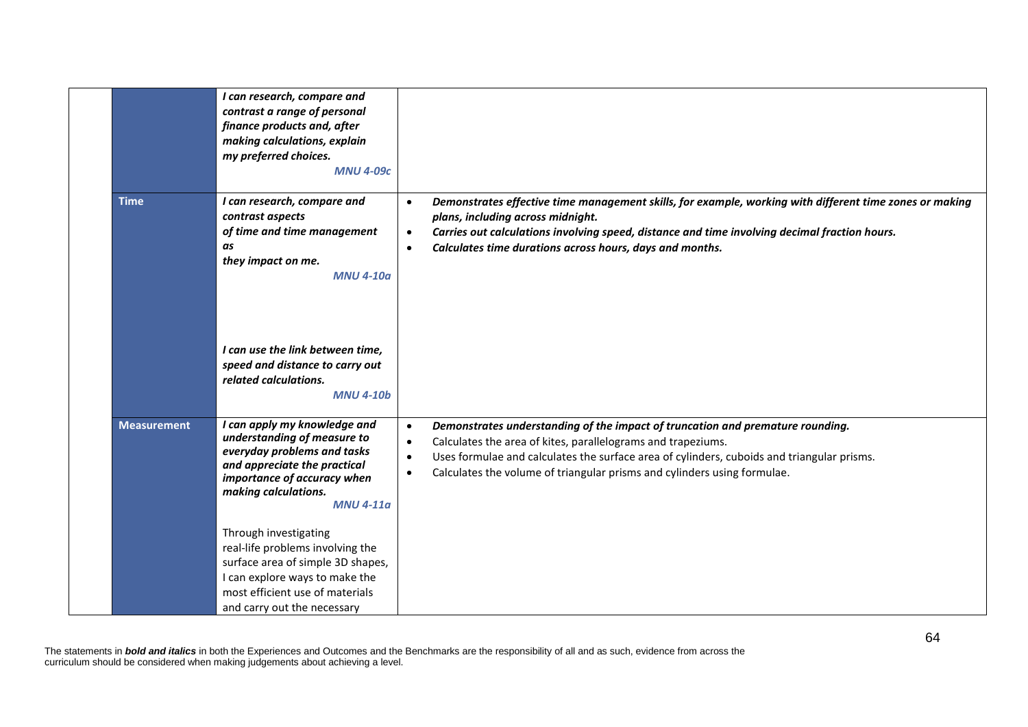| | | |
|---|---|---|
| | ***I can research, compare and contrast a range of personal finance products and, after making calculations, explain my preferred choices.*** ***MNU 4-09c*** | |
| **Time** | ***I can research, compare and contrast aspects of time and time management as they impact on me.*** ***MNU 4-10a*** <br><br> ***I can use the link between time, speed and distance to carry out related calculations.*** ***MNU 4-10b*** | • ***Demonstrates effective time management skills, for example, working with different time zones or making plans, including across midnight.*** <br> • ***Carries out calculations involving speed, distance and time involving decimal fraction hours.*** <br> • ***Calculates time durations across hours, days and months.*** |
| **Measurement** | ***I can apply my knowledge and understanding of measure to everyday problems and tasks and appreciate the practical importance of accuracy when making calculations.*** ***MNU 4-11a*** <br><br> Through investigating real-life problems involving the surface area of simple 3D shapes, I can explore ways to make the most efficient use of materials and carry out the necessary | • ***Demonstrates understanding of the impact of truncation and premature rounding.*** <br> • Calculates the area of kites, parallelograms and trapeziums. <br> • Uses formulae and calculates the surface area of cylinders, cuboids and triangular prisms. <br> • Calculates the volume of triangular prisms and cylinders using formulae. |

The statements in ***bold and italics*** in both the Experiences and Outcomes and the Benchmarks are the responsibility of all and as such, evidence from across the curriculum should be considered when making judgements about achieving a level.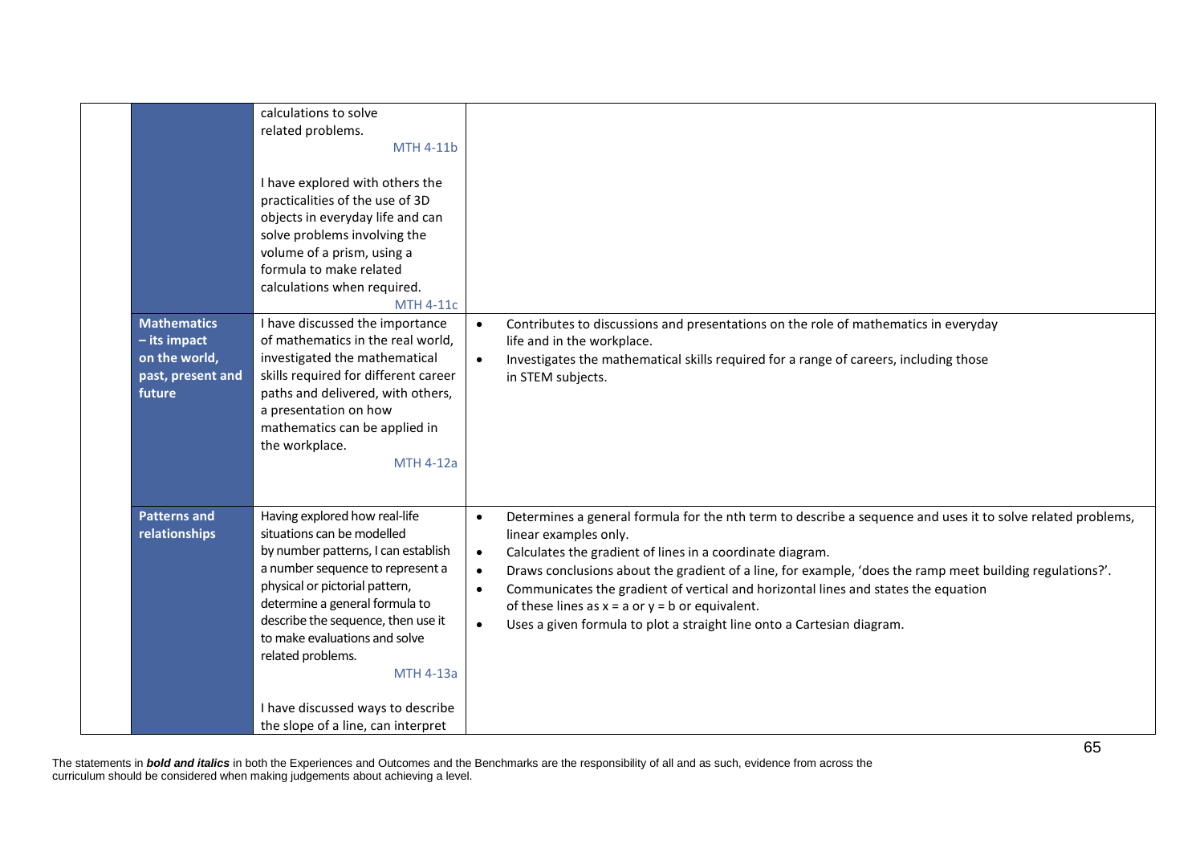| | | | |
|---|---|---|---|
| | | calculations to solve related problems. MTH 4-11b<br><br>I have explored with others the practicalities of the use of 3D objects in everyday life and can solve problems involving the volume of a prism, using a formula to make related calculations when required. MTH 4-11c | |
| | **Mathematics – its impact on the world, past, present and future** | I have discussed the importance of mathematics in the real world, investigated the mathematical skills required for different career paths and delivered, with others, a presentation on how mathematics can be applied in the workplace. MTH 4-12a | • Contributes to discussions and presentations on the role of mathematics in everyday life and in the workplace.<br>• Investigates the mathematical skills required for a range of careers, including those in STEM subjects. |
| | **Patterns and relationships** | Having explored how real-life situations can be modelled by number patterns, I can establish a number sequence to represent a physical or pictorial pattern, determine a general formula to describe the sequence, then use it to make evaluations and solve related problems. MTH 4-13a<br><br>I have discussed ways to describe the slope of a line, can interpret | • Determines a general formula for the nth term to describe a sequence and uses it to solve related problems, linear examples only.<br>• Calculates the gradient of lines in a coordinate diagram.<br>• Draws conclusions about the gradient of a line, for example, 'does the ramp meet building regulations?'.<br>• Communicates the gradient of vertical and horizontal lines and states the equation of these lines as $x = a$ or $y = b$ or equivalent.<br>• Uses a given formula to plot a straight line onto a Cartesian diagram. |

The statements in ***bold and italics*** in both the Experiences and Outcomes and the Benchmarks are the responsibility of all and as such, evidence from across the curriculum should be considered when making judgements about achieving a level.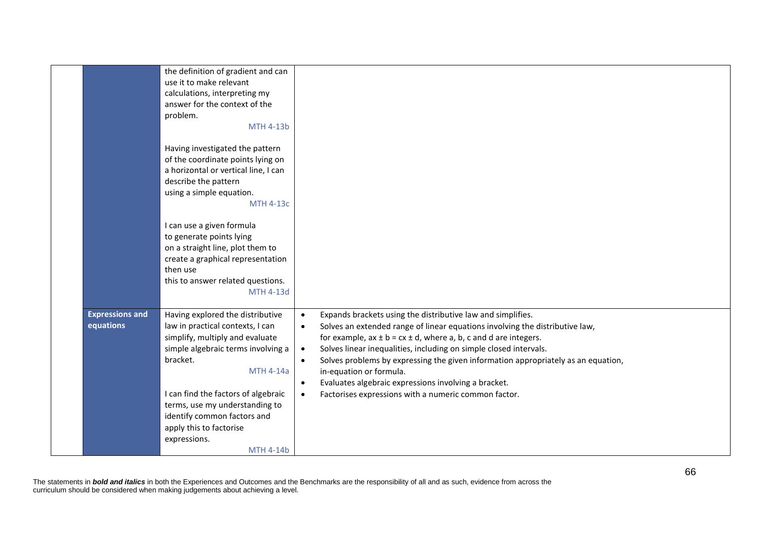| | | | |
|---|---|---|---|
| | | the definition of gradient and can use it to make relevant calculations, interpreting my answer for the context of the problem. MTH 4-13b<br><br>Having investigated the pattern of the coordinate points lying on a horizontal or vertical line, I can describe the pattern using a simple equation. MTH 4-13c<br><br>I can use a given formula to generate points lying on a straight line, plot them to create a graphical representation then use this to answer related questions. MTH 4-13d | |
| | **Expressions and equations** | Having explored the distributive law in practical contexts, I can simplify, multiply and evaluate simple algebraic terms involving a bracket. MTH 4-14a<br><br>I can find the factors of algebraic terms, use my understanding to identify common factors and apply this to factorise expressions. MTH 4-14b | • Expands brackets using the distributive law and simplifies.<br>• Solves an extended range of linear equations involving the distributive law, for example, $ax \pm b = cx \pm d$, where a, b, c and d are integers.<br>• Solves linear inequalities, including on simple closed intervals.<br>• Solves problems by expressing the given information appropriately as an equation, in-equation or formula.<br>• Evaluates algebraic expressions involving a bracket.<br>• Factorises expressions with a numeric common factor. |

The statements in ***bold and italics*** in both the Experiences and Outcomes and the Benchmarks are the responsibility of all and as such, evidence from across the curriculum should be considered when making judgements about achieving a level.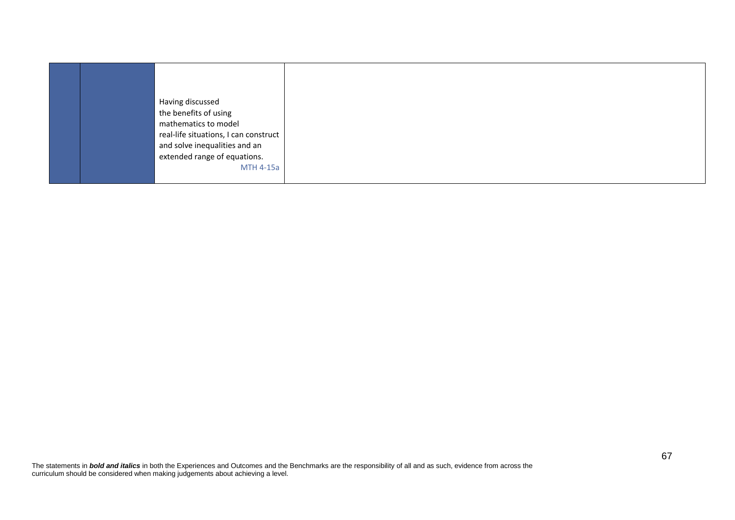|  |  |  |  |
|---|---|---|---|
|  |  | Having discussed the benefits of using mathematics to model real-life situations, I can construct and solve inequalities and an extended range of equations. MTH 4-15a |  |

The statements in ***bold and italics*** in both the Experiences and Outcomes and the Benchmarks are the responsibility of all and as such, evidence from across the curriculum should be considered when making judgements about achieving a level.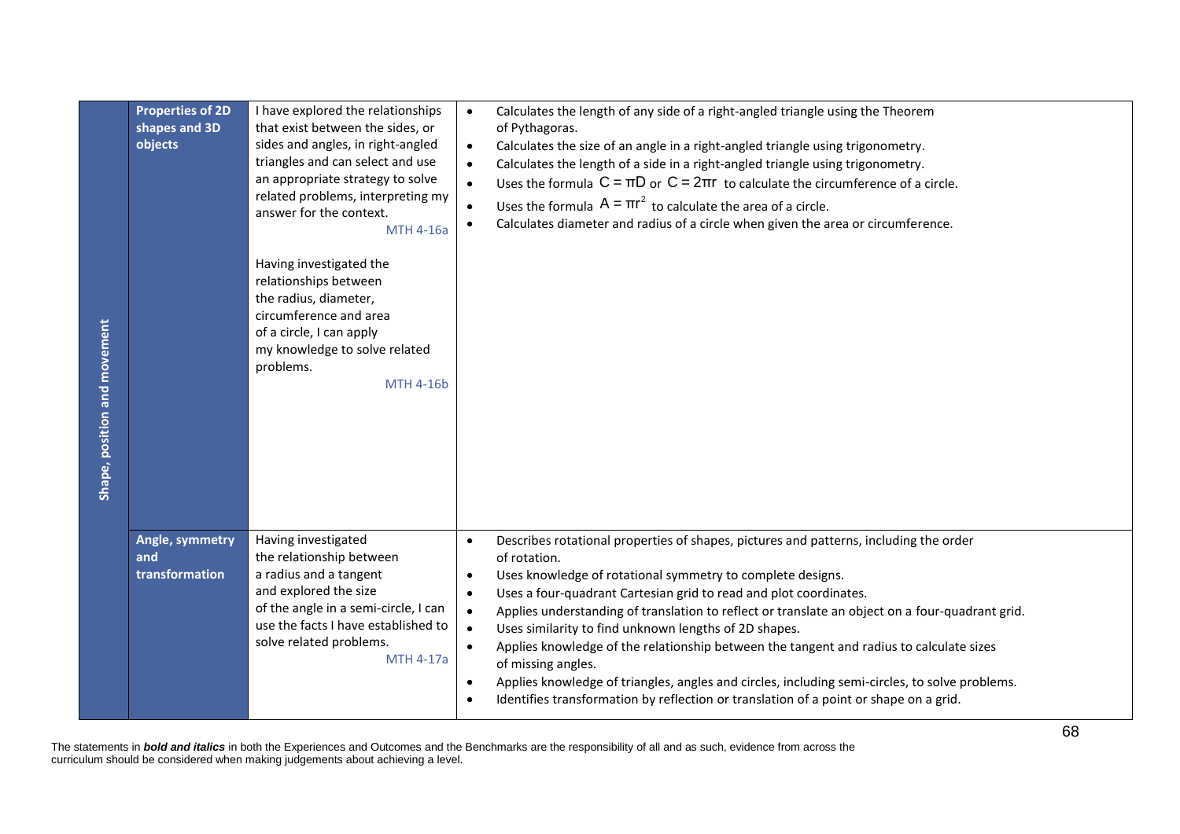| Shape, position and movement | | | |
|---|---|---|---|
| | **Properties of 2D shapes and 3D objects** | I have explored the relationships that exist between the sides, or sides and angles, in right-angled triangles and can select and use an appropriate strategy to solve related problems, interpreting my answer for the context. MTH 4-16a<br><br>Having investigated the relationships between the radius, diameter, circumference and area of a circle, I can apply my knowledge to solve related problems. MTH 4-16b | • Calculates the length of any side of a right-angled triangle using the Theorem of Pythagoras.<br>• Calculates the size of an angle in a right-angled triangle using trigonometry.<br>• Calculates the length of a side in a right-angled triangle using trigonometry.<br>• Uses the formula $C = \pi D$ or $C = 2\pi r$ to calculate the circumference of a circle.<br>• Uses the formula $A = \pi r^2$ to calculate the area of a circle.<br>• Calculates diameter and radius of a circle when given the area or circumference. |
| | **Angle, symmetry and transformation** | Having investigated the relationship between a radius and a tangent and explored the size of the angle in a semi-circle, I can use the facts I have established to solve related problems. MTH 4-17a | • Describes rotational properties of shapes, pictures and patterns, including the order of rotation.<br>• Uses knowledge of rotational symmetry to complete designs.<br>• Uses a four-quadrant Cartesian grid to read and plot coordinates.<br>• Applies understanding of translation to reflect or translate an object on a four-quadrant grid.<br>• Uses similarity to find unknown lengths of 2D shapes.<br>• Applies knowledge of the relationship between the tangent and radius to calculate sizes of missing angles.<br>• Applies knowledge of triangles, angles and circles, including semi-circles, to solve problems.<br>• Identifies transformation by reflection or translation of a point or shape on a grid. |

The statements in ***bold and italics*** in both the Experiences and Outcomes and the Benchmarks are the responsibility of all and as such, evidence from across the curriculum should be considered when making judgements about achieving a level.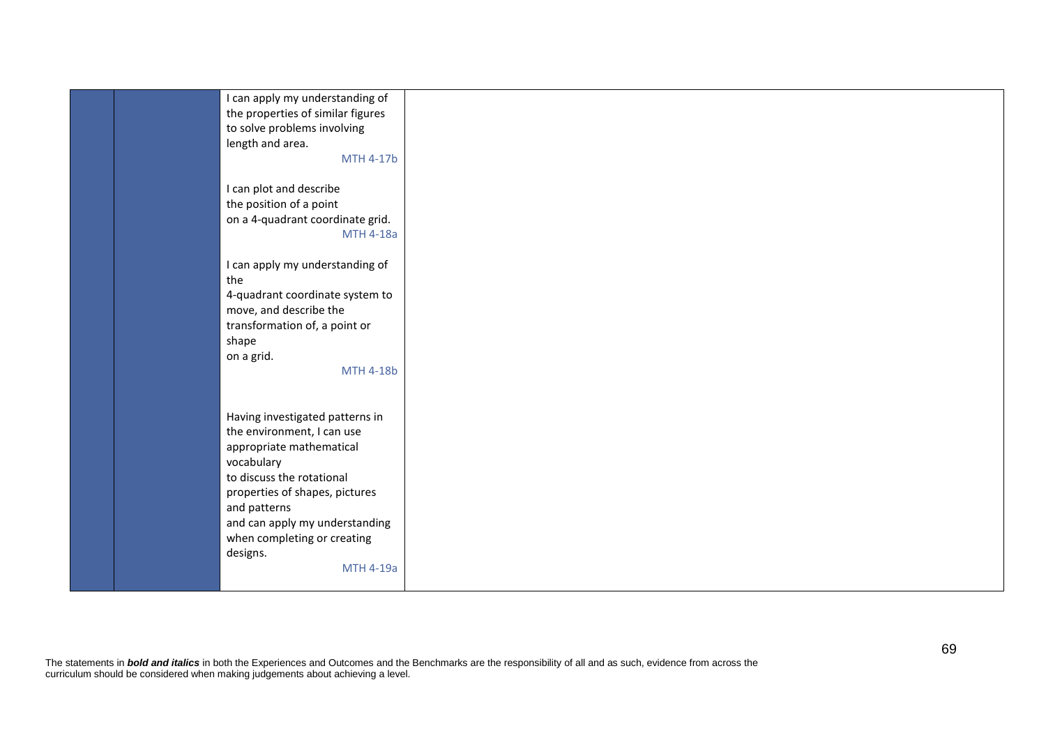| | | | |
|---|---|---|---|
| | | I can apply my understanding of the properties of similar figures to solve problems involving length and area. MTH 4-17b<br><br>I can plot and describe the position of a point on a 4-quadrant coordinate grid. MTH 4-18a<br><br>I can apply my understanding of the 4-quadrant coordinate system to move, and describe the transformation of, a point or shape on a grid. MTH 4-18b<br><br>Having investigated patterns in the environment, I can use appropriate mathematical vocabulary to discuss the rotational properties of shapes, pictures and patterns and can apply my understanding when completing or creating designs. MTH 4-19a | |

The statements in ***bold and italics*** in both the Experiences and Outcomes and the Benchmarks are the responsibility of all and as such, evidence from across the curriculum should be considered when making judgements about achieving a level.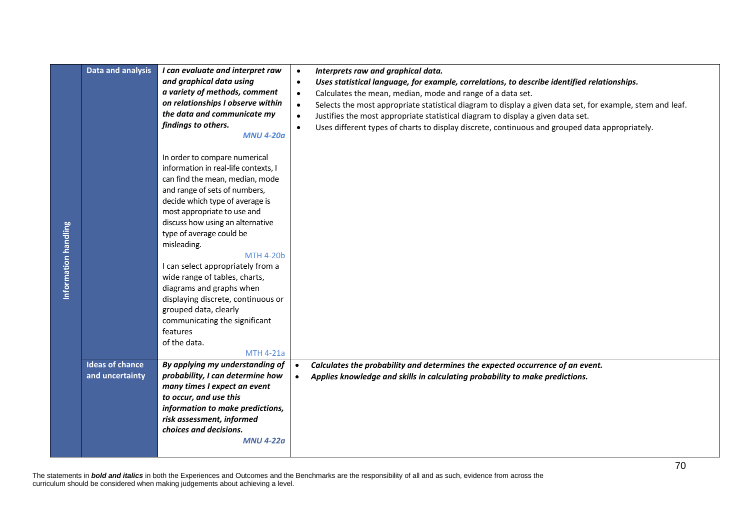| | | | |
|---|---|---|---|
| Information handling | Data and analysis | ***I can evaluate and interpret raw and graphical data using a variety of methods, comment on relationships I observe within the data and communicate my findings to others.*** ***MNU 4-20a*** <br><br> In order to compare numerical information in real-life contexts, I can find the mean, median, mode and range of sets of numbers, decide which type of average is most appropriate to use and discuss how using an alternative type of average could be misleading. MTH 4-20b <br> I can select appropriately from a wide range of tables, charts, diagrams and graphs when displaying discrete, continuous or grouped data, clearly communicating the significant features of the data. MTH 4-21a | • ***Interprets raw and graphical data.*** <br> • ***Uses statistical language, for example, correlations, to describe identified relationships.*** <br> • Calculates the mean, median, mode and range of a data set. <br> • Selects the most appropriate statistical diagram to display a given data set, for example, stem and leaf. <br> • Justifies the most appropriate statistical diagram to display a given data set. <br> • Uses different types of charts to display discrete, continuous and grouped data appropriately. |
| | Ideas of chance and uncertainty | ***By applying my understanding of probability, I can determine how many times I expect an event to occur, and use this information to make predictions, risk assessment, informed choices and decisions.*** ***MNU 4-22a*** | • ***Calculates the probability and determines the expected occurrence of an event.*** <br> • ***Applies knowledge and skills in calculating probability to make predictions.*** |

The statements in ***bold and italics*** in both the Experiences and Outcomes and the Benchmarks are the responsibility of all and as such, evidence from across the curriculum should be considered when making judgements about achieving a level.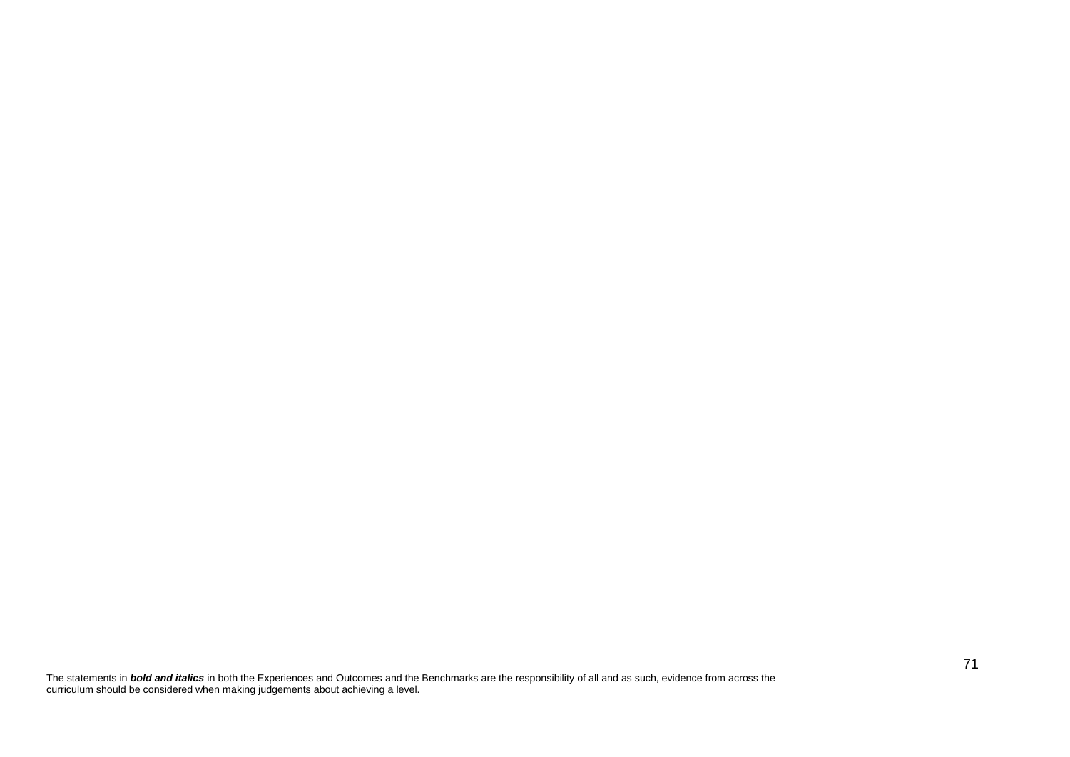The statements in ***bold and italics*** in both the Experiences and Outcomes and the Benchmarks are the responsibility of all and as such, evidence from across the curriculum should be considered when making judgements about achieving a level.